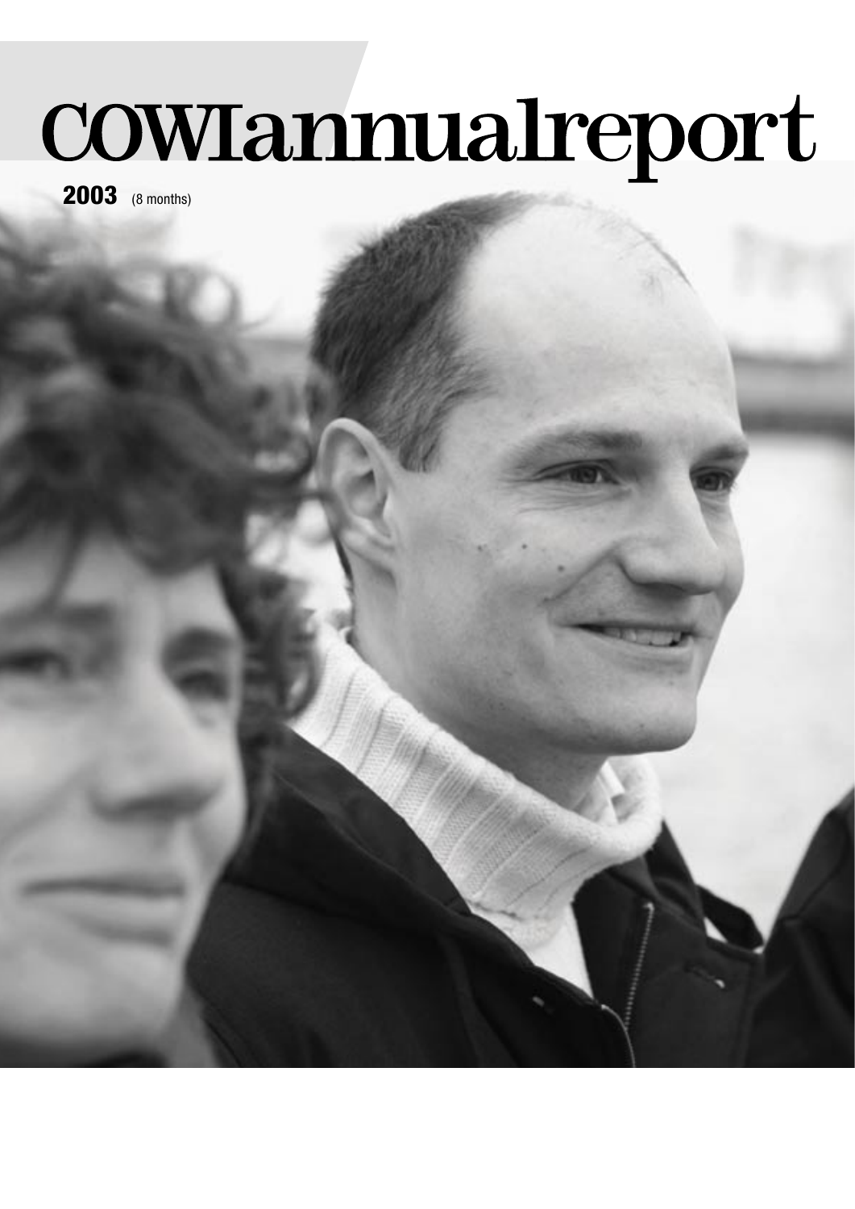# COWIannualreport

**2003** (8 months)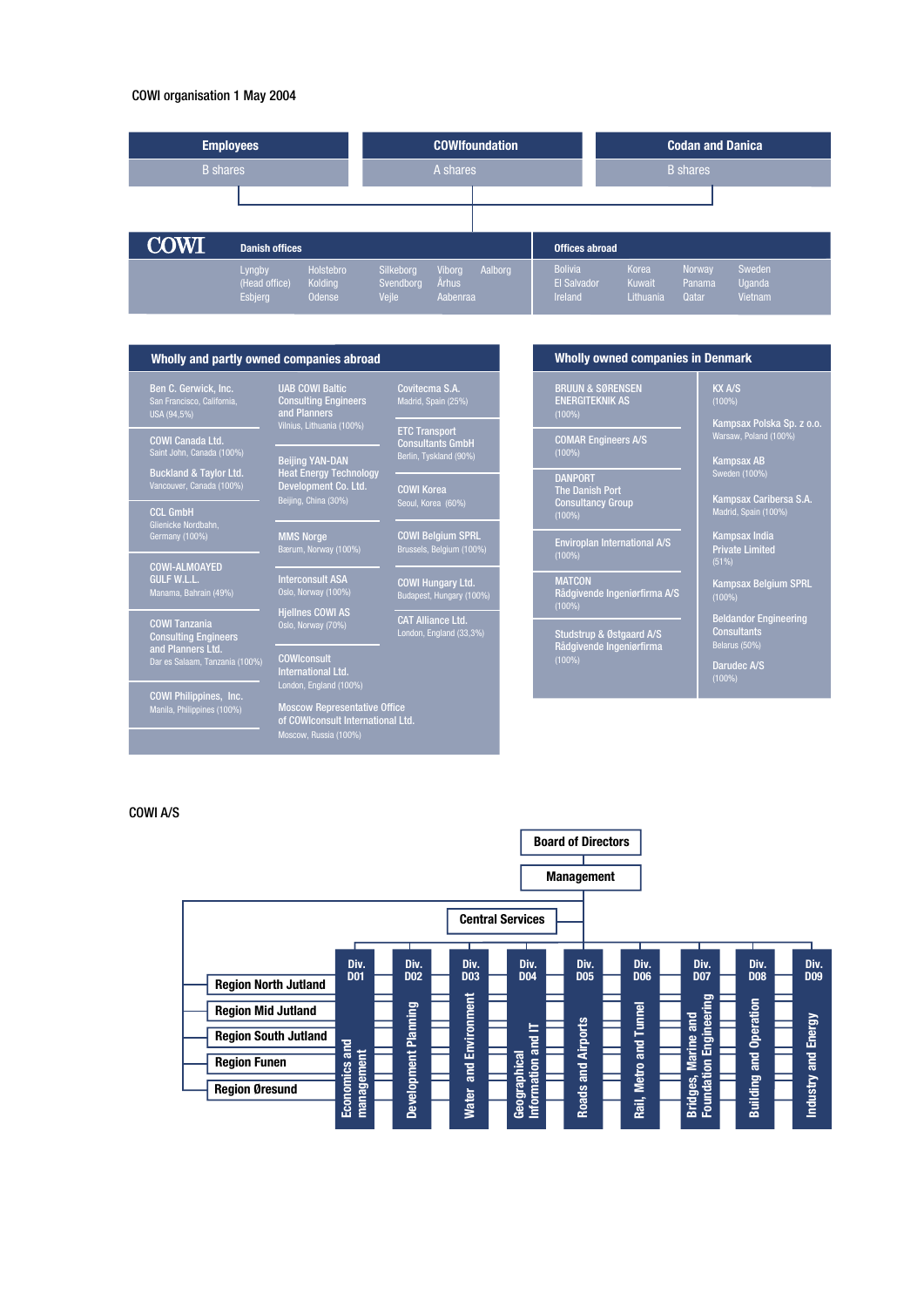## COWI organisation 1 May 2004

| Employees | COWIfoundation | Codan and Danica |
|---|---|---|
| B shares | A shares | B shares |

### COWI

**Danish offices**

Lyngby (Head office), Esbjerg, Holstebro, Kolding, Odense, Silkeborg, Svendborg, Vejle, Viborg, Århus, Aabenraa, Aalborg

**Offices abroad**

Bolivia, El Salvador, Ireland, Korea, Kuwait, Lithuania, Norway, Panama, Qatar, Sweden, Uganda, Vietnam

### Wholly and partly owned companies abroad

- Ben C. Gerwick, Inc. – San Francisco, California, USA (94.5%)
- COWI Canada Ltd. – Saint John, Canada (100%)
- Buckland & Taylor Ltd. – Vancouver, Canada (100%)
- CCL GmbH – Glienicke Nordbahn, Germany (100%)
- COWI-ALMOAYED GULF W.L.L. – Manama, Bahrain (49%)
- COWI Tanzania Consulting Engineers and Planners Ltd. – Dar es Salaam, Tanzania (100%)
- COWI Philippines, Inc. – Manila, Philippines (100%)
- UAB COWI Baltic Consulting Engineers and Planners – Vilnius, Lithuania (100%)
- Beijing YAN-DAN Heat Energy Technology Development Co. Ltd. – Beijing, China (30%)
- MMS Norge – Bærum, Norway (100%)
- Interconsult ASA – Oslo, Norway (100%)
- Hjellnes COWI AS – Oslo, Norway (70%)
- COWIconsult International Ltd. – London, England (100%)
- Moscow Representative Office of COWIconsult International Ltd. – Moscow, Russia (100%)
- Covitecma S.A. – Madrid, Spain (25%)
- ETC Transport Consultants GmbH – Berlin, Tyskland (90%)
- COWI Korea – Seoul, Korea (60%)
- COWI Belgium SPRL – Brussels, Belgium (100%)
- COWI Hungary Ltd. – Budapest, Hungary (100%)
- CAT Alliance Ltd. – London, England (33,3%)

### Wholly owned companies in Denmark

- BRUUN & SØRENSEN ENERGITEKNIK AS (100%)
- COMAR Engineers A/S (100%)
- DANPORT The Danish Port Consultancy Group (100%)
- Enviroplan International A/S (100%)
- MATCON Rådgivende Ingeniørfirma A/S (100%)
- Studstrup & Østgaard A/S Rådgivende Ingeniørfirma (100%)
- KX A/S (100%)
- Kampsax Polska Sp. z o.o. – Warsaw, Poland (100%)
- Kampsax AB – Sweden (100%)
- Kampsax Caribersa S.A. – Madrid, Spain (100%)
- Kampsax India Private Limited (51%)
- Kampsax Belgium SPRL (100%)
- Beldandor Engineering Consultants – Belarus (50%)
- Darudec A/S (100%)

## COWI A/S

- Board of Directors
  - Management
    - Central Services
    - Regions:
      - Region North Jutland
      - Region Mid Jutland
      - Region South Jutland
      - Region Funen
      - Region Øresund
    - Divisions:
      - Div. D01 – Economics and management
      - Div. D02 – Development Planning
      - Div. D03 – Water and Environment
      - Div. D04 – Geographical Information and IT
      - Div. D05 – Roads and Airports
      - Div. D06 – Rail, Metro and Tunnel
      - Div. D07 – Bridges, Marine and Foundation Engineering
      - Div. D08 – Building and Operation
      - Div. D09 – Industry and Energy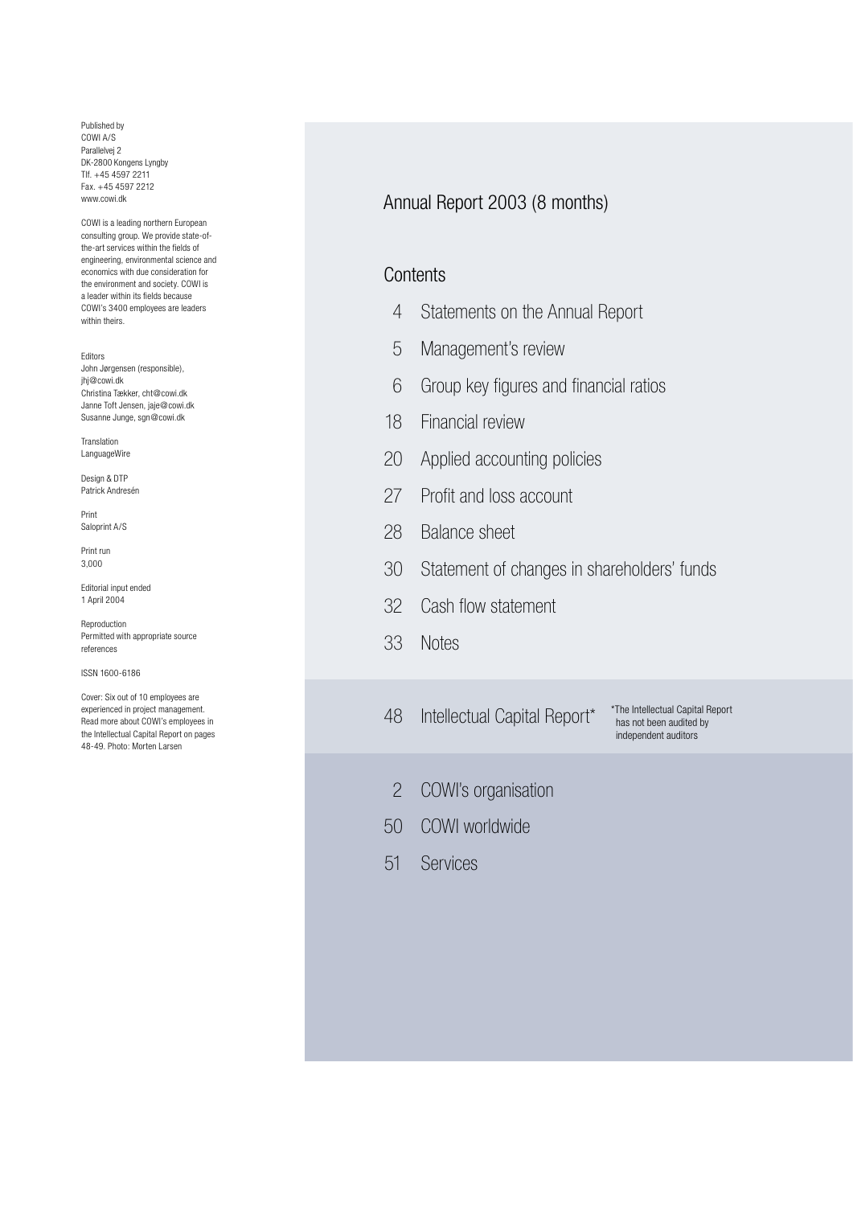Published by
COWI A/S
Parallelvej 2
DK-2800 Kongens Lyngby
Tlf. +45 4597 2211
Fax. +45 4597 2212
www.cowi.dk

COWI is a leading northern European consulting group. We provide state-of-the-art services within the fields of engineering, environmental science and economics with due consideration for the environment and society. COWI is a leader within its fields because COWI's 3400 employees are leaders within theirs.

Editors
John Jørgensen (responsible), jhj@cowi.dk
Christina Tækker, cht@cowi.dk
Janne Toft Jensen, jaje@cowi.dk
Susanne Junge, sgn@cowi.dk

Translation
LanguageWire

Design & DTP
Patrick Andresén

Print
Saloprint A/S

Print run
3,000

Editorial input ended
1 April 2004

Reproduction
Permitted with appropriate source references

ISSN 1600-6186

Cover: Six out of 10 employees are experienced in project management. Read more about COWI's employees in the Intellectual Capital Report on pages 48-49. Photo: Morten Larsen

# Annual Report 2003 (8 months)

## Contents

| | |
|---|---|
| 4 | Statements on the Annual Report |
| 5 | Management's review |
| 6 | Group key figures and financial ratios |
| 18 | Financial review |
| 20 | Applied accounting policies |
| 27 | Profit and loss account |
| 28 | Balance sheet |
| 30 | Statement of changes in shareholders' funds |
| 32 | Cash flow statement |
| 33 | Notes |
| 48 | Intellectual Capital Report* |
| 2 | COWI's organisation |
| 50 | COWI worldwide |
| 51 | Services |

*The Intellectual Capital Report has not been audited by independent auditors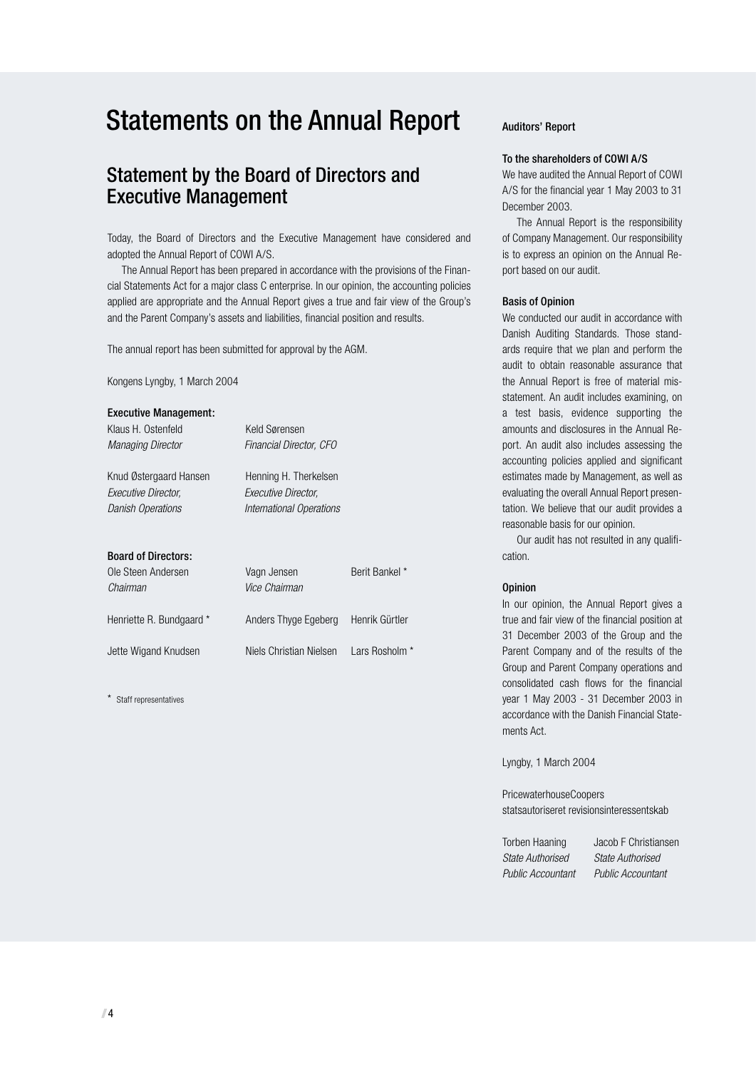# Statements on the Annual Report

## Statement by the Board of Directors and Executive Management

Today, the Board of Directors and the Executive Management have considered and adopted the Annual Report of COWI A/S.

The Annual Report has been prepared in accordance with the provisions of the Financial Statements Act for a major class C enterprise. In our opinion, the accounting policies applied are appropriate and the Annual Report gives a true and fair view of the Group's and the Parent Company's assets and liabilities, financial position and results.

The annual report has been submitted for approval by the AGM.

Kongens Lyngby, 1 March 2004

**Executive Management:**

| | |
|---|---|
| Klaus H. Ostenfeld<br>*Managing Director* | Keld Sørensen<br>*Financial Director, CFO* |
| Knud Østergaard Hansen<br>*Executive Director, Danish Operations* | Henning H. Therkelsen<br>*Executive Director, International Operations* |

**Board of Directors:**

| | | |
|---|---|---|
| Ole Steen Andersen<br>*Chairman* | Vagn Jensen<br>*Vice Chairman* | Berit Bankel * |
| Henriette R. Bundgaard * | Anders Thyge Egeberg | Henrik Gürtler |
| Jette Wigand Knudsen | Niels Christian Nielsen | Lars Rosholm * |

\* Staff representatives

**Auditors' Report**

**To the shareholders of COWI A/S**

We have audited the Annual Report of COWI A/S for the financial year 1 May 2003 to 31 December 2003.

The Annual Report is the responsibility of Company Management. Our responsibility is to express an opinion on the Annual Report based on our audit.

**Basis of Opinion**

We conducted our audit in accordance with Danish Auditing Standards. Those standards require that we plan and perform the audit to obtain reasonable assurance that the Annual Report is free of material misstatement. An audit includes examining, on a test basis, evidence supporting the amounts and disclosures in the Annual Report. An audit also includes assessing the accounting policies applied and significant estimates made by Management, as well as evaluating the overall Annual Report presentation. We believe that our audit provides a reasonable basis for our opinion.

Our audit has not resulted in any qualification.

**Opinion**

In our opinion, the Annual Report gives a true and fair view of the financial position at 31 December 2003 of the Group and the Parent Company and of the results of the Group and Parent Company operations and consolidated cash flows for the financial year 1 May 2003 - 31 December 2003 in accordance with the Danish Financial Statements Act.

Lyngby, 1 March 2004

PricewaterhouseCoopers
statsautoriseret revisionsinteressentskab

| | |
|---|---|
| Torben Haaning<br>*State Authorised Public Accountant* | Jacob F Christiansen<br>*State Authorised Public Accountant* |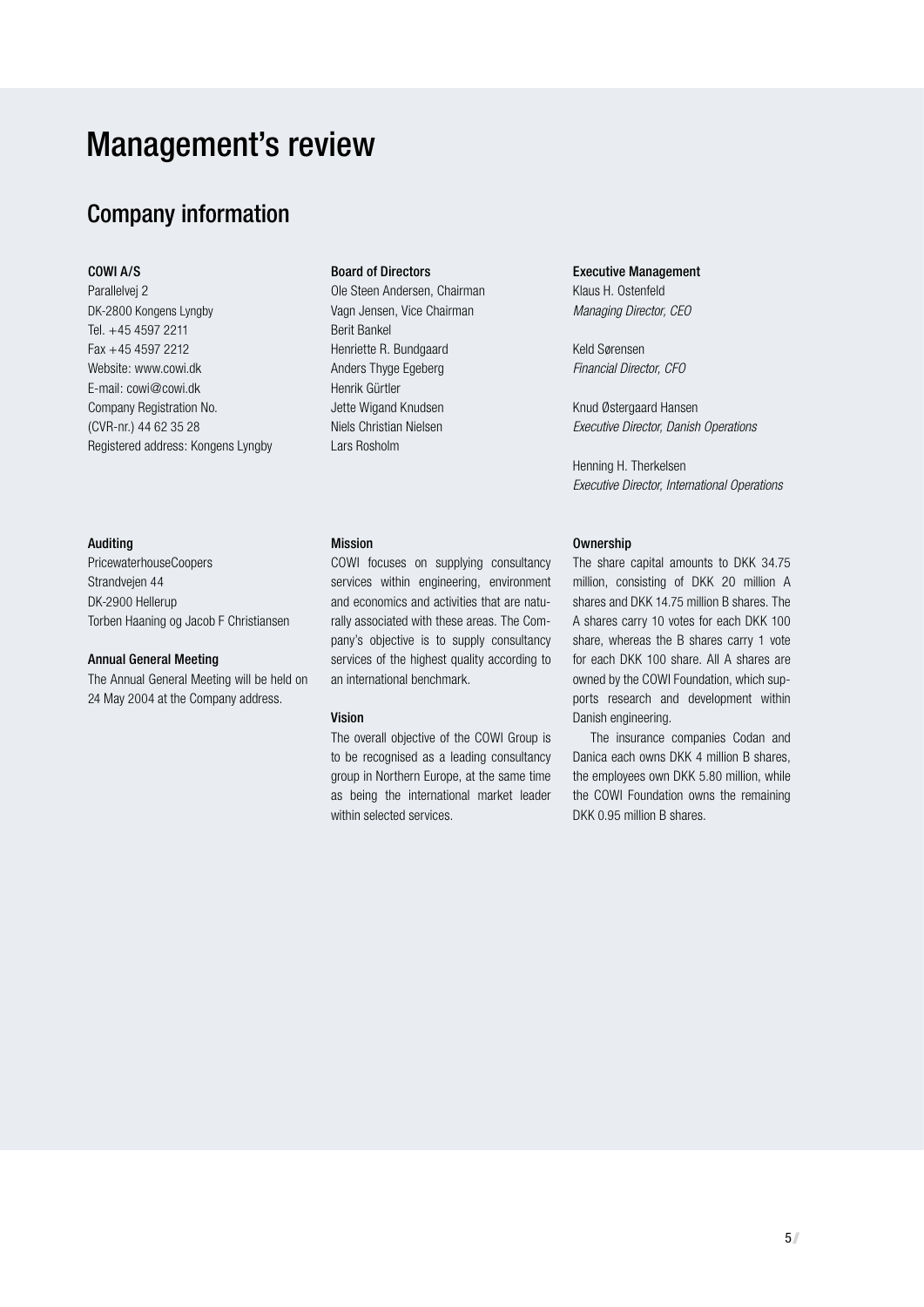# Management's review

## Company information

### COWI A/S

Parallelvej 2
DK-2800 Kongens Lyngby
Tel. +45 4597 2211
Fax +45 4597 2212
Website: www.cowi.dk
E-mail: cowi@cowi.dk
Company Registration No.
(CVR-nr.) 44 62 35 28
Registered address: Kongens Lyngby

### Board of Directors

Ole Steen Andersen, Chairman
Vagn Jensen, Vice Chairman
Berit Bankel
Henriette R. Bundgaard
Anders Thyge Egeberg
Henrik Gürtler
Jette Wigand Knudsen
Niels Christian Nielsen
Lars Rosholm

### Executive Management

Klaus H. Ostenfeld
*Managing Director, CEO*

Keld Sørensen
*Financial Director, CFO*

Knud Østergaard Hansen
*Executive Director, Danish Operations*

Henning H. Therkelsen
*Executive Director, International Operations*

### Auditing

PricewaterhouseCoopers
Strandvejen 44
DK-2900 Hellerup
Torben Haaning og Jacob F Christiansen

### Annual General Meeting

The Annual General Meeting will be held on 24 May 2004 at the Company address.

### Mission

COWI focuses on supplying consultancy services within engineering, environment and economics and activities that are naturally associated with these areas. The Company's objective is to supply consultancy services of the highest quality according to an international benchmark.

### Vision

The overall objective of the COWI Group is to be recognised as a leading consultancy group in Northern Europe, at the same time as being the international market leader within selected services.

### Ownership

The share capital amounts to DKK 34.75 million, consisting of DKK 20 million A shares and DKK 14.75 million B shares. The A shares carry 10 votes for each DKK 100 share, whereas the B shares carry 1 vote for each DKK 100 share. All A shares are owned by the COWI Foundation, which supports research and development within Danish engineering.

The insurance companies Codan and Danica each owns DKK 4 million B shares, the employees own DKK 5.80 million, while the COWI Foundation owns the remaining DKK 0.95 million B shares.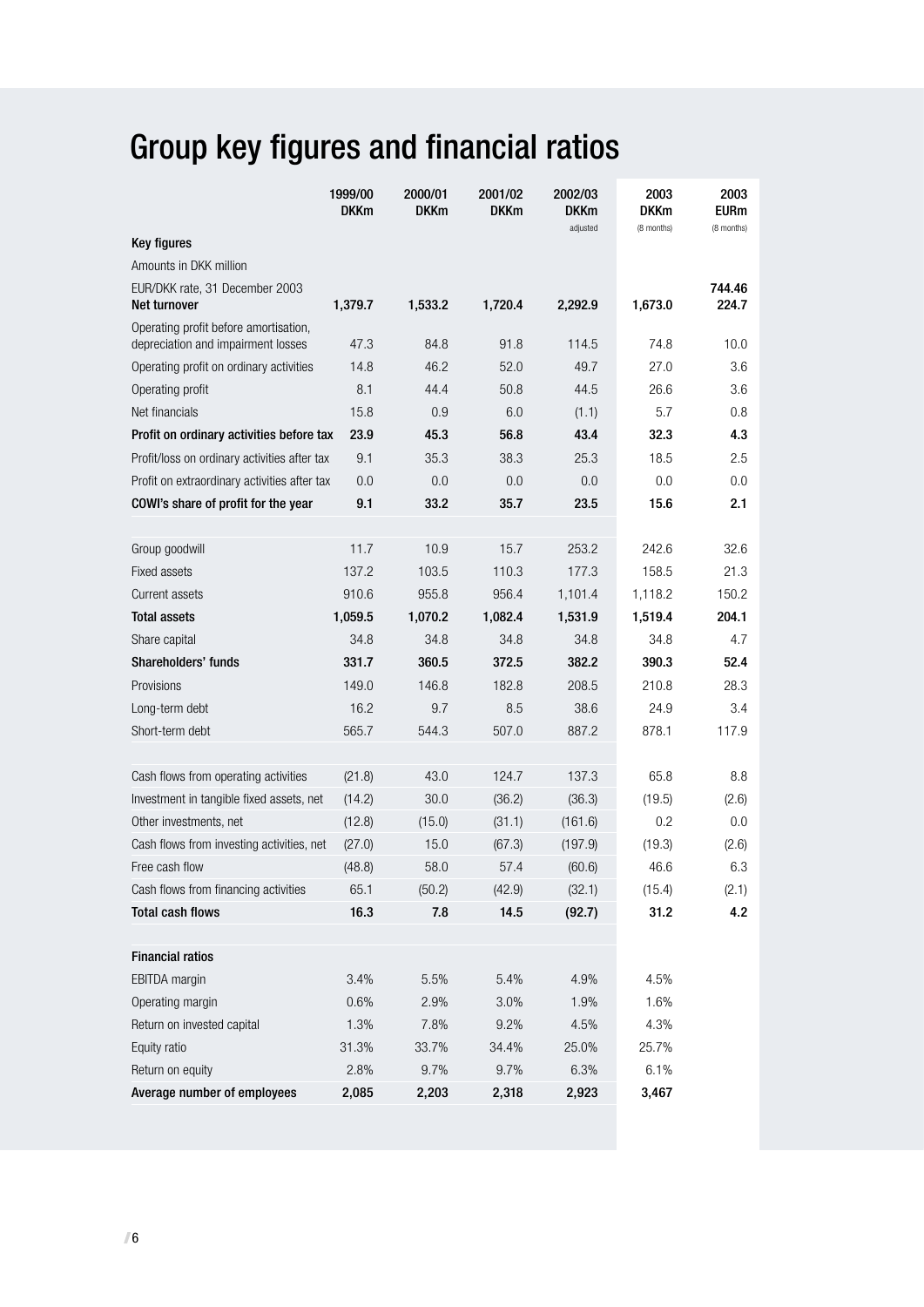# Group key figures and financial ratios

| | 1999/00 DKKm | 2000/01 DKKm | 2001/02 DKKm | 2002/03 DKKm adjusted | 2003 DKKm (8 months) | 2003 EURm (8 months) |
|---|---|---|---|---|---|---|
| **Key figures** | | | | | | |
| Amounts in DKK million | | | | | | |
| EUR/DKK rate, 31 December 2003 | | | | | | **744.46** |
| **Net turnover** | **1,379.7** | **1,533.2** | **1,720.4** | **2,292.9** | **1,673.0** | **224.7** |
| Operating profit before amortisation, depreciation and impairment losses | 47.3 | 84.8 | 91.8 | 114.5 | 74.8 | 10.0 |
| Operating profit on ordinary activities | 14.8 | 46.2 | 52.0 | 49.7 | 27.0 | 3.6 |
| Operating profit | 8.1 | 44.4 | 50.8 | 44.5 | 26.6 | 3.6 |
| Net financials | 15.8 | 0.9 | 6.0 | (1.1) | 5.7 | 0.8 |
| **Profit on ordinary activities before tax** | **23.9** | **45.3** | **56.8** | **43.4** | **32.3** | **4.3** |
| Profit/loss on ordinary activities after tax | 9.1 | 35.3 | 38.3 | 25.3 | 18.5 | 2.5 |
| Profit on extraordinary activities after tax | 0.0 | 0.0 | 0.0 | 0.0 | 0.0 | 0.0 |
| **COWI's share of profit for the year** | **9.1** | **33.2** | **35.7** | **23.5** | **15.6** | **2.1** |
| | | | | | | |
| Group goodwill | 11.7 | 10.9 | 15.7 | 253.2 | 242.6 | 32.6 |
| Fixed assets | 137.2 | 103.5 | 110.3 | 177.3 | 158.5 | 21.3 |
| Current assets | 910.6 | 955.8 | 956.4 | 1,101.4 | 1,118.2 | 150.2 |
| **Total assets** | **1,059.5** | **1,070.2** | **1,082.4** | **1,531.9** | **1,519.4** | **204.1** |
| Share capital | 34.8 | 34.8 | 34.8 | 34.8 | 34.8 | 4.7 |
| **Shareholders' funds** | **331.7** | **360.5** | **372.5** | **382.2** | **390.3** | **52.4** |
| Provisions | 149.0 | 146.8 | 182.8 | 208.5 | 210.8 | 28.3 |
| Long-term debt | 16.2 | 9.7 | 8.5 | 38.6 | 24.9 | 3.4 |
| Short-term debt | 565.7 | 544.3 | 507.0 | 887.2 | 878.1 | 117.9 |
| | | | | | | |
| Cash flows from operating activities | (21.8) | 43.0 | 124.7 | 137.3 | 65.8 | 8.8 |
| Investment in tangible fixed assets, net | (14.2) | 30.0 | (36.2) | (36.3) | (19.5) | (2.6) |
| Other investments, net | (12.8) | (15.0) | (31.1) | (161.6) | 0.2 | 0.0 |
| Cash flows from investing activities, net | (27.0) | 15.0 | (67.3) | (197.9) | (19.3) | (2.6) |
| Free cash flow | (48.8) | 58.0 | 57.4 | (60.6) | 46.6 | 6.3 |
| Cash flows from financing activities | 65.1 | (50.2) | (42.9) | (32.1) | (15.4) | (2.1) |
| **Total cash flows** | **16.3** | **7.8** | **14.5** | **(92.7)** | **31.2** | **4.2** |
| | | | | | | |
| **Financial ratios** | | | | | | |
| EBITDA margin | 3.4% | 5.5% | 5.4% | 4.9% | 4.5% | |
| Operating margin | 0.6% | 2.9% | 3.0% | 1.9% | 1.6% | |
| Return on invested capital | 1.3% | 7.8% | 9.2% | 4.5% | 4.3% | |
| Equity ratio | 31.3% | 33.7% | 34.4% | 25.0% | 25.7% | |
| Return on equity | 2.8% | 9.7% | 9.7% | 6.3% | 6.1% | |
| **Average number of employees** | **2,085** | **2,203** | **2,318** | **2,923** | **3,467** | |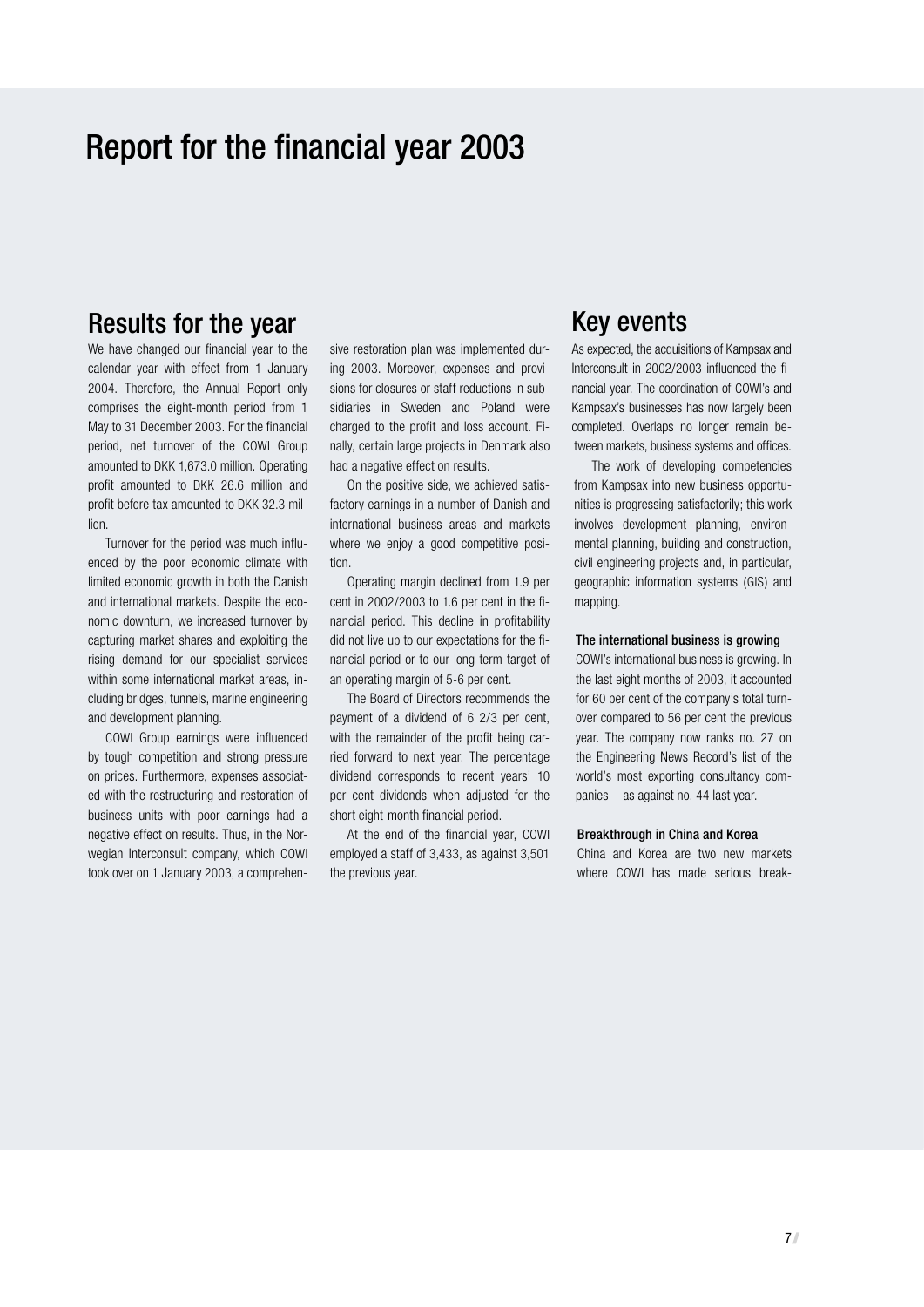# Report for the financial year 2003

## Results for the year

We have changed our financial year to the calendar year with effect from 1 January 2004. Therefore, the Annual Report only comprises the eight-month period from 1 May to 31 December 2003. For the financial period, net turnover of the COWI Group amounted to DKK 1,673.0 million. Operating profit amounted to DKK 26.6 million and profit before tax amounted to DKK 32.3 million.

Turnover for the period was much influenced by the poor economic climate with limited economic growth in both the Danish and international markets. Despite the economic downturn, we increased turnover by capturing market shares and exploiting the rising demand for our specialist services within some international market areas, including bridges, tunnels, marine engineering and development planning.

COWI Group earnings were influenced by tough competition and strong pressure on prices. Furthermore, expenses associated with the restructuring and restoration of business units with poor earnings had a negative effect on results. Thus, in the Norwegian Interconsult company, which COWI took over on 1 January 2003, a comprehensive restoration plan was implemented during 2003. Moreover, expenses and provisions for closures or staff reductions in subsidiaries in Sweden and Poland were charged to the profit and loss account. Finally, certain large projects in Denmark also had a negative effect on results.

On the positive side, we achieved satisfactory earnings in a number of Danish and international business areas and markets where we enjoy a good competitive position.

Operating margin declined from 1.9 per cent in 2002/2003 to 1.6 per cent in the financial period. This decline in profitability did not live up to our expectations for the financial period or to our long-term target of an operating margin of 5-6 per cent.

The Board of Directors recommends the payment of a dividend of 6 2/3 per cent, with the remainder of the profit being carried forward to next year. The percentage dividend corresponds to recent years' 10 per cent dividends when adjusted for the short eight-month financial period.

At the end of the financial year, COWI employed a staff of 3,433, as against 3,501 the previous year.

## Key events

As expected, the acquisitions of Kampsax and Interconsult in 2002/2003 influenced the financial year. The coordination of COWI's and Kampsax's businesses has now largely been completed. Overlaps no longer remain between markets, business systems and offices.

The work of developing competencies from Kampsax into new business opportunities is progressing satisfactorily; this work involves development planning, environmental planning, building and construction, civil engineering projects and, in particular, geographic information systems (GIS) and mapping.

### The international business is growing

COWI's international business is growing. In the last eight months of 2003, it accounted for 60 per cent of the company's total turnover compared to 56 per cent the previous year. The company now ranks no. 27 on the Engineering News Record's list of the world's most exporting consultancy companies—as against no. 44 last year.

### Breakthrough in China and Korea

China and Korea are two new markets where COWI has made serious break-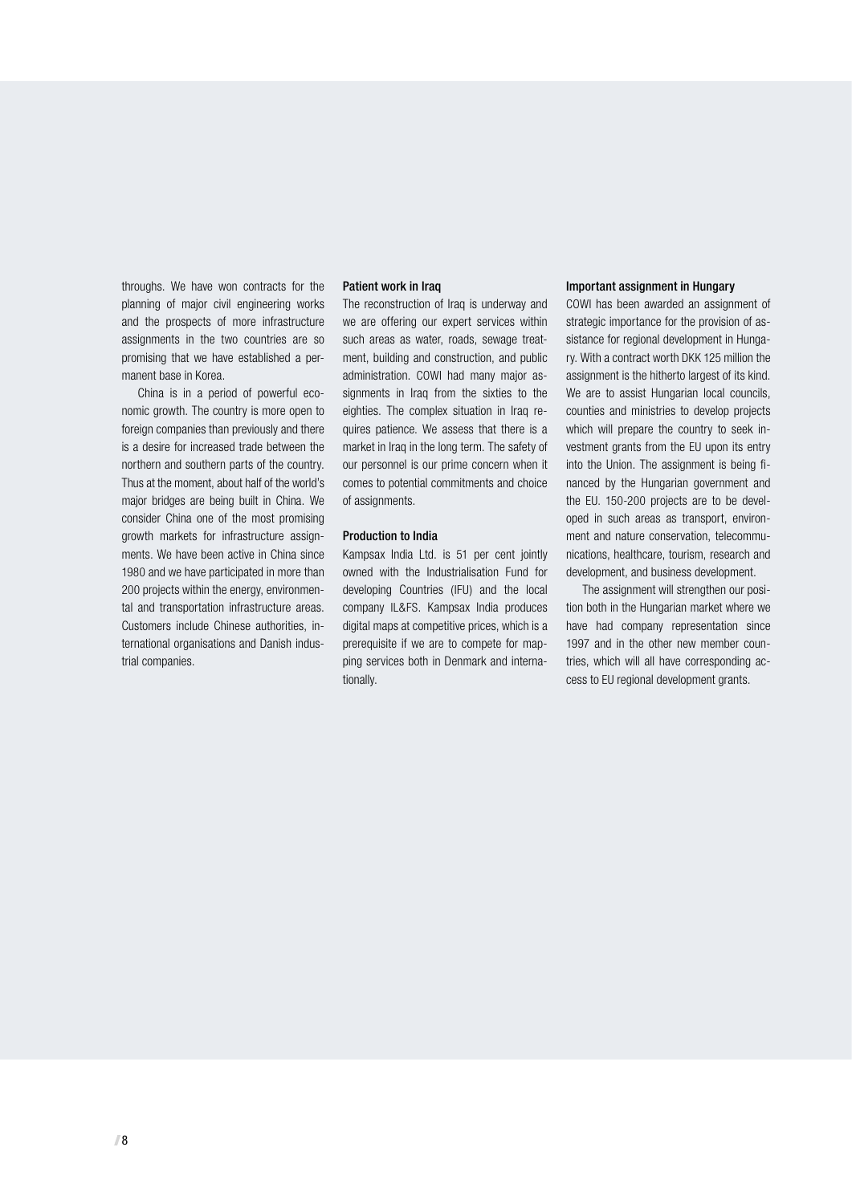throughs. We have won contracts for the planning of major civil engineering works and the prospects of more infrastructure assignments in the two countries are so promising that we have established a permanent base in Korea.

China is in a period of powerful economic growth. The country is more open to foreign companies than previously and there is a desire for increased trade between the northern and southern parts of the country. Thus at the moment, about half of the world's major bridges are being built in China. We consider China one of the most promising growth markets for infrastructure assignments. We have been active in China since 1980 and we have participated in more than 200 projects within the energy, environmental and transportation infrastructure areas. Customers include Chinese authorities, international organisations and Danish industrial companies.

### Patient work in Iraq

The reconstruction of Iraq is underway and we are offering our expert services within such areas as water, roads, sewage treatment, building and construction, and public administration. COWI had many major assignments in Iraq from the sixties to the eighties. The complex situation in Iraq requires patience. We assess that there is a market in Iraq in the long term. The safety of our personnel is our prime concern when it comes to potential commitments and choice of assignments.

### Production to India

Kampsax India Ltd. is 51 per cent jointly owned with the Industrialisation Fund for developing Countries (IFU) and the local company IL&FS. Kampsax India produces digital maps at competitive prices, which is a prerequisite if we are to compete for mapping services both in Denmark and internationally.

### Important assignment in Hungary

COWI has been awarded an assignment of strategic importance for the provision of assistance for regional development in Hungary. With a contract worth DKK 125 million the assignment is the hitherto largest of its kind. We are to assist Hungarian local councils, counties and ministries to develop projects which will prepare the country to seek investment grants from the EU upon its entry into the Union. The assignment is being financed by the Hungarian government and the EU. 150-200 projects are to be developed in such areas as transport, environment and nature conservation, telecommunications, healthcare, tourism, research and development, and business development.

The assignment will strengthen our position both in the Hungarian market where we have had company representation since 1997 and in the other new member countries, which will all have corresponding access to EU regional development grants.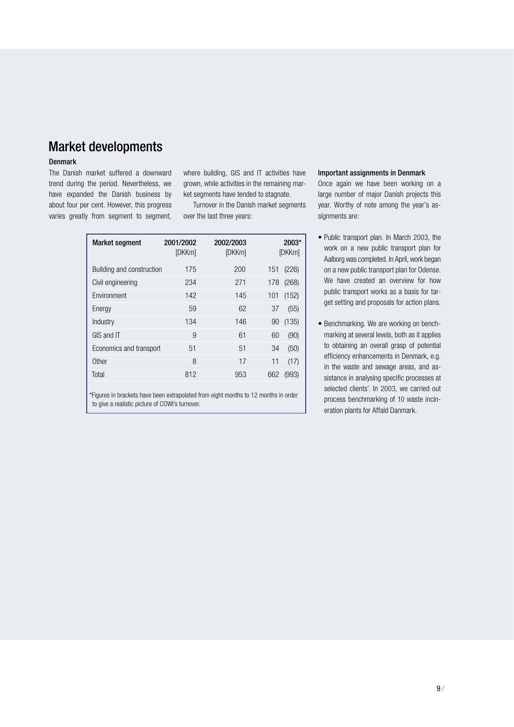# Market developments

## Denmark

The Danish market suffered a downward trend during the period. Nevertheless, we have expanded the Danish business by about four per cent. However, this progress varies greatly from segment to segment, where building, GIS and IT activities have grown, while activities in the remaining market segments have tended to stagnate.

Turnover in the Danish market segments over the last three years:

| Market segment | 2001/2002 [DKKm] | 2002/2003 [DKKm] | 2003* [DKKm] | |
|---|---|---|---|---|
| Building and construction | 175 | 200 | 151 | (226) |
| Civil engineering | 234 | 271 | 178 | (268) |
| Environment | 142 | 145 | 101 | (152) |
| Energy | 59 | 62 | 37 | (55) |
| Industry | 134 | 146 | 90 | (135) |
| GIS and IT | 9 | 61 | 60 | (90) |
| Economics and transport | 51 | 51 | 34 | (50) |
| Other | 8 | 17 | 11 | (17) |
| Total | 812 | 953 | 662 | (993) |

*Figures in brackets have been extrapolated from eight months to 12 months in order to give a realistic picture of COWI's turnover.

### Important assignments in Denmark

Once again we have been working on a large number of major Danish projects this year. Worthy of note among the year's assignments are:

- Public transport plan. In March 2003, the work on a new public transport plan for Aalborg was completed. In April, work began on a new public transport plan for Odense. We have created an overview for how public transport works as a basis for target setting and proposals for action plans.
- Benchmarking. We are working on benchmarking at several levels, both as it applies to obtaining an overall grasp of potential efficiency enhancements in Denmark, e.g. in the waste and sewage areas, and assistance in analysing specific processes at selected clients'. In 2003, we carried out process benchmarking of 10 waste incineration plants for Affald Danmark.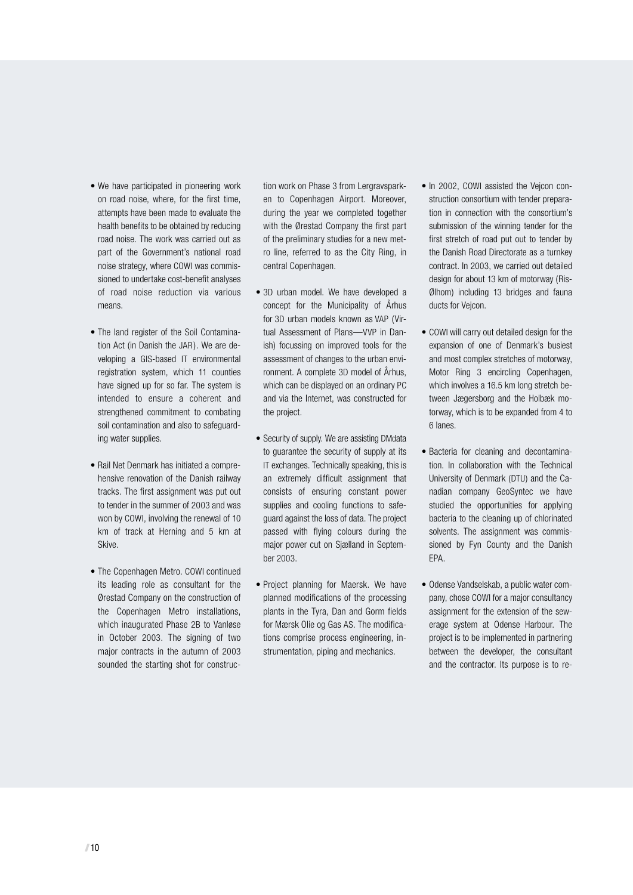- We have participated in pioneering work on road noise, where, for the first time, attempts have been made to evaluate the health benefits to be obtained by reducing road noise. The work was carried out as part of the Government's national road noise strategy, where COWI was commissioned to undertake cost-benefit analyses of road noise reduction via various means.

- The land register of the Soil Contamination Act (in Danish the JAR). We are developing a GIS-based IT environmental registration system, which 11 counties have signed up for so far. The system is intended to ensure a coherent and strengthened commitment to combating soil contamination and also to safeguarding water supplies.

- Rail Net Denmark has initiated a comprehensive renovation of the Danish railway tracks. The first assignment was put out to tender in the summer of 2003 and was won by COWI, involving the renewal of 10 km of track at Herning and 5 km at Skive.

- The Copenhagen Metro. COWI continued its leading role as consultant for the Ørestad Company on the construction of the Copenhagen Metro installations, which inaugurated Phase 2B to Vanløse in October 2003. The signing of two major contracts in the autumn of 2003 sounded the starting shot for construction work on Phase 3 from Lergravsparken to Copenhagen Airport. Moreover, during the year we completed together with the Ørestad Company the first part of the preliminary studies for a new metro line, referred to as the City Ring, in central Copenhagen.

- 3D urban model. We have developed a concept for the Municipality of Århus for 3D urban models known as VAP (Virtual Assessment of Plans—VVP in Danish) focussing on improved tools for the assessment of changes to the urban environment. A complete 3D model of Århus, which can be displayed on an ordinary PC and via the Internet, was constructed for the project.

- Security of supply. We are assisting DMdata to guarantee the security of supply at its IT exchanges. Technically speaking, this is an extremely difficult assignment that consists of ensuring constant power supplies and cooling functions to safeguard against the loss of data. The project passed with flying colours during the major power cut on Sjælland in September 2003.

- Project planning for Maersk. We have planned modifications of the processing plants in the Tyra, Dan and Gorm fields for Mærsk Olie og Gas AS. The modifications comprise process engineering, instrumentation, piping and mechanics.

- In 2002, COWI assisted the Vejcon construction consortium with tender preparation in connection with the consortium's submission of the winning tender for the first stretch of road put out to tender by the Danish Road Directorate as a turnkey contract. In 2003, we carried out detailed design for about 13 km of motorway (Ris-Ølhom) including 13 bridges and fauna ducts for Vejcon.

- COWI will carry out detailed design for the expansion of one of Denmark's busiest and most complex stretches of motorway, Motor Ring 3 encircling Copenhagen, which involves a 16.5 km long stretch between Jægersborg and the Holbæk motorway, which is to be expanded from 4 to 6 lanes.

- Bacteria for cleaning and decontamination. In collaboration with the Technical University of Denmark (DTU) and the Canadian company GeoSyntec we have studied the opportunities for applying bacteria to the cleaning up of chlorinated solvents. The assignment was commissioned by Fyn County and the Danish EPA.

- Odense Vandselskab, a public water company, chose COWI for a major consultancy assignment for the extension of the sewerage system at Odense Harbour. The project is to be implemented in partnering between the developer, the consultant and the contractor. Its purpose is to re-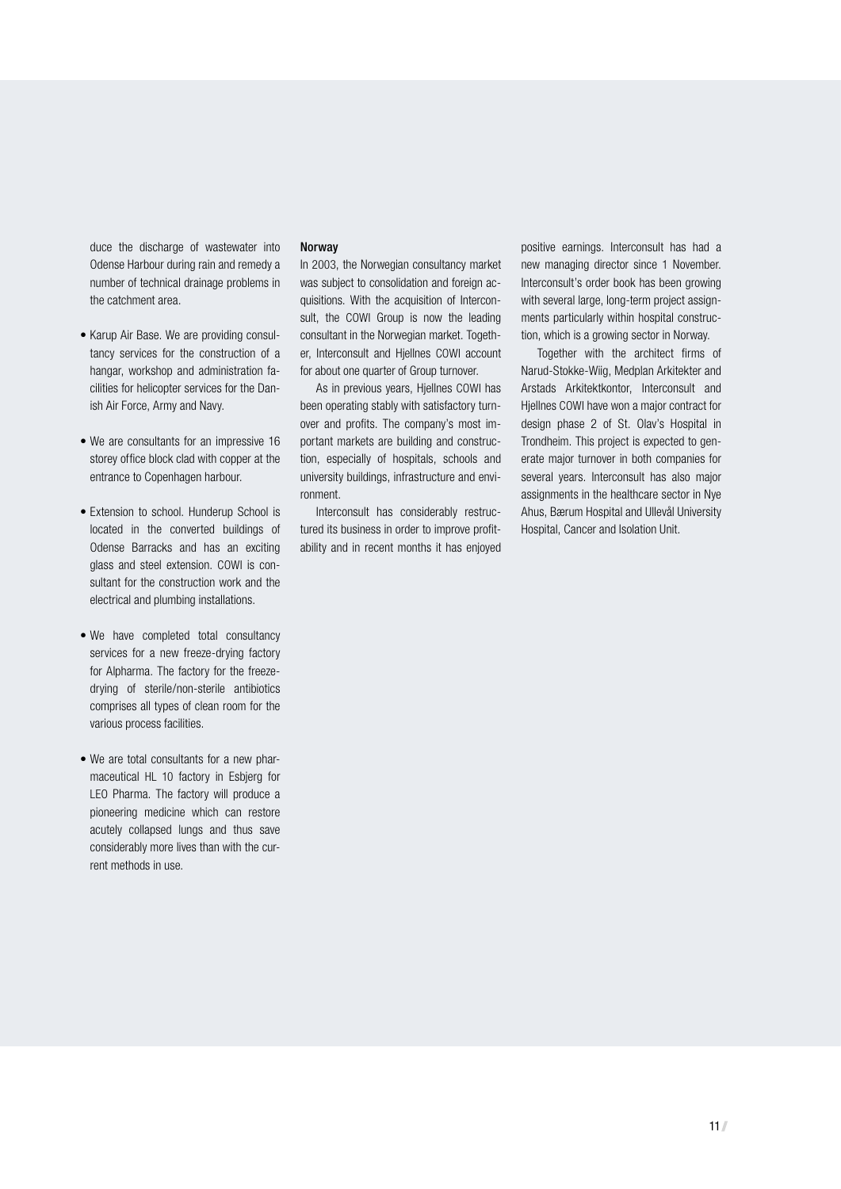duce the discharge of wastewater into Odense Harbour during rain and remedy a number of technical drainage problems in the catchment area.

- Karup Air Base. We are providing consultancy services for the construction of a hangar, workshop and administration facilities for helicopter services for the Danish Air Force, Army and Navy.

- We are consultants for an impressive 16 storey office block clad with copper at the entrance to Copenhagen harbour.

- Extension to school. Hunderup School is located in the converted buildings of Odense Barracks and has an exciting glass and steel extension. COWI is consultant for the construction work and the electrical and plumbing installations.

- We have completed total consultancy services for a new freeze-drying factory for Alpharma. The factory for the freeze-drying of sterile/non-sterile antibiotics comprises all types of clean room for the various process facilities.

- We are total consultants for a new pharmaceutical HL 10 factory in Esbjerg for LEO Pharma. The factory will produce a pioneering medicine which can restore acutely collapsed lungs and thus save considerably more lives than with the current methods in use.

**Norway**

In 2003, the Norwegian consultancy market was subject to consolidation and foreign acquisitions. With the acquisition of Interconsult, the COWI Group is now the leading consultant in the Norwegian market. Together, Interconsult and Hjellnes COWI account for about one quarter of Group turnover.

As in previous years, Hjellnes COWI has been operating stably with satisfactory turnover and profits. The company's most important markets are building and construction, especially of hospitals, schools and university buildings, infrastructure and environment.

Interconsult has considerably restructured its business in order to improve profitability and in recent months it has enjoyed positive earnings. Interconsult has had a new managing director since 1 November. Interconsult's order book has been growing with several large, long-term project assignments particularly within hospital construction, which is a growing sector in Norway.

Together with the architect firms of Narud-Stokke-Wiig, Medplan Arkitekter and Arstads Arkitektkontor, Interconsult and Hjellnes COWI have won a major contract for design phase 2 of St. Olav's Hospital in Trondheim. This project is expected to generate major turnover in both companies for several years. Interconsult has also major assignments in the healthcare sector in Nye Ahus, Bærum Hospital and Ullevål University Hospital, Cancer and Isolation Unit.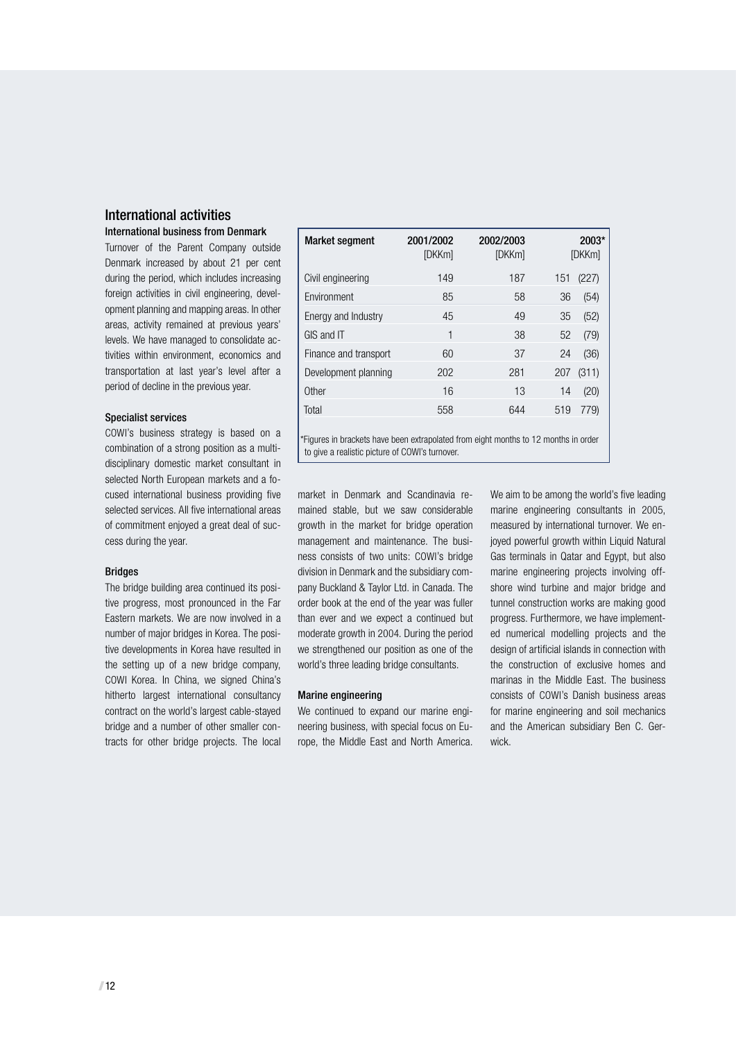## International activities

### International business from Denmark

Turnover of the Parent Company outside Denmark increased by about 21 per cent during the period, which includes increasing foreign activities in civil engineering, development planning and mapping areas. In other areas, activity remained at previous years' levels. We have managed to consolidate activities within environment, economics and transportation at last year's level after a period of decline in the previous year.

| Market segment | 2001/2002 [DKKm] | 2002/2003 [DKKm] | 2003* [DKKm] | |
|---|---|---|---|---|
| Civil engineering | 149 | 187 | 151 | (227) |
| Environment | 85 | 58 | 36 | (54) |
| Energy and Industry | 45 | 49 | 35 | (52) |
| GIS and IT | 1 | 38 | 52 | (79) |
| Finance and transport | 60 | 37 | 24 | (36) |
| Development planning | 202 | 281 | 207 | (311) |
| Other | 16 | 13 | 14 | (20) |
| Total | 558 | 644 | 519 | 779) |

*Figures in brackets have been extrapolated from eight months to 12 months in order to give a realistic picture of COWI's turnover.

### Specialist services

COWI's business strategy is based on a combination of a strong position as a multidisciplinary domestic market consultant in selected North European markets and a focused international business providing five selected services. All five international areas of commitment enjoyed a great deal of success during the year.

### Bridges

The bridge building area continued its positive progress, most pronounced in the Far Eastern markets. We are now involved in a number of major bridges in Korea. The positive developments in Korea have resulted in the setting up of a new bridge company, COWI Korea. In China, we signed China's hitherto largest international consultancy contract on the world's largest cable-stayed bridge and a number of other smaller contracts for other bridge projects. The local market in Denmark and Scandinavia remained stable, but we saw considerable growth in the market for bridge operation management and maintenance. The business consists of two units: COWI's bridge division in Denmark and the subsidiary company Buckland & Taylor Ltd. in Canada. The order book at the end of the year was fuller than ever and we expect a continued but moderate growth in 2004. During the period we strengthened our position as one of the world's three leading bridge consultants.

### Marine engineering

We continued to expand our marine engineering business, with special focus on Europe, the Middle East and North America. We aim to be among the world's five leading marine engineering consultants in 2005, measured by international turnover. We enjoyed powerful growth within Liquid Natural Gas terminals in Qatar and Egypt, but also marine engineering projects involving offshore wind turbine and major bridge and tunnel construction works are making good progress. Furthermore, we have implemented numerical modelling projects and the design of artificial islands in connection with the construction of exclusive homes and marinas in the Middle East. The business consists of COWI's Danish business areas for marine engineering and soil mechanics and the American subsidiary Ben C. Gerwick.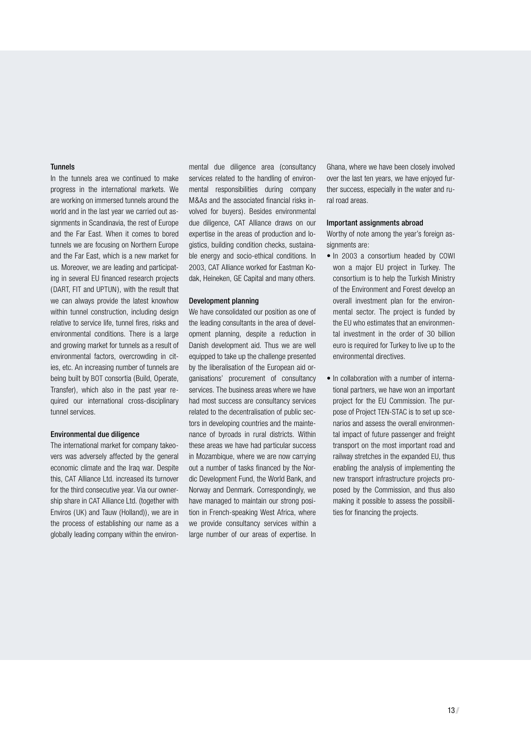### Tunnels

In the tunnels area we continued to make progress in the international markets. We are working on immersed tunnels around the world and in the last year we carried out assignments in Scandinavia, the rest of Europe and the Far East. When it comes to bored tunnels we are focusing on Northern Europe and the Far East, which is a new market for us. Moreover, we are leading and participating in several EU financed research projects (DART, FIT and UPTUN), with the result that we can always provide the latest knowhow within tunnel construction, including design relative to service life, tunnel fires, risks and environmental conditions. There is a large and growing market for tunnels as a result of environmental factors, overcrowding in cities, etc. An increasing number of tunnels are being built by BOT consortia (Build, Operate, Transfer), which also in the past year required our international cross-disciplinary tunnel services.

### Environmental due diligence

The international market for company takeovers was adversely affected by the general economic climate and the Iraq war. Despite this, CAT Alliance Ltd. increased its turnover for the third consecutive year. Via our ownership share in CAT Alliance Ltd. (together with Enviros (UK) and Tauw (Holland)), we are in the process of establishing our name as a globally leading company within the environmental due diligence area (consultancy services related to the handling of environmental responsibilities during company M&As and the associated financial risks involved for buyers). Besides environmental due diligence, CAT Alliance draws on our expertise in the areas of production and logistics, building condition checks, sustainable energy and socio-ethical conditions. In 2003, CAT Alliance worked for Eastman Kodak, Heineken, GE Capital and many others.

### Development planning

We have consolidated our position as one of the leading consultants in the area of development planning, despite a reduction in Danish development aid. Thus we are well equipped to take up the challenge presented by the liberalisation of the European aid organisations' procurement of consultancy services. The business areas where we have had most success are consultancy services related to the decentralisation of public sectors in developing countries and the maintenance of byroads in rural districts. Within these areas we have had particular success in Mozambique, where we are now carrying out a number of tasks financed by the Nordic Development Fund, the World Bank, and Norway and Denmark. Correspondingly, we have managed to maintain our strong position in French-speaking West Africa, where we provide consultancy services within a large number of our areas of expertise. In Ghana, where we have been closely involved over the last ten years, we have enjoyed further success, especially in the water and rural road areas.

### Important assignments abroad

Worthy of note among the year's foreign assignments are:

- In 2003 a consortium headed by COWI won a major EU project in Turkey. The consortium is to help the Turkish Ministry of the Environment and Forest develop an overall investment plan for the environmental sector. The project is funded by the EU who estimates that an environmental investment in the order of 30 billion euro is required for Turkey to live up to the environmental directives.

- In collaboration with a number of international partners, we have won an important project for the EU Commission. The purpose of Project TEN-STAC is to set up scenarios and assess the overall environmental impact of future passenger and freight transport on the most important road and railway stretches in the expanded EU, thus enabling the analysis of implementing the new transport infrastructure projects proposed by the Commission, and thus also making it possible to assess the possibilities for financing the projects.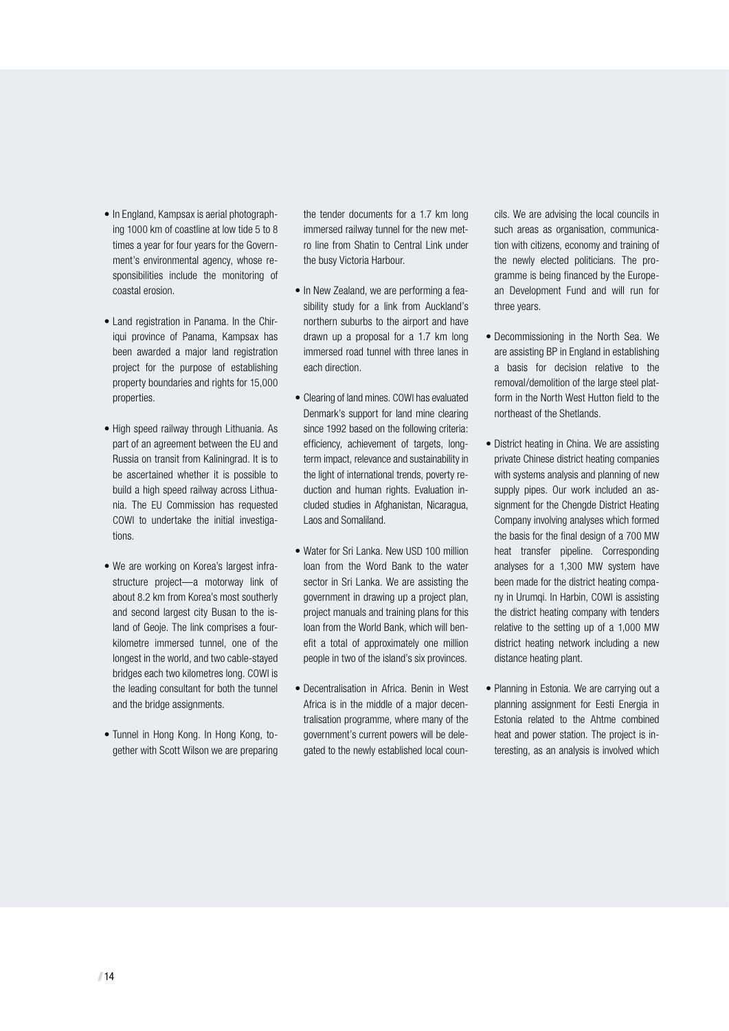- In England, Kampsax is aerial photographing 1000 km of coastline at low tide 5 to 8 times a year for four years for the Government's environmental agency, whose responsibilities include the monitoring of coastal erosion.

- Land registration in Panama. In the Chiriqui province of Panama, Kampsax has been awarded a major land registration project for the purpose of establishing property boundaries and rights for 15,000 properties.

- High speed railway through Lithuania. As part of an agreement between the EU and Russia on transit from Kaliningrad. It is to be ascertained whether it is possible to build a high speed railway across Lithuania. The EU Commission has requested COWI to undertake the initial investigations.

- We are working on Korea's largest infrastructure project—a motorway link of about 8.2 km from Korea's most southerly and second largest city Busan to the island of Geoje. The link comprises a four-kilometre immersed tunnel, one of the longest in the world, and two cable-stayed bridges each two kilometres long. COWI is the leading consultant for both the tunnel and the bridge assignments.

- Tunnel in Hong Kong. In Hong Kong, together with Scott Wilson we are preparing the tender documents for a 1.7 km long immersed railway tunnel for the new metro line from Shatin to Central Link under the busy Victoria Harbour.

- In New Zealand, we are performing a feasibility study for a link from Auckland's northern suburbs to the airport and have drawn up a proposal for a 1.7 km long immersed road tunnel with three lanes in each direction.

- Clearing of land mines. COWI has evaluated Denmark's support for land mine clearing since 1992 based on the following criteria: efficiency, achievement of targets, long-term impact, relevance and sustainability in the light of international trends, poverty reduction and human rights. Evaluation included studies in Afghanistan, Nicaragua, Laos and Somaliland.

- Water for Sri Lanka. New USD 100 million loan from the Word Bank to the water sector in Sri Lanka. We are assisting the government in drawing up a project plan, project manuals and training plans for this loan from the World Bank, which will benefit a total of approximately one million people in two of the island's six provinces.

- Decentralisation in Africa. Benin in West Africa is in the middle of a major decentralisation programme, where many of the government's current powers will be delegated to the newly established local councils. We are advising the local councils in such areas as organisation, communication with citizens, economy and training of the newly elected politicians. The programme is being financed by the European Development Fund and will run for three years.

- Decommissioning in the North Sea. We are assisting BP in England in establishing a basis for decision relative to the removal/demolition of the large steel platform in the North West Hutton field to the northeast of the Shetlands.

- District heating in China. We are assisting private Chinese district heating companies with systems analysis and planning of new supply pipes. Our work included an assignment for the Chengde District Heating Company involving analyses which formed the basis for the final design of a 700 MW heat transfer pipeline. Corresponding analyses for a 1,300 MW system have been made for the district heating company in Urumqi. In Harbin, COWI is assisting the district heating company with tenders relative to the setting up of a 1,000 MW district heating network including a new distance heating plant.

- Planning in Estonia. We are carrying out a planning assignment for Eesti Energia in Estonia related to the Ahtme combined heat and power station. The project is interesting, as an analysis is involved which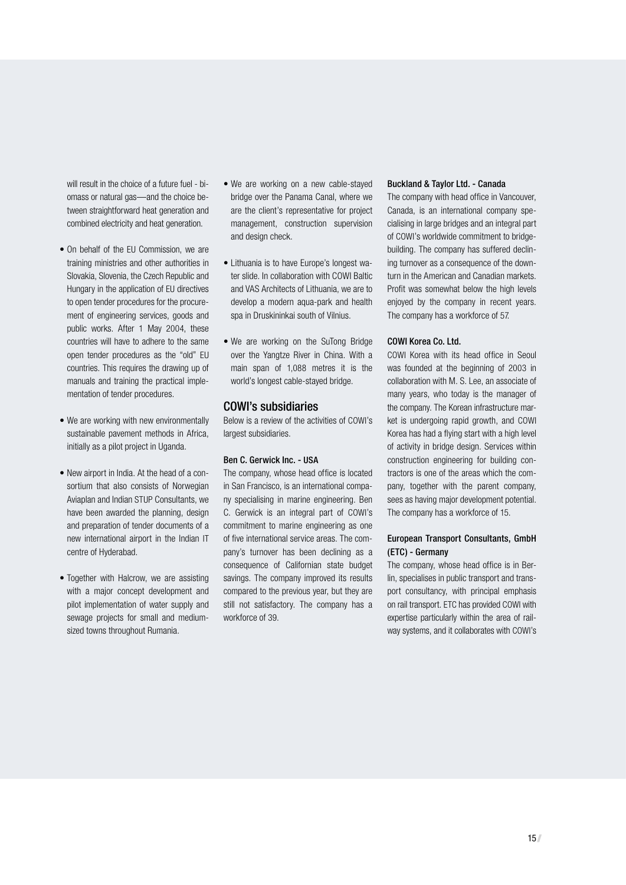will result in the choice of a future fuel - biomass or natural gas—and the choice between straightforward heat generation and combined electricity and heat generation.

- On behalf of the EU Commission, we are training ministries and other authorities in Slovakia, Slovenia, the Czech Republic and Hungary in the application of EU directives to open tender procedures for the procurement of engineering services, goods and public works. After 1 May 2004, these countries will have to adhere to the same open tender procedures as the "old" EU countries. This requires the drawing up of manuals and training the practical implementation of tender procedures.

- We are working with new environmentally sustainable pavement methods in Africa, initially as a pilot project in Uganda.

- New airport in India. At the head of a consortium that also consists of Norwegian Aviaplan and Indian STUP Consultants, we have been awarded the planning, design and preparation of tender documents of a new international airport in the Indian IT centre of Hyderabad.

- Together with Halcrow, we are assisting with a major concept development and pilot implementation of water supply and sewage projects for small and medium-sized towns throughout Rumania.

- We are working on a new cable-stayed bridge over the Panama Canal, where we are the client's representative for project management, construction supervision and design check.

- Lithuania is to have Europe's longest water slide. In collaboration with COWI Baltic and VAS Architects of Lithuania, we are to develop a modern aqua-park and health spa in Druskininkai south of Vilnius.

- We are working on the SuTong Bridge over the Yangtze River in China. With a main span of 1,088 metres it is the world's longest cable-stayed bridge.

## COWI's subsidiaries

Below is a review of the activities of COWI's largest subsidiaries.

### Ben C. Gerwick Inc. - USA

The company, whose head office is located in San Francisco, is an international company specialising in marine engineering. Ben C. Gerwick is an integral part of COWI's commitment to marine engineering as one of five international service areas. The company's turnover has been declining as a consequence of Californian state budget savings. The company improved its results compared to the previous year, but they are still not satisfactory. The company has a workforce of 39.

### Buckland & Taylor Ltd. - Canada

The company with head office in Vancouver, Canada, is an international company specialising in large bridges and an integral part of COWI's worldwide commitment to bridge-building. The company has suffered declining turnover as a consequence of the downturn in the American and Canadian markets. Profit was somewhat below the high levels enjoyed by the company in recent years. The company has a workforce of 57.

### COWI Korea Co. Ltd.

COWI Korea with its head office in Seoul was founded at the beginning of 2003 in collaboration with M. S. Lee, an associate of many years, who today is the manager of the company. The Korean infrastructure market is undergoing rapid growth, and COWI Korea has had a flying start with a high level of activity in bridge design. Services within construction engineering for building contractors is one of the areas which the company, together with the parent company, sees as having major development potential. The company has a workforce of 15.

### European Transport Consultants, GmbH (ETC) - Germany

The company, whose head office is in Berlin, specialises in public transport and transport consultancy, with principal emphasis on rail transport. ETC has provided COWI with expertise particularly within the area of railway systems, and it collaborates with COWI's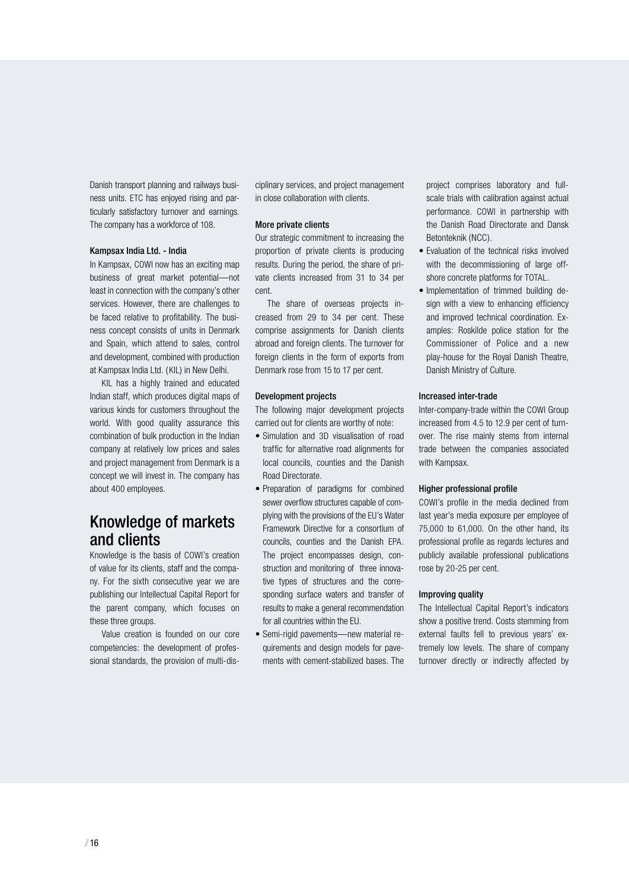Danish transport planning and railways business units. ETC has enjoyed rising and particularly satisfactory turnover and earnings. The company has a workforce of 108.

### Kampsax India Ltd. - India

In Kampsax, COWI now has an exciting map business of great market potential—not least in connection with the company's other services. However, there are challenges to be faced relative to profitability. The business concept consists of units in Denmark and Spain, which attend to sales, control and development, combined with production at Kampsax India Ltd. (KIL) in New Delhi.

KIL has a highly trained and educated Indian staff, which produces digital maps of various kinds for customers throughout the world. With good quality assurance this combination of bulk production in the Indian company at relatively low prices and sales and project management from Denmark is a concept we will invest in. The company has about 400 employees.

## Knowledge of markets and clients

Knowledge is the basis of COWI's creation of value for its clients, staff and the company. For the sixth consecutive year we are publishing our Intellectual Capital Report for the parent company, which focuses on these three groups.

Value creation is founded on our core competencies: the development of professional standards, the provision of multi-disciplinary services, and project management in close collaboration with clients.

### More private clients

Our strategic commitment to increasing the proportion of private clients is producing results. During the period, the share of private clients increased from 31 to 34 per cent.

The share of overseas projects increased from 29 to 34 per cent. These comprise assignments for Danish clients abroad and foreign clients. The turnover for foreign clients in the form of exports from Denmark rose from 15 to 17 per cent.

### Development projects

The following major development projects carried out for clients are worthy of note:

- Simulation and 3D visualisation of road traffic for alternative road alignments for local councils, counties and the Danish Road Directorate.
- Preparation of paradigms for combined sewer overflow structures capable of complying with the provisions of the EU's Water Framework Directive for a consortium of councils, counties and the Danish EPA. The project encompasses design, construction and monitoring of three innovative types of structures and the corresponding surface waters and transfer of results to make a general recommendation for all countries within the EU.
- Semi-rigid pavements—new material requirements and design models for pavements with cement-stabilized bases. The project comprises laboratory and full-scale trials with calibration against actual performance. COWI in partnership with the Danish Road Directorate and Dansk Betonteknik (NCC).
- Evaluation of the technical risks involved with the decommissioning of large offshore concrete platforms for TOTAL.
- Implementation of trimmed building design with a view to enhancing efficiency and improved technical coordination. Examples: Roskilde police station for the Commissioner of Police and a new play-house for the Royal Danish Theatre, Danish Ministry of Culture.

### Increased inter-trade

Inter-company-trade within the COWI Group increased from 4.5 to 12.9 per cent of turnover. The rise mainly stems from internal trade between the companies associated with Kampsax.

### Higher professional profile

COWI's profile in the media declined from last year's media exposure per employee of 75,000 to 61,000. On the other hand, its professional profile as regards lectures and publicly available professional publications rose by 20-25 per cent.

### Improving quality

The Intellectual Capital Report's indicators show a positive trend. Costs stemming from external faults fell to previous years' extremely low levels. The share of company turnover directly or indirectly affected by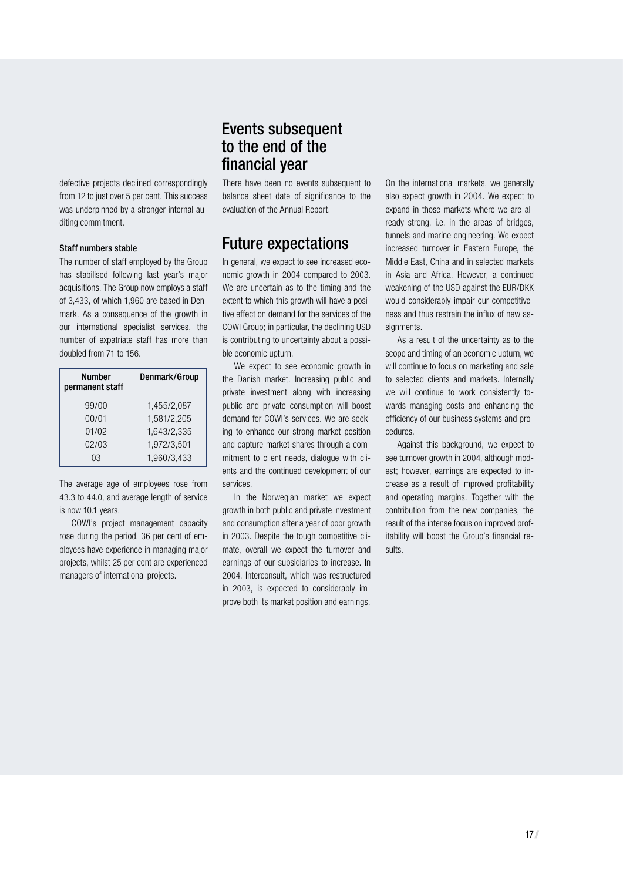defective projects declined correspondingly from 12 to just over 5 per cent. This success was underpinned by a stronger internal auditing commitment.

### Staff numbers stable

The number of staff employed by the Group has stabilised following last year's major acquisitions. The Group now employs a staff of 3,433, of which 1,960 are based in Denmark. As a consequence of the growth in our international specialist services, the number of expatriate staff has more than doubled from 71 to 156.

| Number permanent staff | Denmark/Group |
|---|---|
| 99/00 | 1,455/2,087 |
| 00/01 | 1,581/2,205 |
| 01/02 | 1,643/2,335 |
| 02/03 | 1,972/3,501 |
| 03 | 1,960/3,433 |

The average age of employees rose from 43.3 to 44.0, and average length of service is now 10.1 years.

COWI's project management capacity rose during the period. 36 per cent of employees have experience in managing major projects, whilst 25 per cent are experienced managers of international projects.

## Events subsequent to the end of the financial year

There have been no events subsequent to balance sheet date of significance to the evaluation of the Annual Report.

## Future expectations

In general, we expect to see increased economic growth in 2004 compared to 2003. We are uncertain as to the timing and the extent to which this growth will have a positive effect on demand for the services of the COWI Group; in particular, the declining USD is contributing to uncertainty about a possible economic upturn.

We expect to see economic growth in the Danish market. Increasing public and private investment along with increasing public and private consumption will boost demand for COWI's services. We are seeking to enhance our strong market position and capture market shares through a commitment to client needs, dialogue with clients and the continued development of our services.

In the Norwegian market we expect growth in both public and private investment and consumption after a year of poor growth in 2003. Despite the tough competitive climate, overall we expect the turnover and earnings of our subsidiaries to increase. In 2004, Interconsult, which was restructured in 2003, is expected to considerably improve both its market position and earnings.

On the international markets, we generally also expect growth in 2004. We expect to expand in those markets where we are already strong, i.e. in the areas of bridges, tunnels and marine engineering. We expect increased turnover in Eastern Europe, the Middle East, China and in selected markets in Asia and Africa. However, a continued weakening of the USD against the EUR/DKK would considerably impair our competitiveness and thus restrain the influx of new assignments.

As a result of the uncertainty as to the scope and timing of an economic upturn, we will continue to focus on marketing and sale to selected clients and markets. Internally we will continue to work consistently towards managing costs and enhancing the efficiency of our business systems and procedures.

Against this background, we expect to see turnover growth in 2004, although modest; however, earnings are expected to increase as a result of improved profitability and operating margins. Together with the contribution from the new companies, the result of the intense focus on improved profitability will boost the Group's financial results.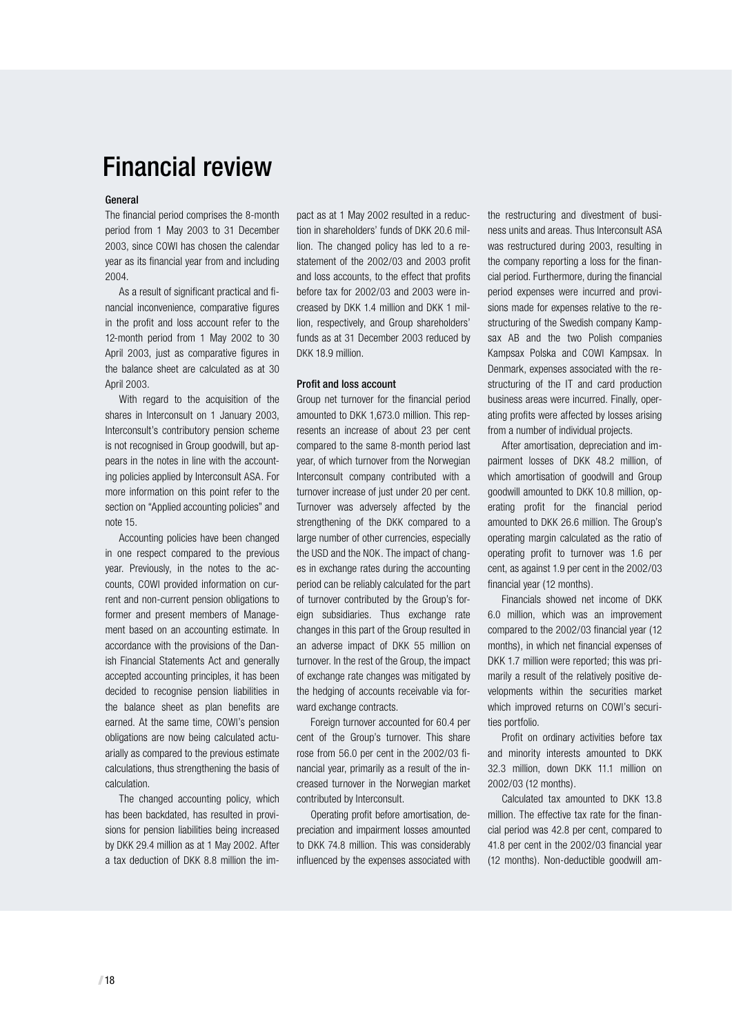# Financial review

### General

The financial period comprises the 8-month period from 1 May 2003 to 31 December 2003, since COWI has chosen the calendar year as its financial year from and including 2004.

As a result of significant practical and financial inconvenience, comparative figures in the profit and loss account refer to the 12-month period from 1 May 2002 to 30 April 2003, just as comparative figures in the balance sheet are calculated as at 30 April 2003.

With regard to the acquisition of the shares in Interconsult on 1 January 2003, Interconsult's contributory pension scheme is not recognised in Group goodwill, but appears in the notes in line with the accounting policies applied by Interconsult ASA. For more information on this point refer to the section on "Applied accounting policies" and note 15.

Accounting policies have been changed in one respect compared to the previous year. Previously, in the notes to the accounts, COWI provided information on current and non-current pension obligations to former and present members of Management based on an accounting estimate. In accordance with the provisions of the Danish Financial Statements Act and generally accepted accounting principles, it has been decided to recognise pension liabilities in the balance sheet as plan benefits are earned. At the same time, COWI's pension obligations are now being calculated actuarially as compared to the previous estimate calculations, thus strengthening the basis of calculation.

The changed accounting policy, which has been backdated, has resulted in provisions for pension liabilities being increased by DKK 29.4 million as at 1 May 2002. After a tax deduction of DKK 8.8 million the impact as at 1 May 2002 resulted in a reduction in shareholders' funds of DKK 20.6 million. The changed policy has led to a restatement of the 2002/03 and 2003 profit and loss accounts, to the effect that profits before tax for 2002/03 and 2003 were increased by DKK 1.4 million and DKK 1 million, respectively, and Group shareholders' funds as at 31 December 2003 reduced by DKK 18.9 million.

### Profit and loss account

Group net turnover for the financial period amounted to DKK 1,673.0 million. This represents an increase of about 23 per cent compared to the same 8-month period last year, of which turnover from the Norwegian Interconsult company contributed with a turnover increase of just under 20 per cent. Turnover was adversely affected by the strengthening of the DKK compared to a large number of other currencies, especially the USD and the NOK. The impact of changes in exchange rates during the accounting period can be reliably calculated for the part of turnover contributed by the Group's foreign subsidiaries. Thus exchange rate changes in this part of the Group resulted in an adverse impact of DKK 55 million on turnover. In the rest of the Group, the impact of exchange rate changes was mitigated by the hedging of accounts receivable via forward exchange contracts.

Foreign turnover accounted for 60.4 per cent of the Group's turnover. This share rose from 56.0 per cent in the 2002/03 financial year, primarily as a result of the increased turnover in the Norwegian market contributed by Interconsult.

Operating profit before amortisation, depreciation and impairment losses amounted to DKK 74.8 million. This was considerably influenced by the expenses associated with the restructuring and divestment of business units and areas. Thus Interconsult ASA was restructured during 2003, resulting in the company reporting a loss for the financial period. Furthermore, during the financial period expenses were incurred and provisions made for expenses relative to the restructuring of the Swedish company Kampsax AB and the two Polish companies Kampsax Polska and COWI Kampsax. In Denmark, expenses associated with the restructuring of the IT and card production business areas were incurred. Finally, operating profits were affected by losses arising from a number of individual projects.

After amortisation, depreciation and impairment losses of DKK 48.2 million, of which amortisation of goodwill and Group goodwill amounted to DKK 10.8 million, operating profit for the financial period amounted to DKK 26.6 million. The Group's operating margin calculated as the ratio of operating profit to turnover was 1.6 per cent, as against 1.9 per cent in the 2002/03 financial year (12 months).

Financials showed net income of DKK 6.0 million, which was an improvement compared to the 2002/03 financial year (12 months), in which net financial expenses of DKK 1.7 million were reported; this was primarily a result of the relatively positive developments within the securities market which improved returns on COWI's securities portfolio.

Profit on ordinary activities before tax and minority interests amounted to DKK 32.3 million, down DKK 11.1 million on 2002/03 (12 months).

Calculated tax amounted to DKK 13.8 million. The effective tax rate for the financial period was 42.8 per cent, compared to 41.8 per cent in the 2002/03 financial year (12 months). Non-deductible goodwill am-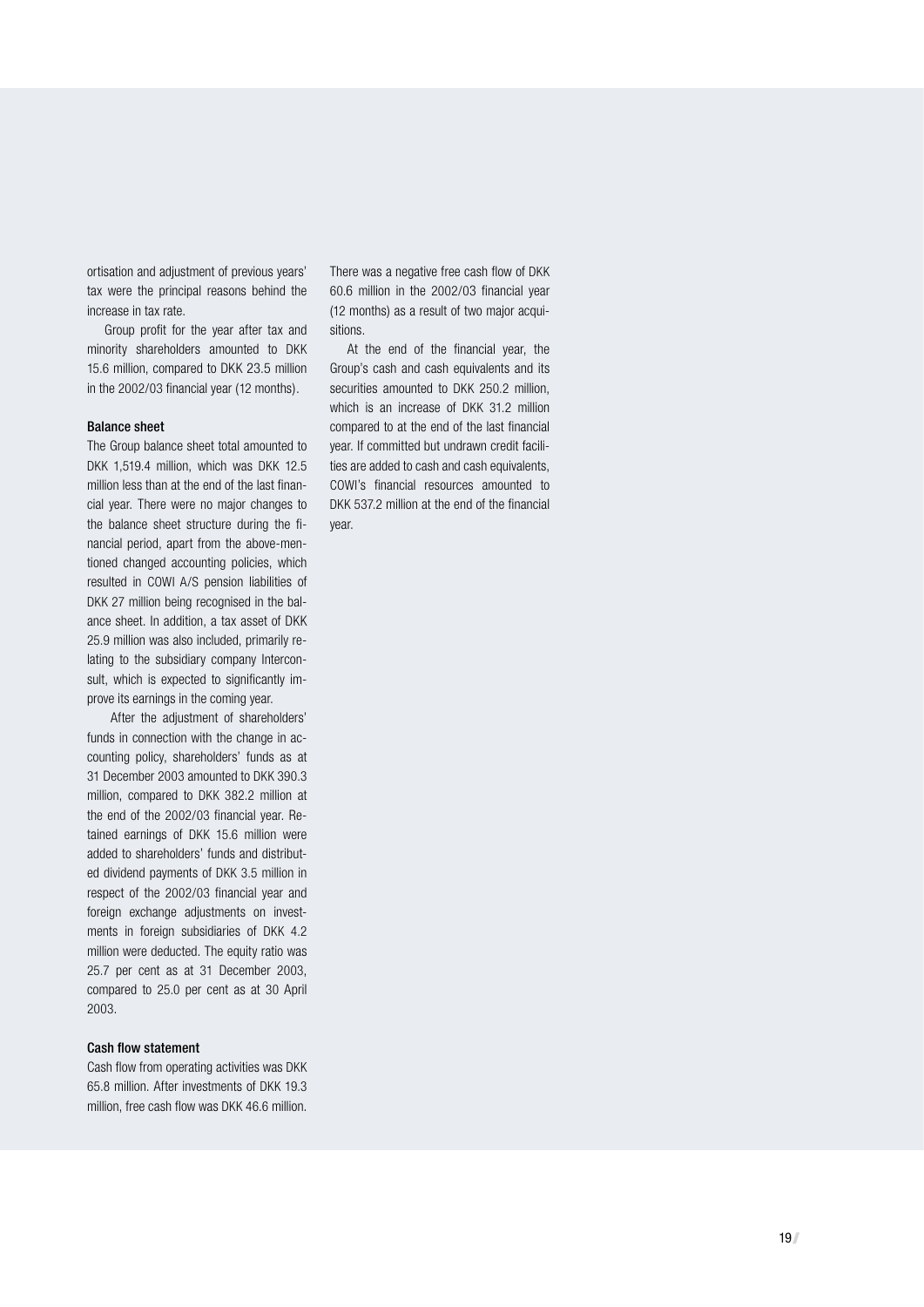ortisation and adjustment of previous years' tax were the principal reasons behind the increase in tax rate.

Group profit for the year after tax and minority shareholders amounted to DKK 15.6 million, compared to DKK 23.5 million in the 2002/03 financial year (12 months).

### Balance sheet

The Group balance sheet total amounted to DKK 1,519.4 million, which was DKK 12.5 million less than at the end of the last financial year. There were no major changes to the balance sheet structure during the financial period, apart from the above-mentioned changed accounting policies, which resulted in COWI A/S pension liabilities of DKK 27 million being recognised in the balance sheet. In addition, a tax asset of DKK 25.9 million was also included, primarily relating to the subsidiary company Interconsult, which is expected to significantly improve its earnings in the coming year.

After the adjustment of shareholders' funds in connection with the change in accounting policy, shareholders' funds as at 31 December 2003 amounted to DKK 390.3 million, compared to DKK 382.2 million at the end of the 2002/03 financial year. Retained earnings of DKK 15.6 million were added to shareholders' funds and distributed dividend payments of DKK 3.5 million in respect of the 2002/03 financial year and foreign exchange adjustments on investments in foreign subsidiaries of DKK 4.2 million were deducted. The equity ratio was 25.7 per cent as at 31 December 2003, compared to 25.0 per cent as at 30 April 2003.

### Cash flow statement

Cash flow from operating activities was DKK 65.8 million. After investments of DKK 19.3 million, free cash flow was DKK 46.6 million. There was a negative free cash flow of DKK 60.6 million in the 2002/03 financial year (12 months) as a result of two major acquisitions.

At the end of the financial year, the Group's cash and cash equivalents and its securities amounted to DKK 250.2 million, which is an increase of DKK 31.2 million compared to at the end of the last financial year. If committed but undrawn credit facilities are added to cash and cash equivalents, COWI's financial resources amounted to DKK 537.2 million at the end of the financial year.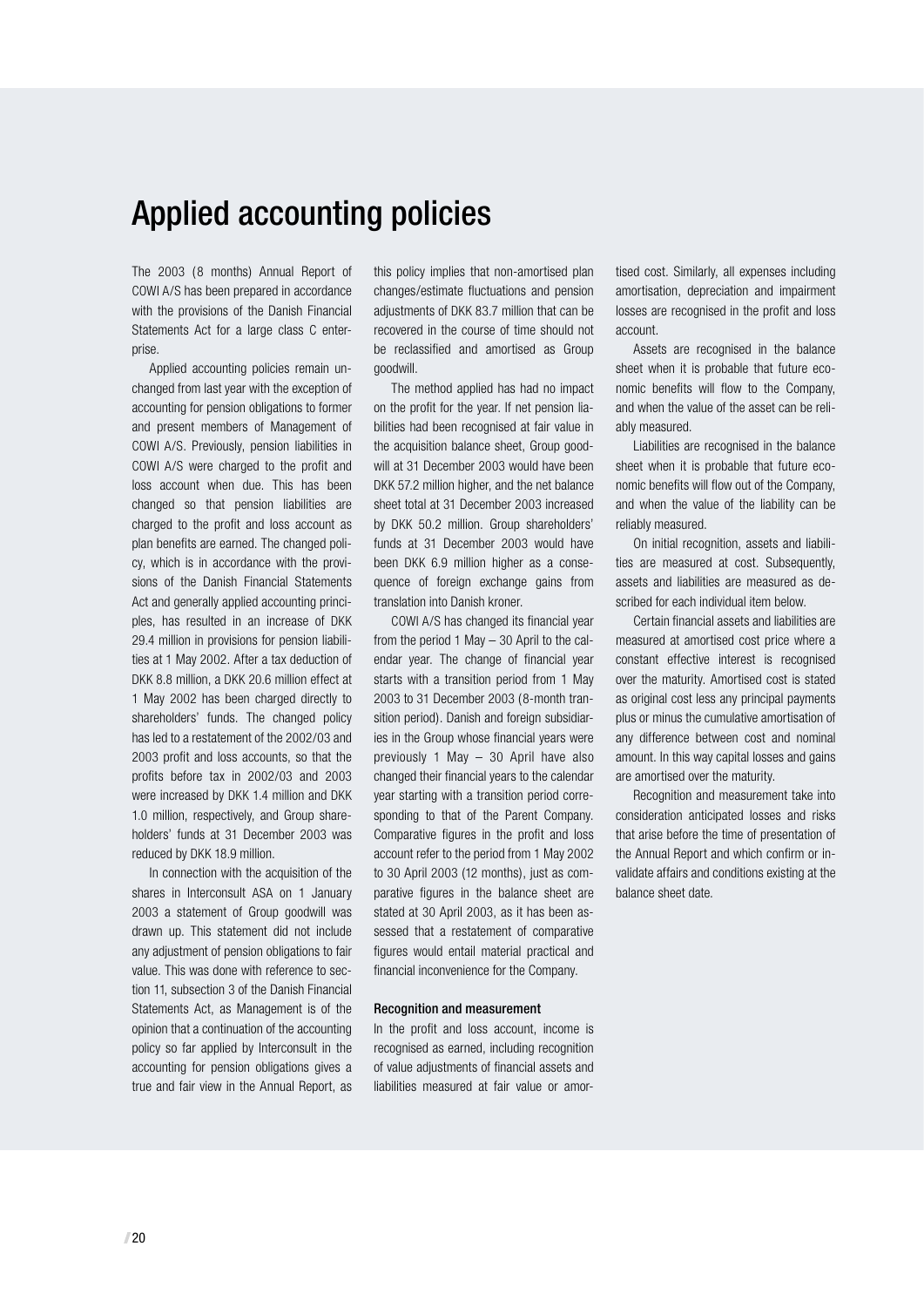# Applied accounting policies

The 2003 (8 months) Annual Report of COWI A/S has been prepared in accordance with the provisions of the Danish Financial Statements Act for a large class C enterprise.

Applied accounting policies remain unchanged from last year with the exception of accounting for pension obligations to former and present members of Management of COWI A/S. Previously, pension liabilities in COWI A/S were charged to the profit and loss account when due. This has been changed so that pension liabilities are charged to the profit and loss account as plan benefits are earned. The changed policy, which is in accordance with the provisions of the Danish Financial Statements Act and generally applied accounting principles, has resulted in an increase of DKK 29.4 million in provisions for pension liabilities at 1 May 2002. After a tax deduction of DKK 8.8 million, a DKK 20.6 million effect at 1 May 2002 has been charged directly to shareholders' funds. The changed policy has led to a restatement of the 2002/03 and 2003 profit and loss accounts, so that the profits before tax in 2002/03 and 2003 were increased by DKK 1.4 million and DKK 1.0 million, respectively, and Group shareholders' funds at 31 December 2003 was reduced by DKK 18.9 million.

In connection with the acquisition of the shares in Interconsult ASA on 1 January 2003 a statement of Group goodwill was drawn up. This statement did not include any adjustment of pension obligations to fair value. This was done with reference to section 11, subsection 3 of the Danish Financial Statements Act, as Management is of the opinion that a continuation of the accounting policy so far applied by Interconsult in the accounting for pension obligations gives a true and fair view in the Annual Report, as this policy implies that non-amortised plan changes/estimate fluctuations and pension adjustments of DKK 83.7 million that can be recovered in the course of time should not be reclassified and amortised as Group goodwill.

The method applied has had no impact on the profit for the year. If net pension liabilities had been recognised at fair value in the acquisition balance sheet, Group goodwill at 31 December 2003 would have been DKK 57.2 million higher, and the net balance sheet total at 31 December 2003 increased by DKK 50.2 million. Group shareholders' funds at 31 December 2003 would have been DKK 6.9 million higher as a consequence of foreign exchange gains from translation into Danish kroner.

COWI A/S has changed its financial year from the period 1 May – 30 April to the calendar year. The change of financial year starts with a transition period from 1 May 2003 to 31 December 2003 (8-month transition period). Danish and foreign subsidiaries in the Group whose financial years were previously 1 May – 30 April have also changed their financial years to the calendar year starting with a transition period corresponding to that of the Parent Company. Comparative figures in the profit and loss account refer to the period from 1 May 2002 to 30 April 2003 (12 months), just as comparative figures in the balance sheet are stated at 30 April 2003, as it has been assessed that a restatement of comparative figures would entail material practical and financial inconvenience for the Company.

### Recognition and measurement

In the profit and loss account, income is recognised as earned, including recognition of value adjustments of financial assets and liabilities measured at fair value or amortised cost. Similarly, all expenses including amortisation, depreciation and impairment losses are recognised in the profit and loss account.

Assets are recognised in the balance sheet when it is probable that future economic benefits will flow to the Company, and when the value of the asset can be reliably measured.

Liabilities are recognised in the balance sheet when it is probable that future economic benefits will flow out of the Company, and when the value of the liability can be reliably measured.

On initial recognition, assets and liabilities are measured at cost. Subsequently, assets and liabilities are measured as described for each individual item below.

Certain financial assets and liabilities are measured at amortised cost price where a constant effective interest is recognised over the maturity. Amortised cost is stated as original cost less any principal payments plus or minus the cumulative amortisation of any difference between cost and nominal amount. In this way capital losses and gains are amortised over the maturity.

Recognition and measurement take into consideration anticipated losses and risks that arise before the time of presentation of the Annual Report and which confirm or invalidate affairs and conditions existing at the balance sheet date.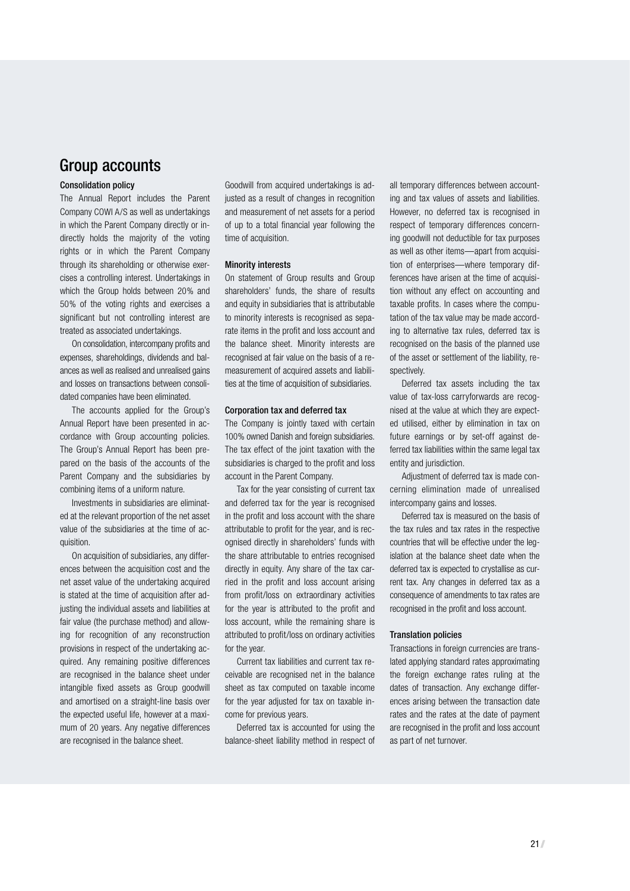## Group accounts

### Consolidation policy

The Annual Report includes the Parent Company COWI A/S as well as undertakings in which the Parent Company directly or indirectly holds the majority of the voting rights or in which the Parent Company through its shareholding or otherwise exercises a controlling interest. Undertakings in which the Group holds between 20% and 50% of the voting rights and exercises a significant but not controlling interest are treated as associated undertakings.

On consolidation, intercompany profits and expenses, shareholdings, dividends and balances as well as realised and unrealised gains and losses on transactions between consolidated companies have been eliminated.

The accounts applied for the Group's Annual Report have been presented in accordance with Group accounting policies. The Group's Annual Report has been prepared on the basis of the accounts of the Parent Company and the subsidiaries by combining items of a uniform nature.

Investments in subsidiaries are eliminated at the relevant proportion of the net asset value of the subsidiaries at the time of acquisition.

On acquisition of subsidiaries, any differences between the acquisition cost and the net asset value of the undertaking acquired is stated at the time of acquisition after adjusting the individual assets and liabilities at fair value (the purchase method) and allowing for recognition of any reconstruction provisions in respect of the undertaking acquired. Any remaining positive differences are recognised in the balance sheet under intangible fixed assets as Group goodwill and amortised on a straight-line basis over the expected useful life, however at a maximum of 20 years. Any negative differences are recognised in the balance sheet.

Goodwill from acquired undertakings is adjusted as a result of changes in recognition and measurement of net assets for a period of up to a total financial year following the time of acquisition.

### Minority interests

On statement of Group results and Group shareholders' funds, the share of results and equity in subsidiaries that is attributable to minority interests is recognised as separate items in the profit and loss account and the balance sheet. Minority interests are recognised at fair value on the basis of a remeasurement of acquired assets and liabilities at the time of acquisition of subsidiaries.

### Corporation tax and deferred tax

The Company is jointly taxed with certain 100% owned Danish and foreign subsidiaries. The tax effect of the joint taxation with the subsidiaries is charged to the profit and loss account in the Parent Company.

Tax for the year consisting of current tax and deferred tax for the year is recognised in the profit and loss account with the share attributable to profit for the year, and is recognised directly in shareholders' funds with the share attributable to entries recognised directly in equity. Any share of the tax carried in the profit and loss account arising from profit/loss on extraordinary activities for the year is attributed to the profit and loss account, while the remaining share is attributed to profit/loss on ordinary activities for the year.

Current tax liabilities and current tax receivable are recognised net in the balance sheet as tax computed on taxable income for the year adjusted for tax on taxable income for previous years.

Deferred tax is accounted for using the balance-sheet liability method in respect of all temporary differences between accounting and tax values of assets and liabilities. However, no deferred tax is recognised in respect of temporary differences concerning goodwill not deductible for tax purposes as well as other items—apart from acquisition of enterprises—where temporary differences have arisen at the time of acquisition without any effect on accounting and taxable profits. In cases where the computation of the tax value may be made according to alternative tax rules, deferred tax is recognised on the basis of the planned use of the asset or settlement of the liability, respectively.

Deferred tax assets including the tax value of tax-loss carryforwards are recognised at the value at which they are expected utilised, either by elimination in tax on future earnings or by set-off against deferred tax liabilities within the same legal tax entity and jurisdiction.

Adjustment of deferred tax is made concerning elimination made of unrealised intercompany gains and losses.

Deferred tax is measured on the basis of the tax rules and tax rates in the respective countries that will be effective under the legislation at the balance sheet date when the deferred tax is expected to crystallise as current tax. Any changes in deferred tax as a consequence of amendments to tax rates are recognised in the profit and loss account.

### Translation policies

Transactions in foreign currencies are translated applying standard rates approximating the foreign exchange rates ruling at the dates of transaction. Any exchange differences arising between the transaction date rates and the rates at the date of payment are recognised in the profit and loss account as part of net turnover.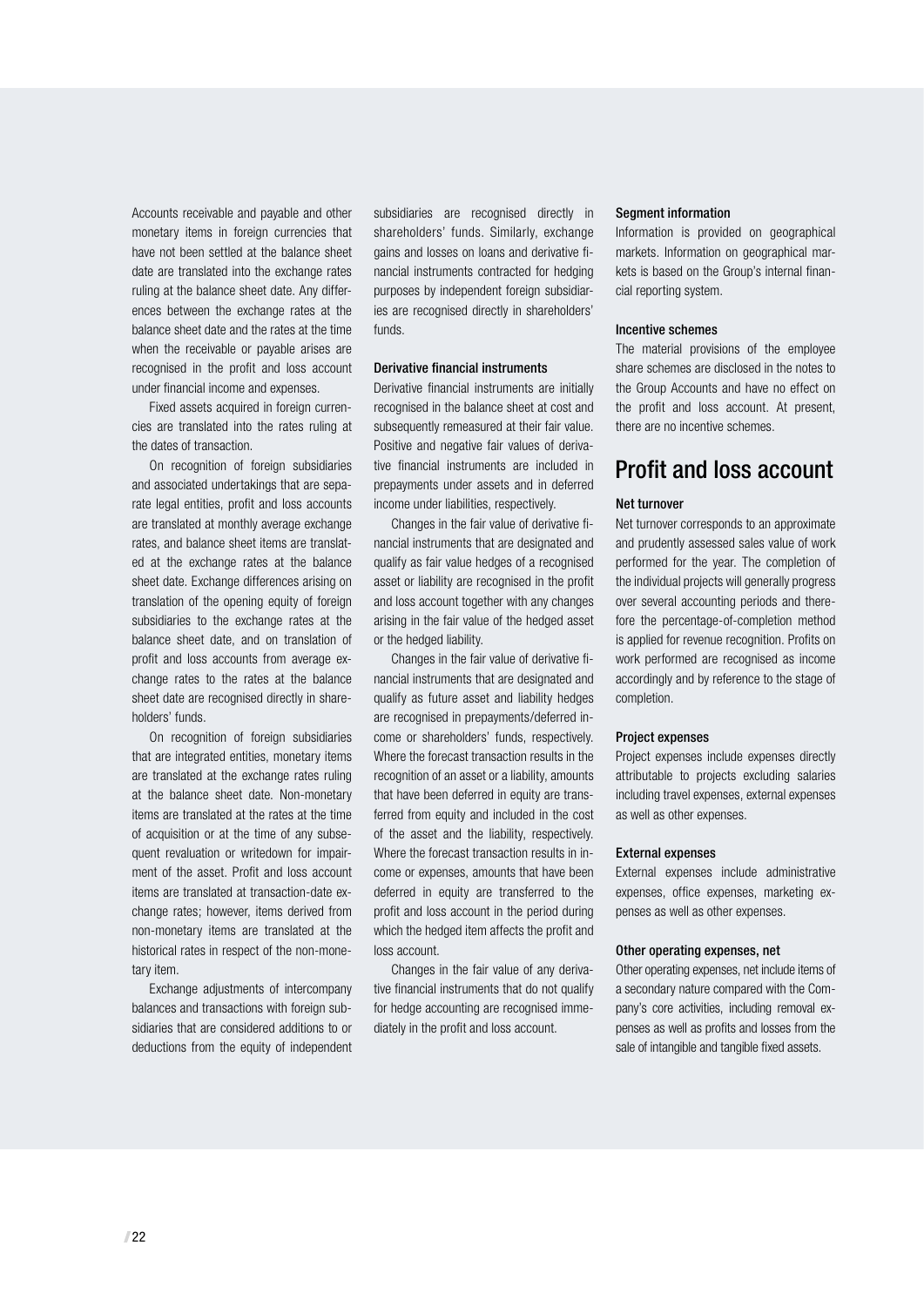Accounts receivable and payable and other monetary items in foreign currencies that have not been settled at the balance sheet date are translated into the exchange rates ruling at the balance sheet date. Any differences between the exchange rates at the balance sheet date and the rates at the time when the receivable or payable arises are recognised in the profit and loss account under financial income and expenses.

Fixed assets acquired in foreign currencies are translated into the rates ruling at the dates of transaction.

On recognition of foreign subsidiaries and associated undertakings that are separate legal entities, profit and loss accounts are translated at monthly average exchange rates, and balance sheet items are translated at the exchange rates at the balance sheet date. Exchange differences arising on translation of the opening equity of foreign subsidiaries to the exchange rates at the balance sheet date, and on translation of profit and loss accounts from average exchange rates to the rates at the balance sheet date are recognised directly in shareholders' funds.

On recognition of foreign subsidiaries that are integrated entities, monetary items are translated at the exchange rates ruling at the balance sheet date. Non-monetary items are translated at the rates at the time of acquisition or at the time of any subsequent revaluation or writedown for impairment of the asset. Profit and loss account items are translated at transaction-date exchange rates; however, items derived from non-monetary items are translated at the historical rates in respect of the non-monetary item.

Exchange adjustments of intercompany balances and transactions with foreign subsidiaries that are considered additions to or deductions from the equity of independent subsidiaries are recognised directly in shareholders' funds. Similarly, exchange gains and losses on loans and derivative financial instruments contracted for hedging purposes by independent foreign subsidiaries are recognised directly in shareholders' funds.

#### Derivative financial instruments

Derivative financial instruments are initially recognised in the balance sheet at cost and subsequently remeasured at their fair value. Positive and negative fair values of derivative financial instruments are included in prepayments under assets and in deferred income under liabilities, respectively.

Changes in the fair value of derivative financial instruments that are designated and qualify as fair value hedges of a recognised asset or liability are recognised in the profit and loss account together with any changes arising in the fair value of the hedged asset or the hedged liability.

Changes in the fair value of derivative financial instruments that are designated and qualify as future asset and liability hedges are recognised in prepayments/deferred income or shareholders' funds, respectively. Where the forecast transaction results in the recognition of an asset or a liability, amounts that have been deferred in equity are transferred from equity and included in the cost of the asset and the liability, respectively. Where the forecast transaction results in income or expenses, amounts that have been deferred in equity are transferred to the profit and loss account in the period during which the hedged item affects the profit and loss account.

Changes in the fair value of any derivative financial instruments that do not qualify for hedge accounting are recognised immediately in the profit and loss account.

#### Segment information

Information is provided on geographical markets. Information on geographical markets is based on the Group's internal financial reporting system.

#### Incentive schemes

The material provisions of the employee share schemes are disclosed in the notes to the Group Accounts and have no effect on the profit and loss account. At present, there are no incentive schemes.

## Profit and loss account

#### Net turnover

Net turnover corresponds to an approximate and prudently assessed sales value of work performed for the year. The completion of the individual projects will generally progress over several accounting periods and therefore the percentage-of-completion method is applied for revenue recognition. Profits on work performed are recognised as income accordingly and by reference to the stage of completion.

#### Project expenses

Project expenses include expenses directly attributable to projects excluding salaries including travel expenses, external expenses as well as other expenses.

#### External expenses

External expenses include administrative expenses, office expenses, marketing expenses as well as other expenses.

#### Other operating expenses, net

Other operating expenses, net include items of a secondary nature compared with the Company's core activities, including removal expenses as well as profits and losses from the sale of intangible and tangible fixed assets.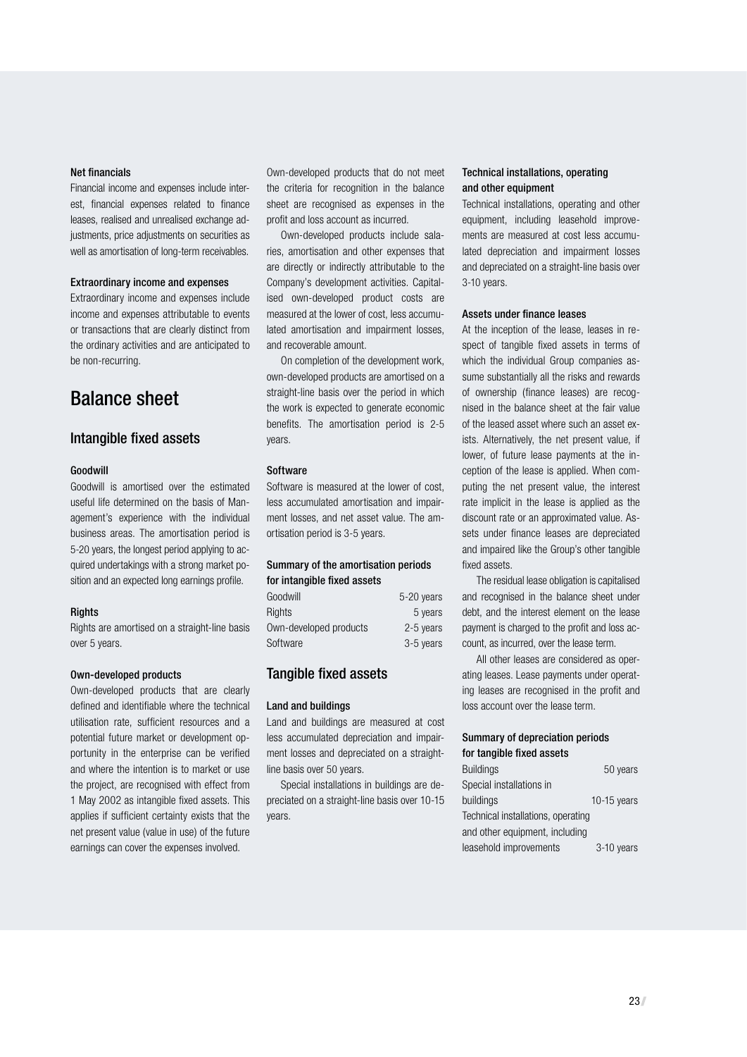#### Net financials

Financial income and expenses include interest, financial expenses related to finance leases, realised and unrealised exchange adjustments, price adjustments on securities as well as amortisation of long-term receivables.

#### Extraordinary income and expenses

Extraordinary income and expenses include income and expenses attributable to events or transactions that are clearly distinct from the ordinary activities and are anticipated to be non-recurring.

# Balance sheet

## Intangible fixed assets

#### Goodwill

Goodwill is amortised over the estimated useful life determined on the basis of Management's experience with the individual business areas. The amortisation period is 5-20 years, the longest period applying to acquired undertakings with a strong market position and an expected long earnings profile.

#### Rights

Rights are amortised on a straight-line basis over 5 years.

#### Own-developed products

Own-developed products that are clearly defined and identifiable where the technical utilisation rate, sufficient resources and a potential future market or development opportunity in the enterprise can be verified and where the intention is to market or use the project, are recognised with effect from 1 May 2002 as intangible fixed assets. This applies if sufficient certainty exists that the net present value (value in use) of the future earnings can cover the expenses involved.

Own-developed products that do not meet the criteria for recognition in the balance sheet are recognised as expenses in the profit and loss account as incurred.

Own-developed products include salaries, amortisation and other expenses that are directly or indirectly attributable to the Company's development activities. Capitalised own-developed product costs are measured at the lower of cost, less accumulated amortisation and impairment losses, and recoverable amount.

On completion of the development work, own-developed products are amortised on a straight-line basis over the period in which the work is expected to generate economic benefits. The amortisation period is 2-5 years.

#### Software

Software is measured at the lower of cost, less accumulated amortisation and impairment losses, and net asset value. The amortisation period is 3-5 years.

#### Summary of the amortisation periods for intangible fixed assets

| | |
|---|---|
| Goodwill | 5-20 years |
| Rights | 5 years |
| Own-developed products | 2-5 years |
| Software | 3-5 years |

## Tangible fixed assets

#### Land and buildings

Land and buildings are measured at cost less accumulated depreciation and impairment losses and depreciated on a straight-line basis over 50 years.

Special installations in buildings are depreciated on a straight-line basis over 10-15 years.

#### Technical installations, operating and other equipment

Technical installations, operating and other equipment, including leasehold improvements are measured at cost less accumulated depreciation and impairment losses and depreciated on a straight-line basis over 3-10 years.

#### Assets under finance leases

At the inception of the lease, leases in respect of tangible fixed assets in terms of which the individual Group companies assume substantially all the risks and rewards of ownership (finance leases) are recognised in the balance sheet at the fair value of the leased asset where such an asset exists. Alternatively, the net present value, if lower, of future lease payments at the inception of the lease is applied. When computing the net present value, the interest rate implicit in the lease is applied as the discount rate or an approximated value. Assets under finance leases are depreciated and impaired like the Group's other tangible fixed assets.

The residual lease obligation is capitalised and recognised in the balance sheet under debt, and the interest element on the lease payment is charged to the profit and loss account, as incurred, over the lease term.

All other leases are considered as operating leases. Lease payments under operating leases are recognised in the profit and loss account over the lease term.

#### Summary of depreciation periods for tangible fixed assets

| | |
|---|---|
| Buildings | 50 years |
| Special installations in buildings | 10-15 years |
| Technical installations, operating and other equipment, including leasehold improvements | 3-10 years |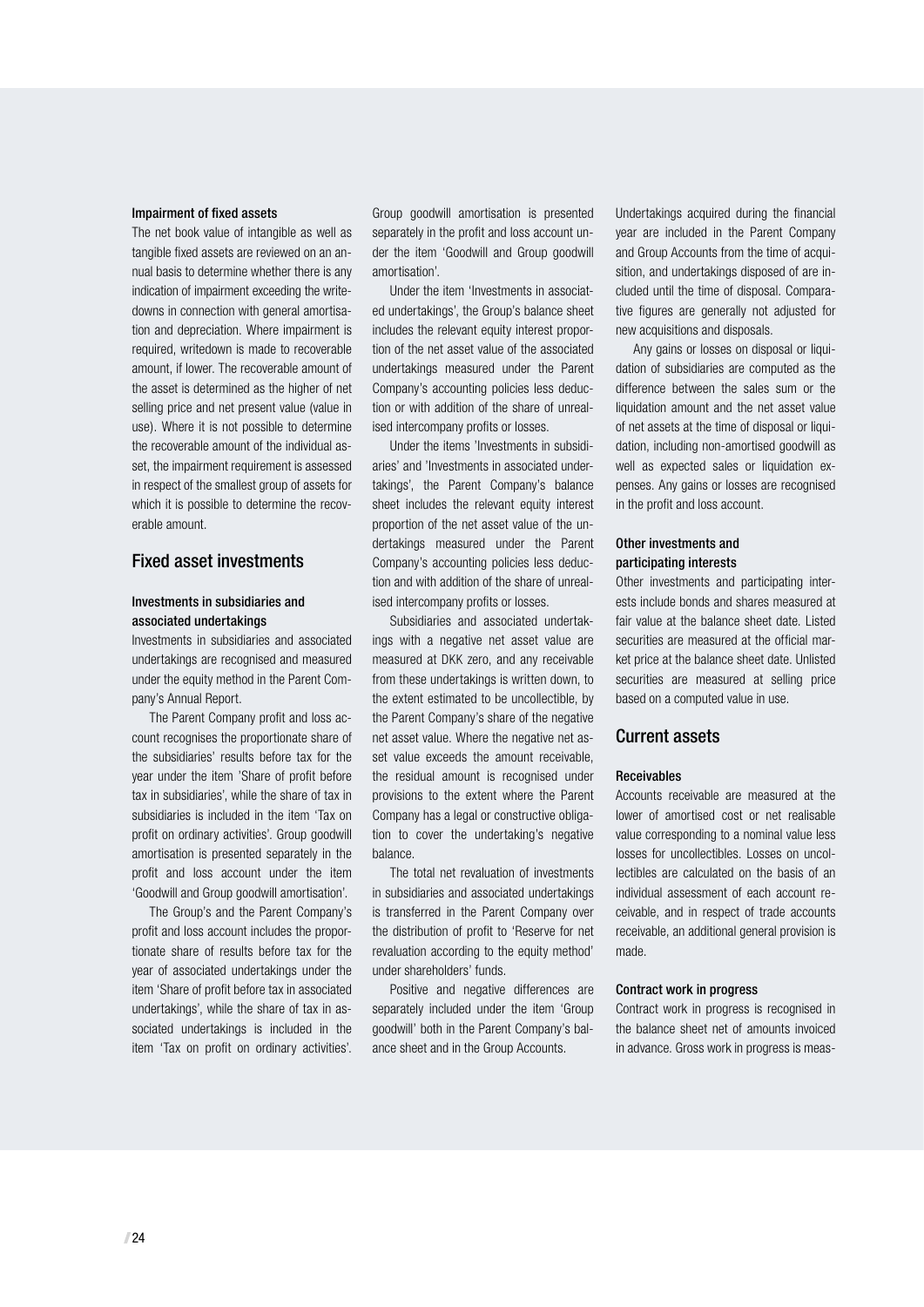#### Impairment of fixed assets

The net book value of intangible as well as tangible fixed assets are reviewed on an annual basis to determine whether there is any indication of impairment exceeding the writedowns in connection with general amortisation and depreciation. Where impairment is required, writedown is made to recoverable amount, if lower. The recoverable amount of the asset is determined as the higher of net selling price and net present value (value in use). Where it is not possible to determine the recoverable amount of the individual asset, the impairment requirement is assessed in respect of the smallest group of assets for which it is possible to determine the recoverable amount.

## Fixed asset investments

#### Investments in subsidiaries and associated undertakings

Investments in subsidiaries and associated undertakings are recognised and measured under the equity method in the Parent Company's Annual Report.

The Parent Company profit and loss account recognises the proportionate share of the subsidiaries' results before tax for the year under the item 'Share of profit before tax in subsidiaries', while the share of tax in subsidiaries is included in the item 'Tax on profit on ordinary activities'. Group goodwill amortisation is presented separately in the profit and loss account under the item 'Goodwill and Group goodwill amortisation'.

The Group's and the Parent Company's profit and loss account includes the proportionate share of results before tax for the year of associated undertakings under the item 'Share of profit before tax in associated undertakings', while the share of tax in associated undertakings is included in the item 'Tax on profit on ordinary activities'. Group goodwill amortisation is presented separately in the profit and loss account under the item 'Goodwill and Group goodwill amortisation'.

Under the item 'Investments in associated undertakings', the Group's balance sheet includes the relevant equity interest proportion of the net asset value of the associated undertakings measured under the Parent Company's accounting policies less deduction or with addition of the share of unrealised intercompany profits or losses.

Under the items 'Investments in subsidiaries' and 'Investments in associated undertakings', the Parent Company's balance sheet includes the relevant equity interest proportion of the net asset value of the undertakings measured under the Parent Company's accounting policies less deduction and with addition of the share of unrealised intercompany profits or losses.

Subsidiaries and associated undertakings with a negative net asset value are measured at DKK zero, and any receivable from these undertakings is written down, to the extent estimated to be uncollectible, by the Parent Company's share of the negative net asset value. Where the negative net asset value exceeds the amount receivable, the residual amount is recognised under provisions to the extent where the Parent Company has a legal or constructive obligation to cover the undertaking's negative balance.

The total net revaluation of investments in subsidiaries and associated undertakings is transferred in the Parent Company over the distribution of profit to 'Reserve for net revaluation according to the equity method' under shareholders' funds.

Positive and negative differences are separately included under the item 'Group goodwill' both in the Parent Company's balance sheet and in the Group Accounts.

Undertakings acquired during the financial year are included in the Parent Company and Group Accounts from the time of acquisition, and undertakings disposed of are included until the time of disposal. Comparative figures are generally not adjusted for new acquisitions and disposals.

Any gains or losses on disposal or liquidation of subsidiaries are computed as the difference between the sales sum or the liquidation amount and the net asset value of net assets at the time of disposal or liquidation, including non-amortised goodwill as well as expected sales or liquidation expenses. Any gains or losses are recognised in the profit and loss account.

#### Other investments and participating interests

Other investments and participating interests include bonds and shares measured at fair value at the balance sheet date. Listed securities are measured at the official market price at the balance sheet date. Unlisted securities are measured at selling price based on a computed value in use.

## Current assets

#### Receivables

Accounts receivable are measured at the lower of amortised cost or net realisable value corresponding to a nominal value less losses for uncollectibles. Losses on uncollectibles are calculated on the basis of an individual assessment of each account receivable, and in respect of trade accounts receivable, an additional general provision is made.

#### Contract work in progress

Contract work in progress is recognised in the balance sheet net of amounts invoiced in advance. Gross work in progress is meas-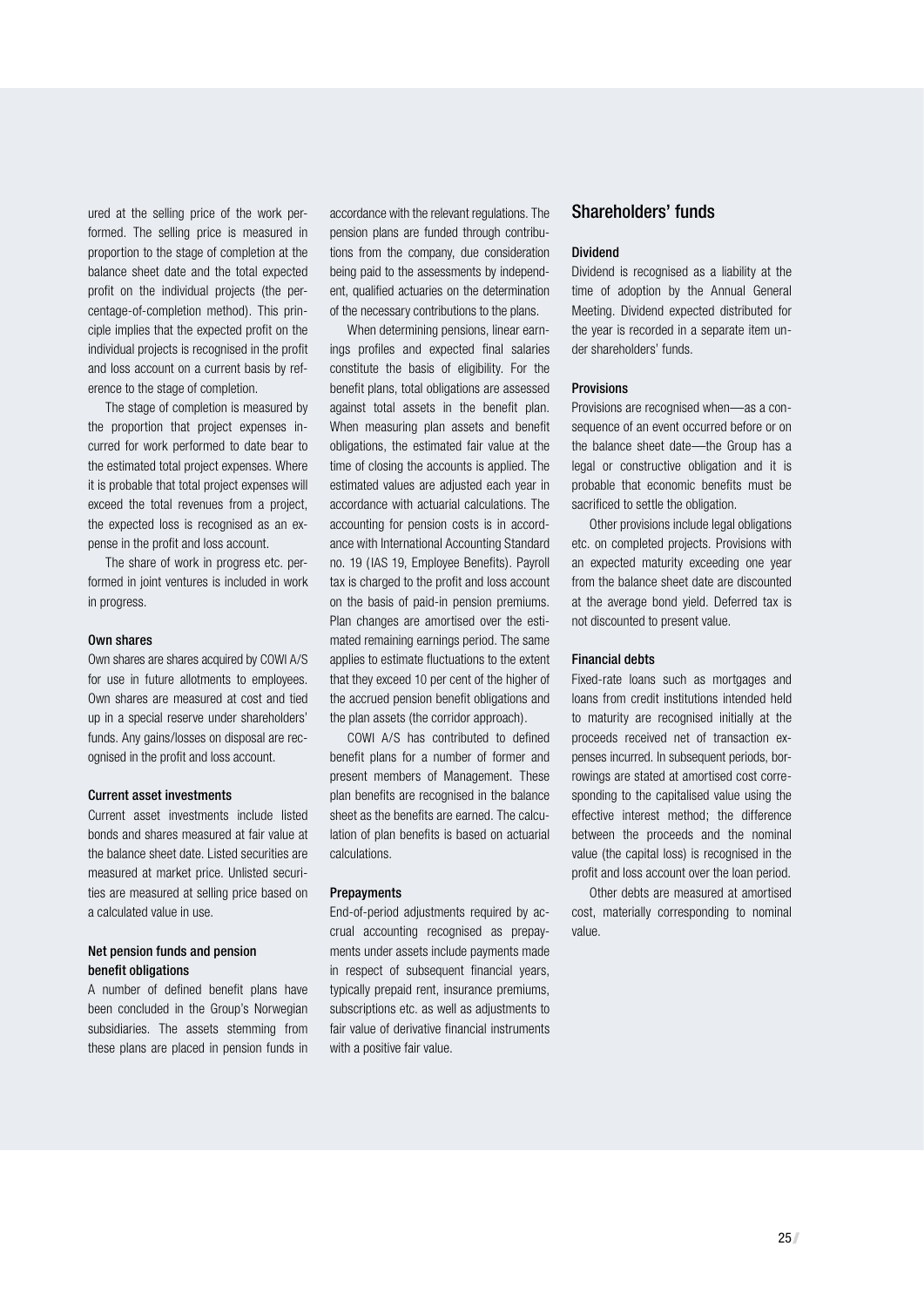ured at the selling price of the work performed. The selling price is measured in proportion to the stage of completion at the balance sheet date and the total expected profit on the individual projects (the percentage-of-completion method). This principle implies that the expected profit on the individual projects is recognised in the profit and loss account on a current basis by reference to the stage of completion.

The stage of completion is measured by the proportion that project expenses incurred for work performed to date bear to the estimated total project expenses. Where it is probable that total project expenses will exceed the total revenues from a project, the expected loss is recognised as an expense in the profit and loss account.

The share of work in progress etc. performed in joint ventures is included in work in progress.

#### Own shares

Own shares are shares acquired by COWI A/S for use in future allotments to employees. Own shares are measured at cost and tied up in a special reserve under shareholders' funds. Any gains/losses on disposal are recognised in the profit and loss account.

#### Current asset investments

Current asset investments include listed bonds and shares measured at fair value at the balance sheet date. Listed securities are measured at market price. Unlisted securities are measured at selling price based on a calculated value in use.

#### Net pension funds and pension benefit obligations

A number of defined benefit plans have been concluded in the Group's Norwegian subsidiaries. The assets stemming from these plans are placed in pension funds in accordance with the relevant regulations. The pension plans are funded through contributions from the company, due consideration being paid to the assessments by independent, qualified actuaries on the determination of the necessary contributions to the plans.

When determining pensions, linear earnings profiles and expected final salaries constitute the basis of eligibility. For the benefit plans, total obligations are assessed against total assets in the benefit plan. When measuring plan assets and benefit obligations, the estimated fair value at the time of closing the accounts is applied. The estimated values are adjusted each year in accordance with actuarial calculations. The accounting for pension costs is in accordance with International Accounting Standard no. 19 (IAS 19, Employee Benefits). Payroll tax is charged to the profit and loss account on the basis of paid-in pension premiums. Plan changes are amortised over the estimated remaining earnings period. The same applies to estimate fluctuations to the extent that they exceed 10 per cent of the higher of the accrued pension benefit obligations and the plan assets (the corridor approach).

COWI A/S has contributed to defined benefit plans for a number of former and present members of Management. These plan benefits are recognised in the balance sheet as the benefits are earned. The calculation of plan benefits is based on actuarial calculations.

#### Prepayments

End-of-period adjustments required by accrual accounting recognised as prepayments under assets include payments made in respect of subsequent financial years, typically prepaid rent, insurance premiums, subscriptions etc. as well as adjustments to fair value of derivative financial instruments with a positive fair value.

## Shareholders' funds

#### Dividend

Dividend is recognised as a liability at the time of adoption by the Annual General Meeting. Dividend expected distributed for the year is recorded in a separate item under shareholders' funds.

#### Provisions

Provisions are recognised when—as a consequence of an event occurred before or on the balance sheet date—the Group has a legal or constructive obligation and it is probable that economic benefits must be sacrificed to settle the obligation.

Other provisions include legal obligations etc. on completed projects. Provisions with an expected maturity exceeding one year from the balance sheet date are discounted at the average bond yield. Deferred tax is not discounted to present value.

#### Financial debts

Fixed-rate loans such as mortgages and loans from credit institutions intended held to maturity are recognised initially at the proceeds received net of transaction expenses incurred. In subsequent periods, borrowings are stated at amortised cost corresponding to the capitalised value using the effective interest method; the difference between the proceeds and the nominal value (the capital loss) is recognised in the profit and loss account over the loan period.

Other debts are measured at amortised cost, materially corresponding to nominal value.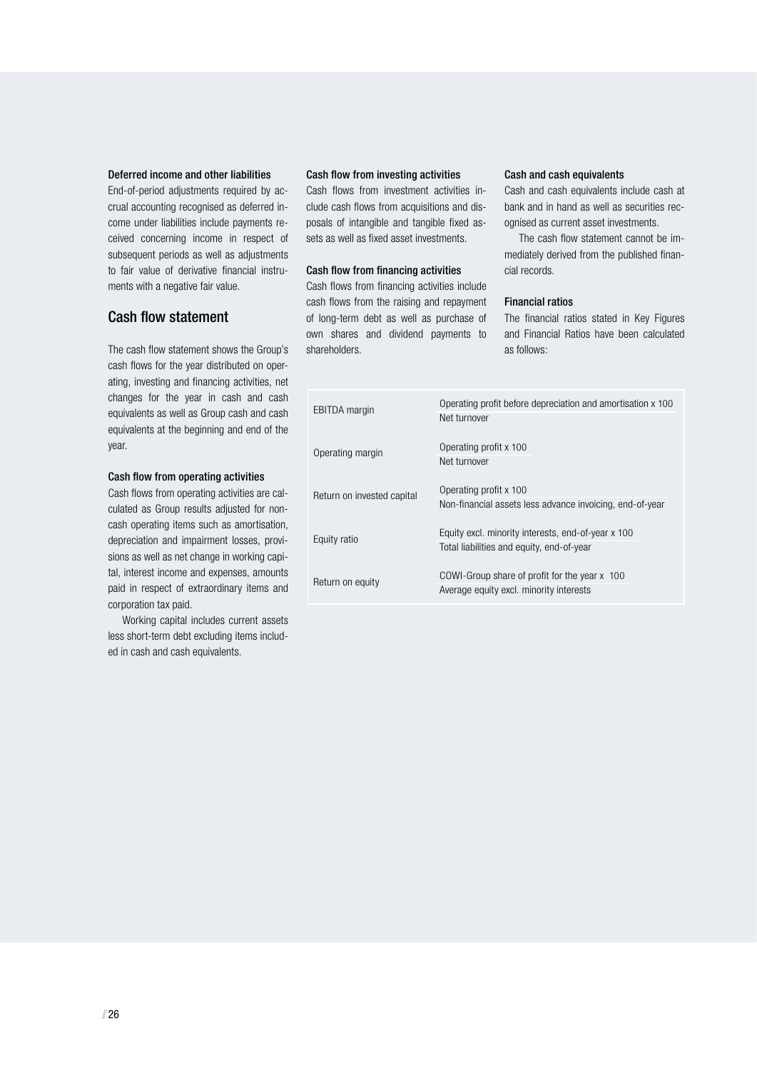#### Deferred income and other liabilities

End-of-period adjustments required by accrual accounting recognised as deferred income under liabilities include payments received concerning income in respect of subsequent periods as well as adjustments to fair value of derivative financial instruments with a negative fair value.

## Cash flow statement

The cash flow statement shows the Group's cash flows for the year distributed on operating, investing and financing activities, net changes for the year in cash and cash equivalents as well as Group cash and cash equivalents at the beginning and end of the year.

#### Cash flow from operating activities

Cash flows from operating activities are calculated as Group results adjusted for non-cash operating items such as amortisation, depreciation and impairment losses, provisions as well as net change in working capital, interest income and expenses, amounts paid in respect of extraordinary items and corporation tax paid.

Working capital includes current assets less short-term debt excluding items included in cash and cash equivalents.

#### Cash flow from investing activities

Cash flows from investment activities include cash flows from acquisitions and disposals of intangible and tangible fixed assets as well as fixed asset investments.

#### Cash flow from financing activities

Cash flows from financing activities include cash flows from the raising and repayment of long-term debt as well as purchase of own shares and dividend payments to shareholders.

#### Cash and cash equivalents

Cash and cash equivalents include cash at bank and in hand as well as securities recognised as current asset investments.

The cash flow statement cannot be immediately derived from the published financial records.

#### Financial ratios

The financial ratios stated in Key Figures and Financial Ratios have been calculated as follows:

| | |
|---|---|
| EBITDA margin | Operating profit before depreciation and amortisation x 100 / Net turnover |
| Operating margin | Operating profit x 100 / Net turnover |
| Return on invested capital | Operating profit x 100 / Non-financial assets less advance invoicing, end-of-year |
| Equity ratio | Equity excl. minority interests, end-of-year x 100 / Total liabilities and equity, end-of-year |
| Return on equity | COWI-Group share of profit for the year x 100 / Average equity excl. minority interests |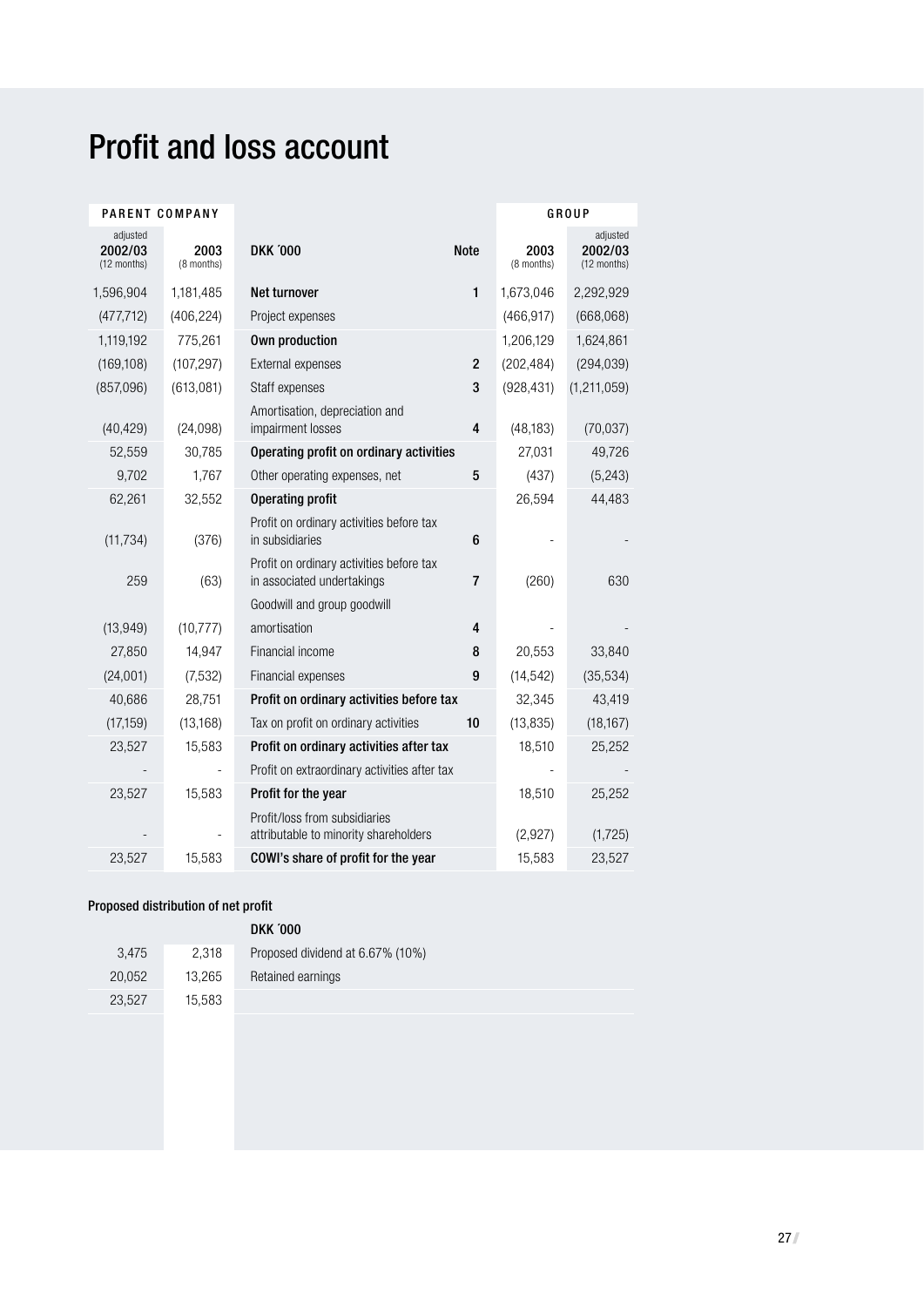# Profit and loss account

| PARENT COMPANY | | | | GROUP | |
|---|---|---|---|---|---|
| adjusted 2002/03 (12 months) | 2003 (8 months) | DKK ´000 | Note | 2003 (8 months) | adjusted 2002/03 (12 months) |
| 1,596,904 | 1,181,485 | **Net turnover** | 1 | 1,673,046 | 2,292,929 |
| (477,712) | (406,224) | Project expenses | | (466,917) | (668,068) |
| 1,119,192 | 775,261 | **Own production** | | 1,206,129 | 1,624,861 |
| (169,108) | (107,297) | External expenses | 2 | (202,484) | (294,039) |
| (857,096) | (613,081) | Staff expenses | 3 | (928,431) | (1,211,059) |
| (40,429) | (24,098) | Amortisation, depreciation and impairment losses | 4 | (48,183) | (70,037) |
| 52,559 | 30,785 | **Operating profit on ordinary activities** | | 27,031 | 49,726 |
| 9,702 | 1,767 | Other operating expenses, net | 5 | (437) | (5,243) |
| 62,261 | 32,552 | **Operating profit** | | 26,594 | 44,483 |
| (11,734) | (376) | Profit on ordinary activities before tax in subsidiaries | 6 | - | - |
| 259 | (63) | Profit on ordinary activities before tax in associated undertakings | 7 | (260) | 630 |
| (13,949) | (10,777) | Goodwill and group goodwill amortisation | 4 | - | - |
| 27,850 | 14,947 | Financial income | 8 | 20,553 | 33,840 |
| (24,001) | (7,532) | Financial expenses | 9 | (14,542) | (35,534) |
| 40,686 | 28,751 | **Profit on ordinary activities before tax** | | 32,345 | 43,419 |
| (17,159) | (13,168) | Tax on profit on ordinary activities | 10 | (13,835) | (18,167) |
| 23,527 | 15,583 | **Profit on ordinary activities after tax** | | 18,510 | 25,252 |
| - | - | Profit on extraordinary activities after tax | | - | - |
| 23,527 | 15,583 | **Profit for the year** | | 18,510 | 25,252 |
| - | - | Profit/loss from subsidiaries attributable to minority shareholders | | (2,927) | (1,725) |
| 23,527 | 15,583 | **COWI's share of profit for the year** | | 15,583 | 23,527 |

**Proposed distribution of net profit**

| | | DKK ´000 |
|---|---|---|
| 3,475 | 2,318 | Proposed dividend at 6.67% (10%) |
| 20,052 | 13,265 | Retained earnings |
| 23,527 | 15,583 | |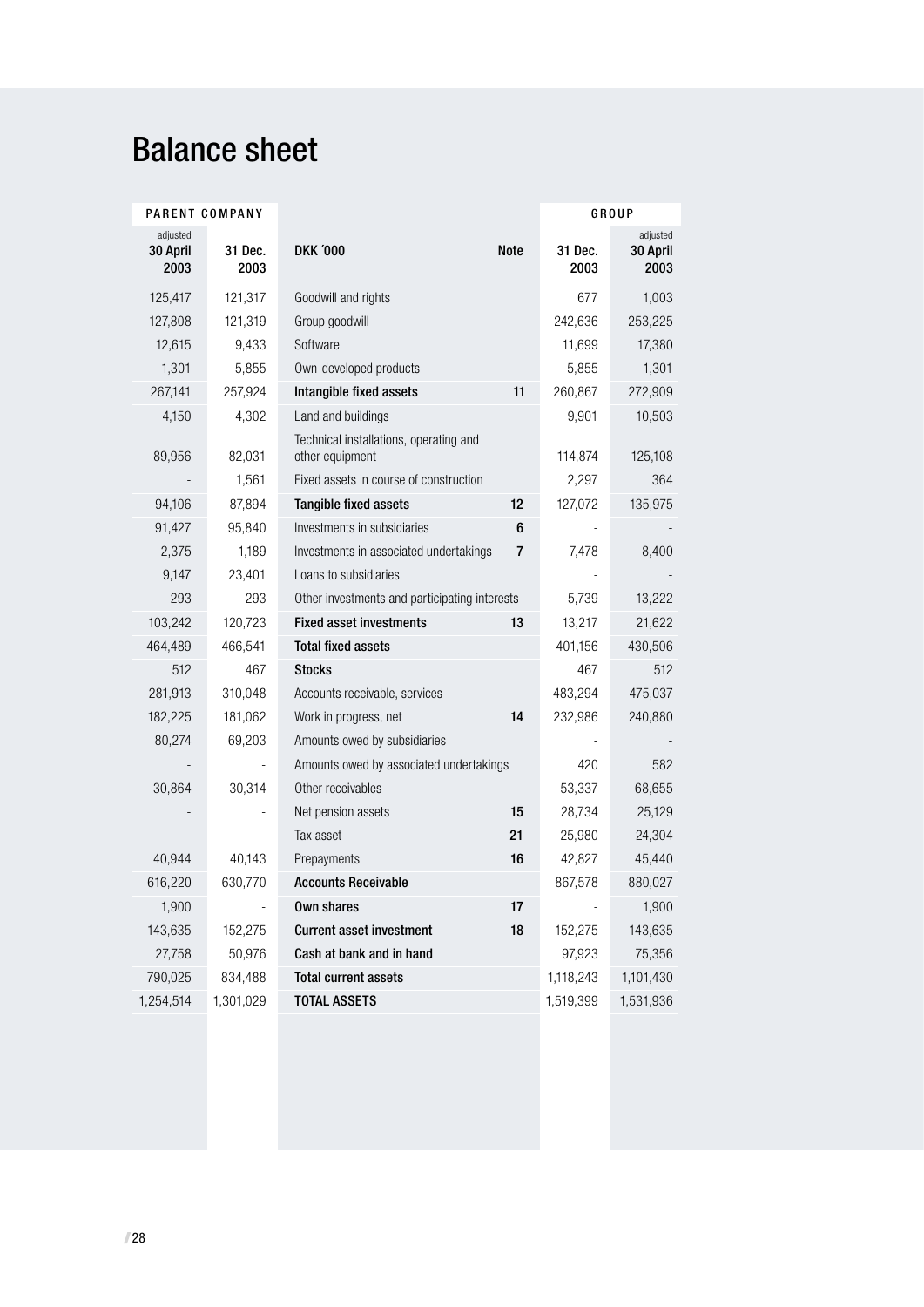# Balance sheet

| PARENT COMPANY | | | | GROUP | |
|---|---|---|---|---|---|
| adjusted 30 April 2003 | 31 Dec. 2003 | DKK ´000 | Note | 31 Dec. 2003 | adjusted 30 April 2003 |
| 125,417 | 121,317 | Goodwill and rights | | 677 | 1,003 |
| 127,808 | 121,319 | Group goodwill | | 242,636 | 253,225 |
| 12,615 | 9,433 | Software | | 11,699 | 17,380 |
| 1,301 | 5,855 | Own-developed products | | 5,855 | 1,301 |
| 267,141 | 257,924 | **Intangible fixed assets** | **11** | 260,867 | 272,909 |
| 4,150 | 4,302 | Land and buildings | | 9,901 | 10,503 |
| 89,956 | 82,031 | Technical installations, operating and other equipment | | 114,874 | 125,108 |
| - | 1,561 | Fixed assets in course of construction | | 2,297 | 364 |
| 94,106 | 87,894 | **Tangible fixed assets** | **12** | 127,072 | 135,975 |
| 91,427 | 95,840 | Investments in subsidiaries | **6** | - | - |
| 2,375 | 1,189 | Investments in associated undertakings | **7** | 7,478 | 8,400 |
| 9,147 | 23,401 | Loans to subsidiaries | | - | - |
| 293 | 293 | Other investments and participating interests | | 5,739 | 13,222 |
| 103,242 | 120,723 | **Fixed asset investments** | **13** | 13,217 | 21,622 |
| 464,489 | 466,541 | **Total fixed assets** | | 401,156 | 430,506 |
| 512 | 467 | **Stocks** | | 467 | 512 |
| 281,913 | 310,048 | Accounts receivable, services | | 483,294 | 475,037 |
| 182,225 | 181,062 | Work in progress, net | **14** | 232,986 | 240,880 |
| 80,274 | 69,203 | Amounts owed by subsidiaries | | - | - |
| - | - | Amounts owed by associated undertakings | | 420 | 582 |
| 30,864 | 30,314 | Other receivables | | 53,337 | 68,655 |
| - | - | Net pension assets | **15** | 28,734 | 25,129 |
| - | - | Tax asset | **21** | 25,980 | 24,304 |
| 40,944 | 40,143 | Prepayments | **16** | 42,827 | 45,440 |
| 616,220 | 630,770 | **Accounts Receivable** | | 867,578 | 880,027 |
| 1,900 | - | **Own shares** | **17** | - | 1,900 |
| 143,635 | 152,275 | **Current asset investment** | **18** | 152,275 | 143,635 |
| 27,758 | 50,976 | **Cash at bank and in hand** | | 97,923 | 75,356 |
| 790,025 | 834,488 | **Total current assets** | | 1,118,243 | 1,101,430 |
| 1,254,514 | 1,301,029 | **TOTAL ASSETS** | | 1,519,399 | 1,531,936 |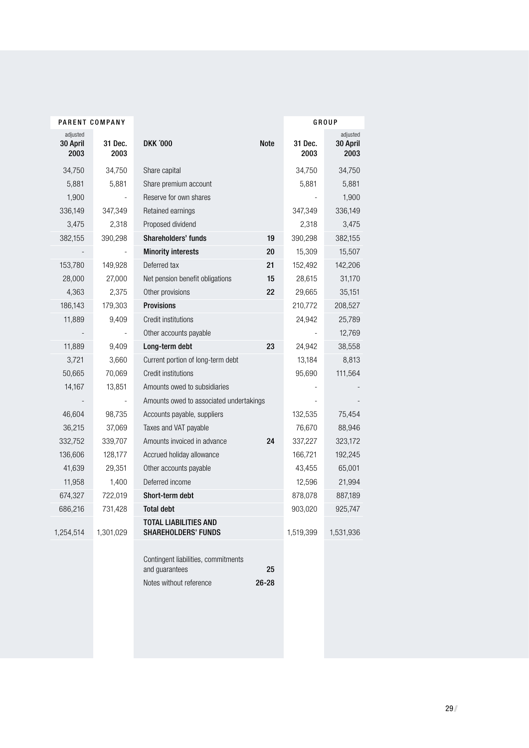| PARENT COMPANY | | | | GROUP | |
|---|---|---|---|---|---|
| adjusted 30 April 2003 | 31 Dec. 2003 | DKK ´000 | Note | 31 Dec. 2003 | adjusted 30 April 2003 |
| 34,750 | 34,750 | Share capital | | 34,750 | 34,750 |
| 5,881 | 5,881 | Share premium account | | 5,881 | 5,881 |
| 1,900 | - | Reserve for own shares | | - | 1,900 |
| 336,149 | 347,349 | Retained earnings | | 347,349 | 336,149 |
| 3,475 | 2,318 | Proposed dividend | | 2,318 | 3,475 |
| 382,155 | 390,298 | **Shareholders' funds** | **19** | 390,298 | 382,155 |
| - | - | **Minority interests** | **20** | 15,309 | 15,507 |
| 153,780 | 149,928 | Deferred tax | **21** | 152,492 | 142,206 |
| 28,000 | 27,000 | Net pension benefit obligations | **15** | 28,615 | 31,170 |
| 4,363 | 2,375 | Other provisions | **22** | 29,665 | 35,151 |
| 186,143 | 179,303 | **Provisions** | | 210,772 | 208,527 |
| 11,889 | 9,409 | Credit institutions | | 24,942 | 25,789 |
| - | - | Other accounts payable | | - | 12,769 |
| 11,889 | 9,409 | **Long-term debt** | **23** | 24,942 | 38,558 |
| 3,721 | 3,660 | Current portion of long-term debt | | 13,184 | 8,813 |
| 50,665 | 70,069 | Credit institutions | | 95,690 | 111,564 |
| 14,167 | 13,851 | Amounts owed to subsidiaries | | - | - |
| - | - | Amounts owed to associated undertakings | | - | - |
| 46,604 | 98,735 | Accounts payable, suppliers | | 132,535 | 75,454 |
| 36,215 | 37,069 | Taxes and VAT payable | | 76,670 | 88,946 |
| 332,752 | 339,707 | Amounts invoiced in advance | **24** | 337,227 | 323,172 |
| 136,606 | 128,177 | Accrued holiday allowance | | 166,721 | 192,245 |
| 41,639 | 29,351 | Other accounts payable | | 43,455 | 65,001 |
| 11,958 | 1,400 | Deferred income | | 12,596 | 21,994 |
| 674,327 | 722,019 | **Short-term debt** | | 878,078 | 887,189 |
| 686,216 | 731,428 | **Total debt** | | 903,020 | 925,747 |
| 1,254,514 | 1,301,029 | **TOTAL LIABILITIES AND SHAREHOLDERS' FUNDS** | | 1,519,399 | 1,531,936 |
| | | Contingent liabilities, commitments and guarantees | **25** | | |
| | | Notes without reference | **26-28** | | |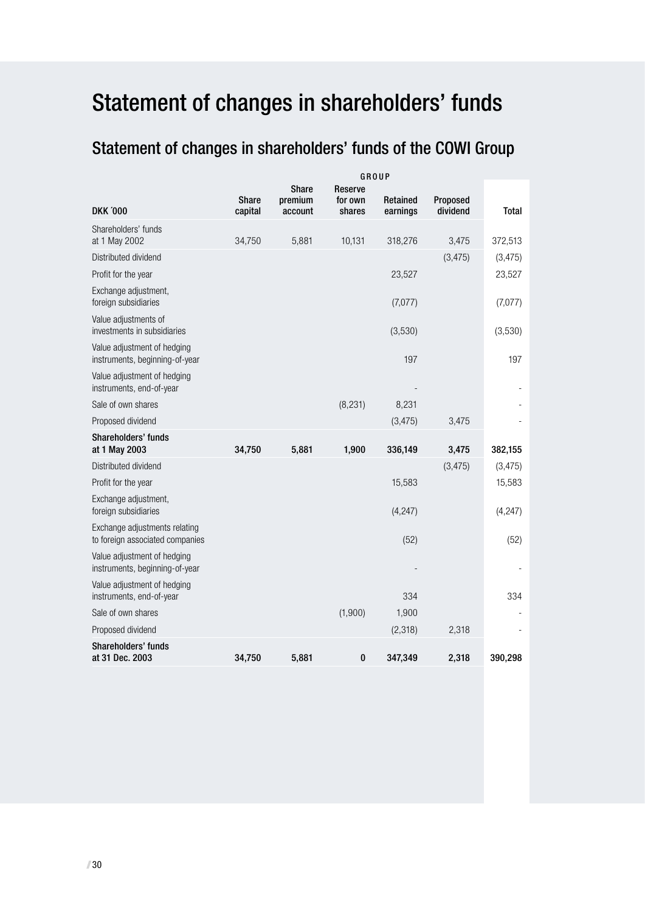# Statement of changes in shareholders' funds

## Statement of changes in shareholders' funds of the COWI Group

| | GROUP | | | | | |
|---|---|---|---|---|---|---|
| DKK ´000 | Share capital | Share premium account | Reserve for own shares | Retained earnings | Proposed dividend | Total |
| Shareholders' funds at 1 May 2002 | 34,750 | 5,881 | 10,131 | 318,276 | 3,475 | 372,513 |
| Distributed dividend | | | | | (3,475) | (3,475) |
| Profit for the year | | | | 23,527 | | 23,527 |
| Exchange adjustment, foreign subsidiaries | | | | (7,077) | | (7,077) |
| Value adjustments of investments in subsidiaries | | | | (3,530) | | (3,530) |
| Value adjustment of hedging instruments, beginning-of-year | | | | 197 | | 197 |
| Value adjustment of hedging instruments, end-of-year | | | | - | | - |
| Sale of own shares | | | (8,231) | 8,231 | | - |
| Proposed dividend | | | | (3,475) | 3,475 | - |
| **Shareholders' funds at 1 May 2003** | **34,750** | **5,881** | **1,900** | **336,149** | **3,475** | **382,155** |
| Distributed dividend | | | | | (3,475) | (3,475) |
| Profit for the year | | | | 15,583 | | 15,583 |
| Exchange adjustment, foreign subsidiaries | | | | (4,247) | | (4,247) |
| Exchange adjustments relating to foreign associated companies | | | | (52) | | (52) |
| Value adjustment of hedging instruments, beginning-of-year | | | | - | | - |
| Value adjustment of hedging instruments, end-of-year | | | | 334 | | 334 |
| Sale of own shares | | | (1,900) | 1,900 | | - |
| Proposed dividend | | | | (2,318) | 2,318 | - |
| **Shareholders' funds at 31 Dec. 2003** | **34,750** | **5,881** | **0** | **347,349** | **2,318** | **390,298** |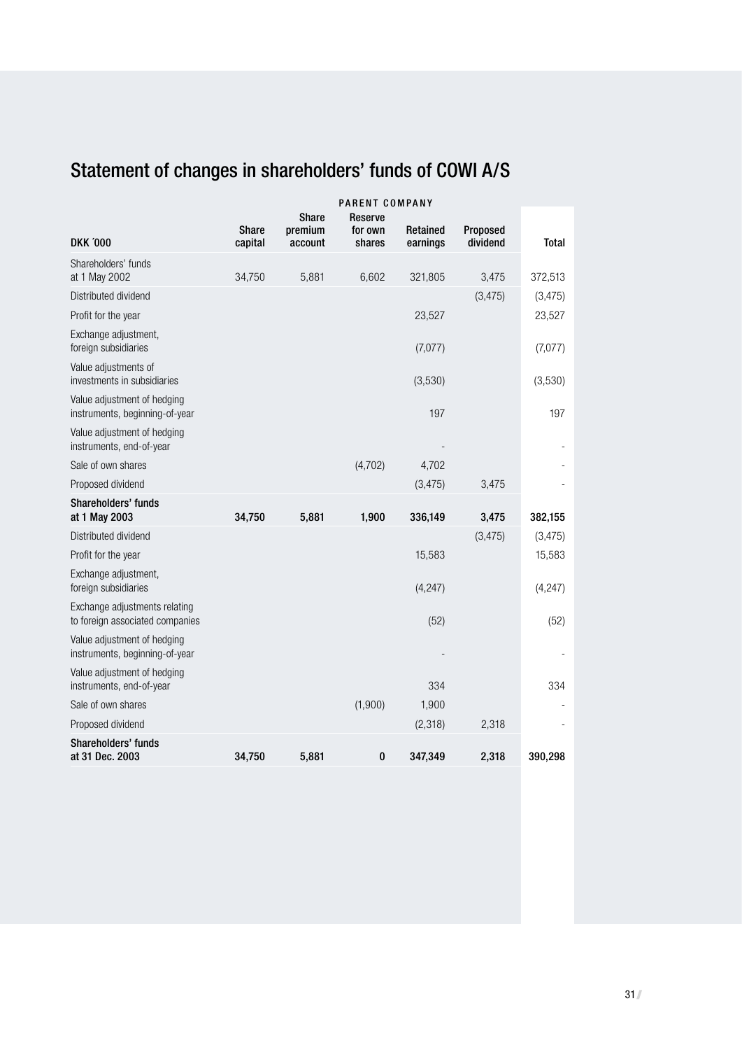# Statement of changes in shareholders' funds of COWI A/S

| | PARENT COMPANY | | | | | |
|---|---|---|---|---|---|---|
| **DKK ´000** | **Share capital** | **Share premium account** | **Reserve for own shares** | **Retained earnings** | **Proposed dividend** | **Total** |
| Shareholders' funds at 1 May 2002 | 34,750 | 5,881 | 6,602 | 321,805 | 3,475 | 372,513 |
| Distributed dividend | | | | | (3,475) | (3,475) |
| Profit for the year | | | | 23,527 | | 23,527 |
| Exchange adjustment, foreign subsidiaries | | | | (7,077) | | (7,077) |
| Value adjustments of investments in subsidiaries | | | | (3,530) | | (3,530) |
| Value adjustment of hedging instruments, beginning-of-year | | | | 197 | | 197 |
| Value adjustment of hedging instruments, end-of-year | | | | - | | - |
| Sale of own shares | | | (4,702) | 4,702 | | - |
| Proposed dividend | | | | (3,475) | 3,475 | - |
| **Shareholders' funds at 1 May 2003** | **34,750** | **5,881** | **1,900** | **336,149** | **3,475** | **382,155** |
| Distributed dividend | | | | | (3,475) | (3,475) |
| Profit for the year | | | | 15,583 | | 15,583 |
| Exchange adjustment, foreign subsidiaries | | | | (4,247) | | (4,247) |
| Exchange adjustments relating to foreign associated companies | | | | (52) | | (52) |
| Value adjustment of hedging instruments, beginning-of-year | | | | - | | - |
| Value adjustment of hedging instruments, end-of-year | | | | 334 | | 334 |
| Sale of own shares | | | (1,900) | 1,900 | | - |
| Proposed dividend | | | | (2,318) | 2,318 | - |
| **Shareholders' funds at 31 Dec. 2003** | **34,750** | **5,881** | **0** | **347,349** | **2,318** | **390,298** |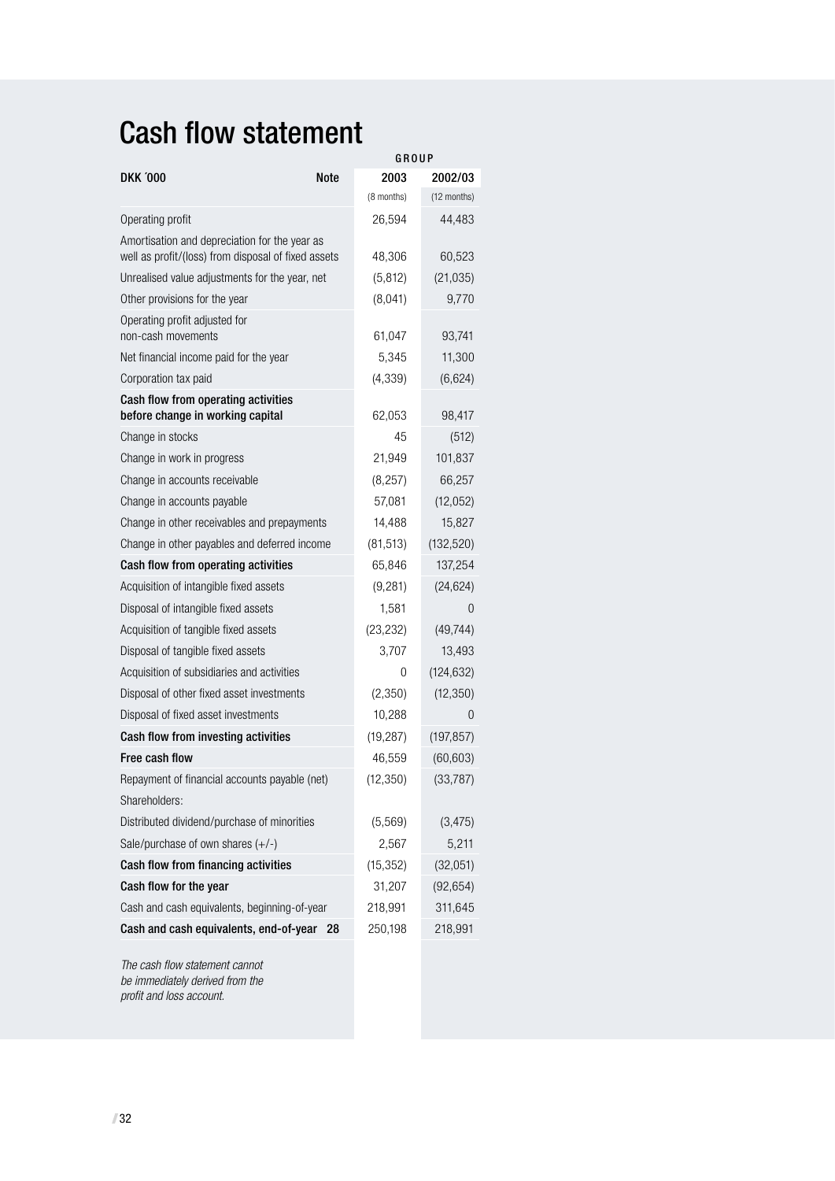# Cash flow statement

| DKK ´000 | Note | GROUP 2003 (8 months) | 2002/03 (12 months) |
|---|---|---|---|
| Operating profit | | 26,594 | 44,483 |
| Amortisation and depreciation for the year as well as profit/(loss) from disposal of fixed assets | | 48,306 | 60,523 |
| Unrealised value adjustments for the year, net | | (5,812) | (21,035) |
| Other provisions for the year | | (8,041) | 9,770 |
| Operating profit adjusted for non-cash movements | | 61,047 | 93,741 |
| Net financial income paid for the year | | 5,345 | 11,300 |
| Corporation tax paid | | (4,339) | (6,624) |
| **Cash flow from operating activities before change in working capital** | | 62,053 | 98,417 |
| Change in stocks | | 45 | (512) |
| Change in work in progress | | 21,949 | 101,837 |
| Change in accounts receivable | | (8,257) | 66,257 |
| Change in accounts payable | | 57,081 | (12,052) |
| Change in other receivables and prepayments | | 14,488 | 15,827 |
| Change in other payables and deferred income | | (81,513) | (132,520) |
| **Cash flow from operating activities** | | 65,846 | 137,254 |
| Acquisition of intangible fixed assets | | (9,281) | (24,624) |
| Disposal of intangible fixed assets | | 1,581 | 0 |
| Acquisition of tangible fixed assets | | (23,232) | (49,744) |
| Disposal of tangible fixed assets | | 3,707 | 13,493 |
| Acquisition of subsidiaries and activities | | 0 | (124,632) |
| Disposal of other fixed asset investments | | (2,350) | (12,350) |
| Disposal of fixed asset investments | | 10,288 | 0 |
| **Cash flow from investing activities** | | (19,287) | (197,857) |
| **Free cash flow** | | 46,559 | (60,603) |
| Repayment of financial accounts payable (net) | | (12,350) | (33,787) |
| Shareholders: | | | |
| Distributed dividend/purchase of minorities | | (5,569) | (3,475) |
| Sale/purchase of own shares (+/-) | | 2,567 | 5,211 |
| **Cash flow from financing activities** | | (15,352) | (32,051) |
| **Cash flow for the year** | | 31,207 | (92,654) |
| Cash and cash equivalents, beginning-of-year | | 218,991 | 311,645 |
| **Cash and cash equivalents, end-of-year** | **28** | 250,198 | 218,991 |

*The cash flow statement cannot be immediately derived from the profit and loss account.*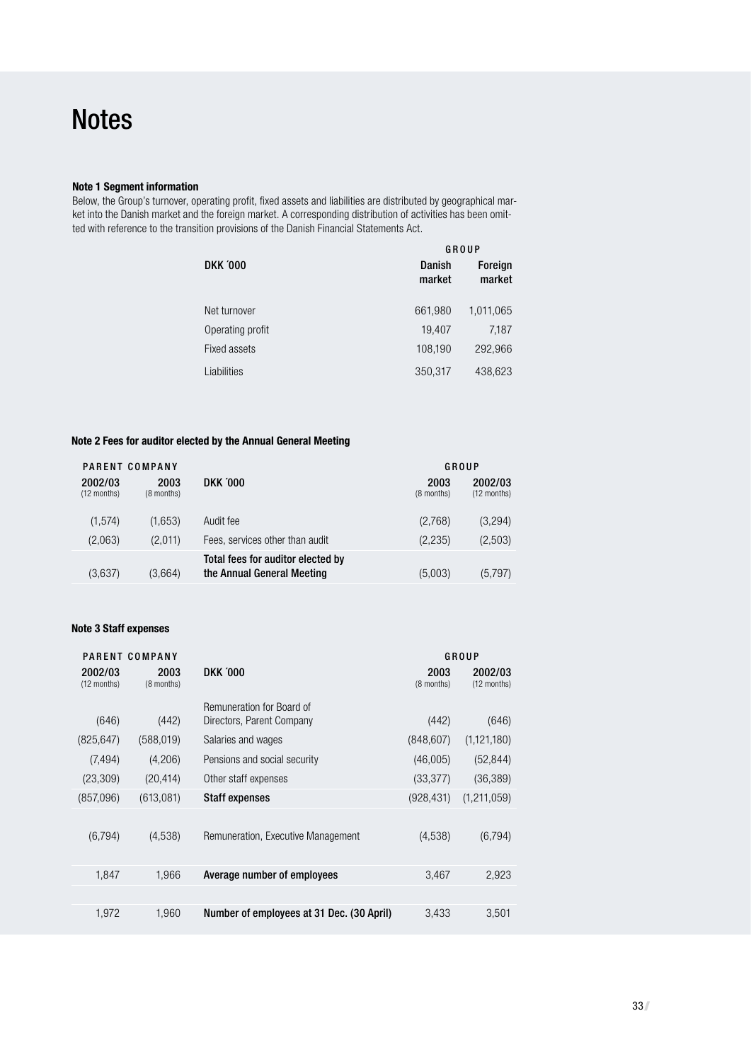# Notes

**Note 1 Segment information**

Below, the Group's turnover, operating profit, fixed assets and liabilities are distributed by geographical market into the Danish market and the foreign market. A corresponding distribution of activities has been omitted with reference to the transition provisions of the Danish Financial Statements Act.

| | GROUP | |
|---|---|---|
| **DKK ´000** | **Danish market** | **Foreign market** |
| Net turnover | 661,980 | 1,011,065 |
| Operating profit | 19,407 | 7,187 |
| Fixed assets | 108,190 | 292,966 |
| Liabilities | 350,317 | 438,623 |

**Note 2 Fees for auditor elected by the Annual General Meeting**

| PARENT COMPANY | | | GROUP | |
|---|---|---|---|---|
| **2002/03** (12 months) | **2003** (8 months) | **DKK ´000** | **2003** (8 months) | **2002/03** (12 months) |
| (1,574) | (1,653) | Audit fee | (2,768) | (3,294) |
| (2,063) | (2,011) | Fees, services other than audit | (2,235) | (2,503) |
| (3,637) | (3,664) | **Total fees for auditor elected by the Annual General Meeting** | (5,003) | (5,797) |

**Note 3 Staff expenses**

| PARENT COMPANY | | | GROUP | |
|---|---|---|---|---|
| **2002/03** (12 months) | **2003** (8 months) | **DKK ´000** | **2003** (8 months) | **2002/03** (12 months) |
| (646) | (442) | Remuneration for Board of Directors, Parent Company | (442) | (646) |
| (825,647) | (588,019) | Salaries and wages | (848,607) | (1,121,180) |
| (7,494) | (4,206) | Pensions and social security | (46,005) | (52,844) |
| (23,309) | (20,414) | Other staff expenses | (33,377) | (36,389) |
| (857,096) | (613,081) | **Staff expenses** | (928,431) | (1,211,059) |
| (6,794) | (4,538) | Remuneration, Executive Management | (4,538) | (6,794) |
| 1,847 | 1,966 | **Average number of employees** | 3,467 | 2,923 |
| 1,972 | 1,960 | **Number of employees at 31 Dec. (30 April)** | 3,433 | 3,501 |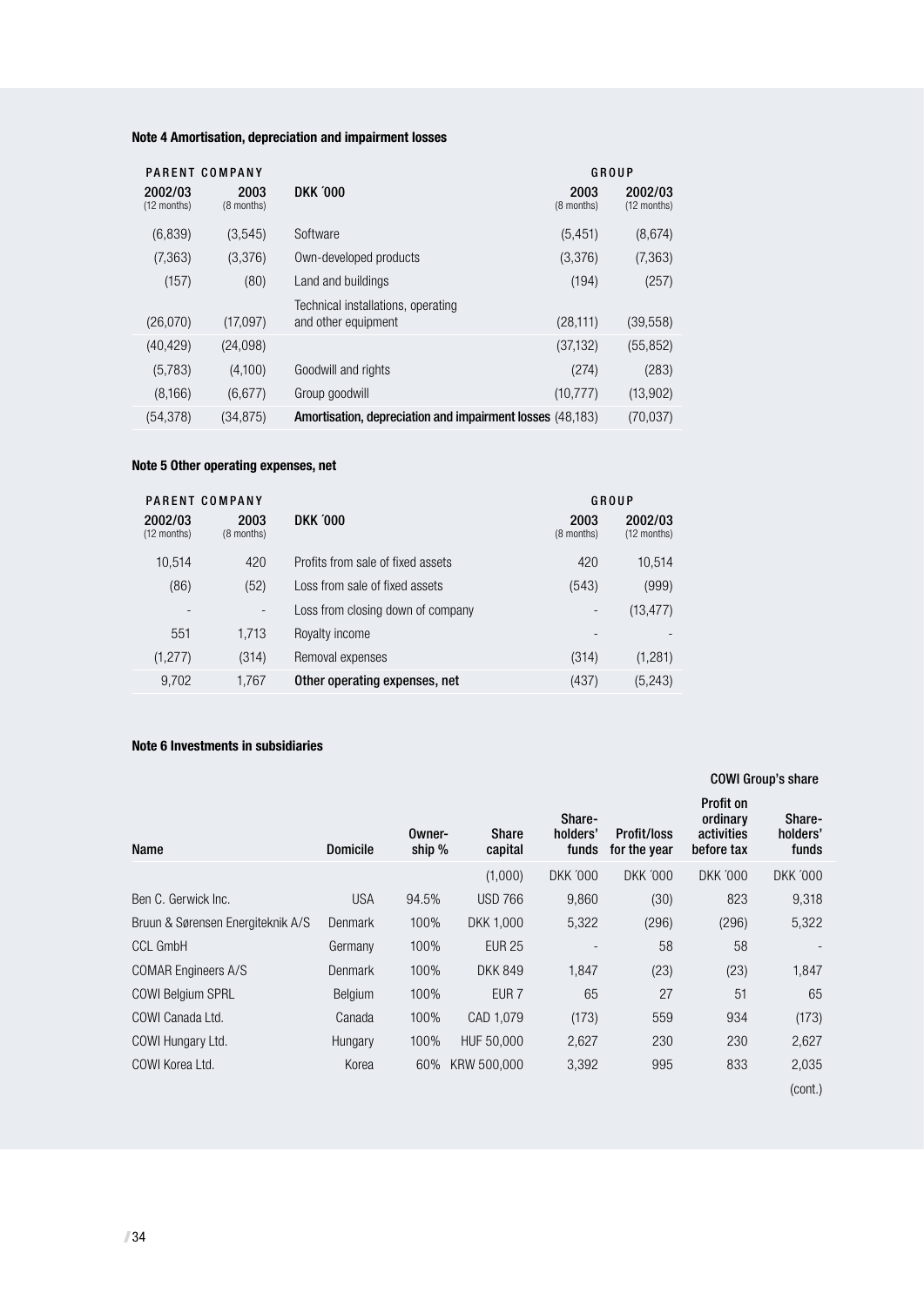### Note 4 Amortisation, depreciation and impairment losses

| PARENT COMPANY | | | GROUP | |
|---|---|---|---|---|
| 2002/03 (12 months) | 2003 (8 months) | DKK ´000 | 2003 (8 months) | 2002/03 (12 months) |
| (6,839) | (3,545) | Software | (5,451) | (8,674) |
| (7,363) | (3,376) | Own-developed products | (3,376) | (7,363) |
| (157) | (80) | Land and buildings | (194) | (257) |
| (26,070) | (17,097) | Technical installations, operating and other equipment | (28,111) | (39,558) |
| (40,429) | (24,098) | | (37,132) | (55,852) |
| (5,783) | (4,100) | Goodwill and rights | (274) | (283) |
| (8,166) | (6,677) | Group goodwill | (10,777) | (13,902) |
| (54,378) | (34,875) | **Amortisation, depreciation and impairment losses** | (48,183) | (70,037) |

### Note 5 Other operating expenses, net

| PARENT COMPANY | | | GROUP | |
|---|---|---|---|---|
| 2002/03 (12 months) | 2003 (8 months) | DKK ´000 | 2003 (8 months) | 2002/03 (12 months) |
| 10,514 | 420 | Profits from sale of fixed assets | 420 | 10,514 |
| (86) | (52) | Loss from sale of fixed assets | (543) | (999) |
| - | - | Loss from closing down of company | - | (13,477) |
| 551 | 1,713 | Royalty income | - | - |
| (1,277) | (314) | Removal expenses | (314) | (1,281) |
| 9,702 | 1,767 | **Other operating expenses, net** | (437) | (5,243) |

### Note 6 Investments in subsidiaries

| | | | | | | COWI Group's share | |
|---|---|---|---|---|---|---|---|
| Name | Domicile | Ownership % | Share capital | Shareholders' funds | Profit/loss for the year | Profit on ordinary activities before tax | Shareholders' funds |
| | | | (1,000) | DKK ´000 | DKK ´000 | DKK ´000 | DKK ´000 |
| Ben C. Gerwick Inc. | USA | 94.5% | USD 766 | 9,860 | (30) | 823 | 9,318 |
| Bruun & Sørensen Energiteknik A/S | Denmark | 100% | DKK 1,000 | 5,322 | (296) | (296) | 5,322 |
| CCL GmbH | Germany | 100% | EUR 25 | - | 58 | 58 | - |
| COMAR Engineers A/S | Denmark | 100% | DKK 849 | 1,847 | (23) | (23) | 1,847 |
| COWI Belgium SPRL | Belgium | 100% | EUR 7 | 65 | 27 | 51 | 65 |
| COWI Canada Ltd. | Canada | 100% | CAD 1,079 | (173) | 559 | 934 | (173) |
| COWI Hungary Ltd. | Hungary | 100% | HUF 50,000 | 2,627 | 230 | 230 | 2,627 |
| COWI Korea Ltd. | Korea | 60% | KRW 500,000 | 3,392 | 995 | 833 | 2,035 |

(cont.)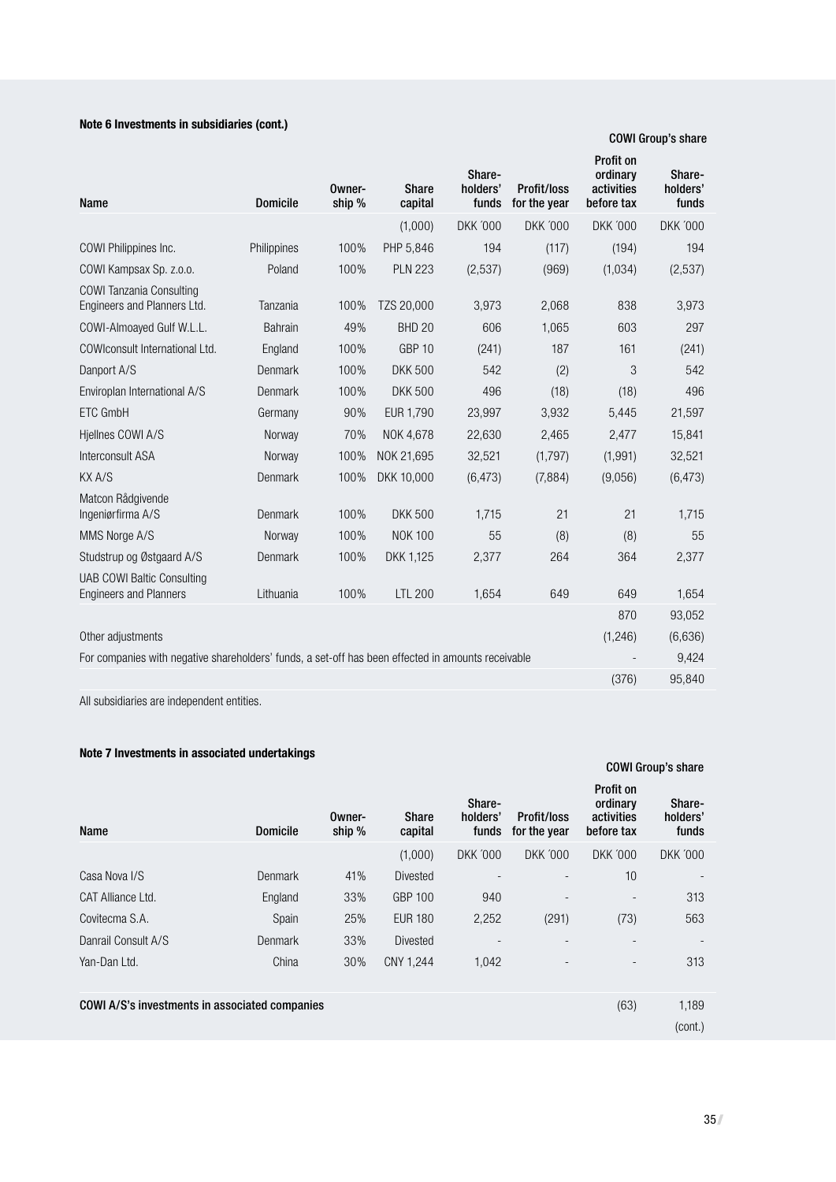**Note 6 Investments in subsidiaries (cont.)**

| Name | Domicile | Ownership % | Share capital | Shareholders' funds | Profit/loss for the year | COWI Group's share: Profit on ordinary activities before tax | COWI Group's share: Shareholders' funds |
|---|---|---|---|---|---|---|---|
| | | | (1,000) | DKK ´000 | DKK ´000 | DKK ´000 | DKK ´000 |
| COWI Philippines Inc. | Philippines | 100% | PHP 5,846 | 194 | (117) | (194) | 194 |
| COWI Kampsax Sp. z.o.o. | Poland | 100% | PLN 223 | (2,537) | (969) | (1,034) | (2,537) |
| COWI Tanzania Consulting Engineers and Planners Ltd. | Tanzania | 100% | TZS 20,000 | 3,973 | 2,068 | 838 | 3,973 |
| COWI-Almoayed Gulf W.L.L. | Bahrain | 49% | BHD 20 | 606 | 1,065 | 603 | 297 |
| COWIconsult International Ltd. | England | 100% | GBP 10 | (241) | 187 | 161 | (241) |
| Danport A/S | Denmark | 100% | DKK 500 | 542 | (2) | 3 | 542 |
| Enviroplan International A/S | Denmark | 100% | DKK 500 | 496 | (18) | (18) | 496 |
| ETC GmbH | Germany | 90% | EUR 1,790 | 23,997 | 3,932 | 5,445 | 21,597 |
| Hjellnes COWI A/S | Norway | 70% | NOK 4,678 | 22,630 | 2,465 | 2,477 | 15,841 |
| Interconsult ASA | Norway | 100% | NOK 21,695 | 32,521 | (1,797) | (1,991) | 32,521 |
| KX A/S | Denmark | 100% | DKK 10,000 | (6,473) | (7,884) | (9,056) | (6,473) |
| Matcon Rådgivende Ingeniørfirma A/S | Denmark | 100% | DKK 500 | 1,715 | 21 | 21 | 1,715 |
| MMS Norge A/S | Norway | 100% | NOK 100 | 55 | (8) | (8) | 55 |
| Studstrup og Østgaard A/S | Denmark | 100% | DKK 1,125 | 2,377 | 264 | 364 | 2,377 |
| UAB COWI Baltic Consulting Engineers and Planners | Lithuania | 100% | LTL 200 | 1,654 | 649 | 649 | 1,654 |
| | | | | | | 870 | 93,052 |
| Other adjustments | | | | | | (1,246) | (6,636) |
| For companies with negative shareholders' funds, a set-off has been effected in amounts receivable | | | | | | - | 9,424 |
| | | | | | | (376) | 95,840 |

All subsidiaries are independent entities.

**Note 7 Investments in associated undertakings**

| Name | Domicile | Ownership % | Share capital | Shareholders' funds | Profit/loss for the year | COWI Group's share: Profit on ordinary activities before tax | COWI Group's share: Shareholders' funds |
|---|---|---|---|---|---|---|---|
| | | | (1,000) | DKK ´000 | DKK ´000 | DKK ´000 | DKK ´000 |
| Casa Nova I/S | Denmark | 41% | Divested | - | - | 10 | - |
| CAT Alliance Ltd. | England | 33% | GBP 100 | 940 | - | - | 313 |
| Covitecma S.A. | Spain | 25% | EUR 180 | 2,252 | (291) | (73) | 563 |
| Danrail Consult A/S | Denmark | 33% | Divested | - | - | - | - |
| Yan-Dan Ltd. | China | 30% | CNY 1,244 | 1,042 | - | - | 313 |
| **COWI A/S's investments in associated companies** | | | | | | (63) | 1,189 |

(cont.)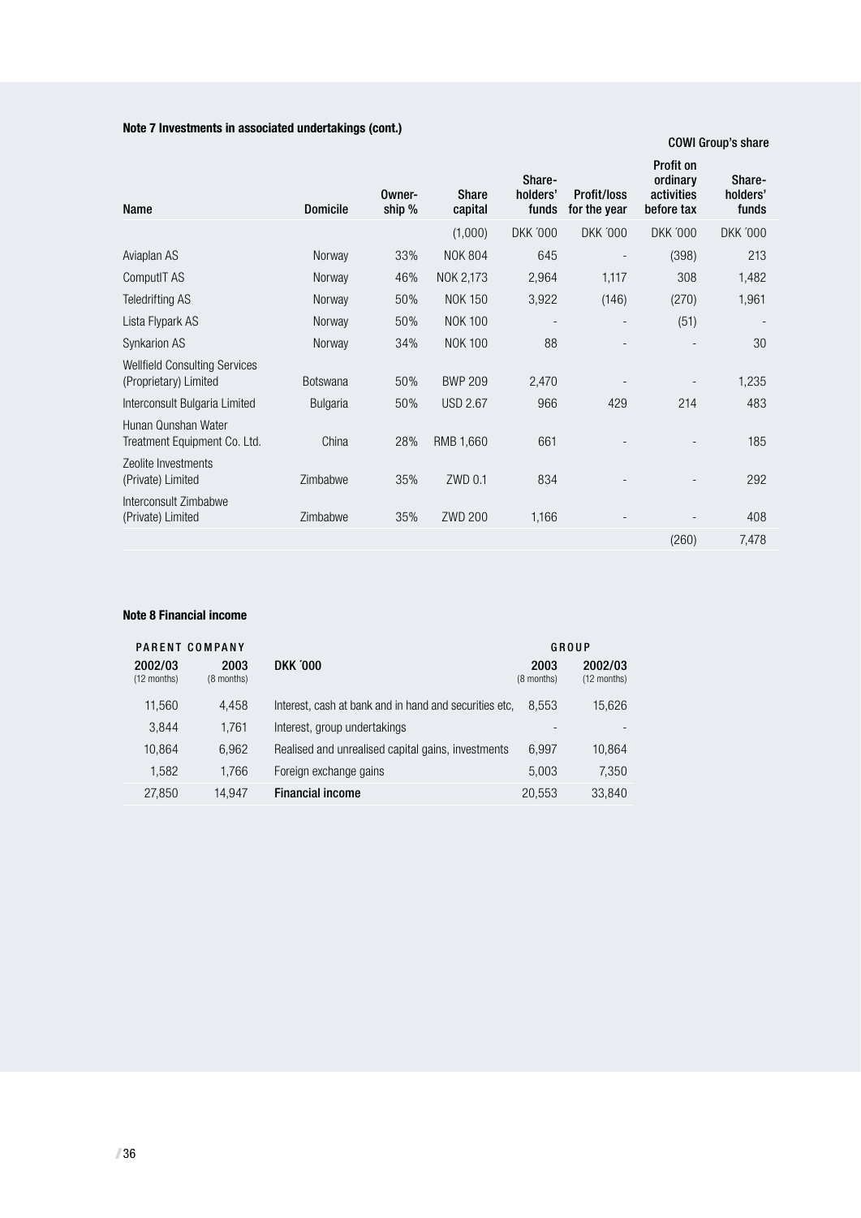**Note 7 Investments in associated undertakings (cont.)**

| Name | Domicile | Owner-ship % | Share capital | Share-holders' funds | Profit/loss for the year | COWI Group's share Profit on ordinary activities before tax | COWI Group's share Share-holders' funds |
|---|---|---|---|---|---|---|---|
| | | | (1,000) | DKK ´000 | DKK ´000 | DKK ´000 | DKK ´000 |
| Aviaplan AS | Norway | 33% | NOK 804 | 645 | - | (398) | 213 |
| ComputIT AS | Norway | 46% | NOK 2,173 | 2,964 | 1,117 | 308 | 1,482 |
| Teledrifting AS | Norway | 50% | NOK 150 | 3,922 | (146) | (270) | 1,961 |
| Lista Flypark AS | Norway | 50% | NOK 100 | - | - | (51) | - |
| Synkarion AS | Norway | 34% | NOK 100 | 88 | - | - | 30 |
| Wellfield Consulting Services (Proprietary) Limited | Botswana | 50% | BWP 209 | 2,470 | - | - | 1,235 |
| Interconsult Bulgaria Limited | Bulgaria | 50% | USD 2.67 | 966 | 429 | 214 | 483 |
| Hunan Qunshan Water Treatment Equipment Co. Ltd. | China | 28% | RMB 1,660 | 661 | - | - | 185 |
| Zeolite Investments (Private) Limited | Zimbabwe | 35% | ZWD 0.1 | 834 | - | - | 292 |
| Interconsult Zimbabwe (Private) Limited | Zimbabwe | 35% | ZWD 200 | 1,166 | - | - | 408 |
| | | | | | | (260) | 7,478 |

**Note 8 Financial income**

| PARENT COMPANY 2002/03 (12 months) | PARENT COMPANY 2003 (8 months) | DKK ´000 | GROUP 2003 (8 months) | GROUP 2002/03 (12 months) |
|---|---|---|---|---|
| 11,560 | 4,458 | Interest, cash at bank and in hand and securities etc, | 8,553 | 15,626 |
| 3,844 | 1,761 | Interest, group undertakings | - | - |
| 10,864 | 6,962 | Realised and unrealised capital gains, investments | 6,997 | 10,864 |
| 1,582 | 1,766 | Foreign exchange gains | 5,003 | 7,350 |
| 27,850 | 14,947 | **Financial income** | 20,553 | 33,840 |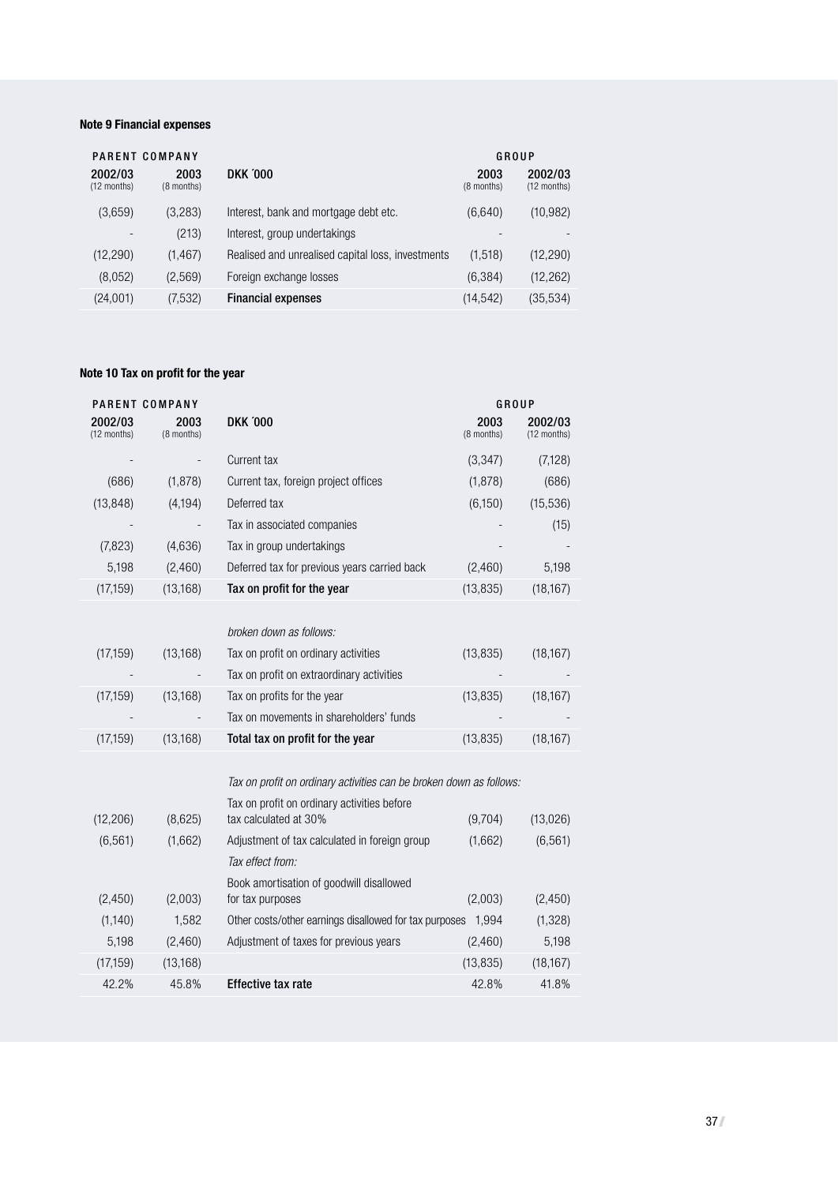### Note 9 Financial expenses

| PARENT COMPANY | | | GROUP | |
|---|---|---|---|---|
| 2002/03 (12 months) | 2003 (8 months) | DKK ´000 | 2003 (8 months) | 2002/03 (12 months) |
| (3,659) | (3,283) | Interest, bank and mortgage debt etc. | (6,640) | (10,982) |
| - | (213) | Interest, group undertakings | - | - |
| (12,290) | (1,467) | Realised and unrealised capital loss, investments | (1,518) | (12,290) |
| (8,052) | (2,569) | Foreign exchange losses | (6,384) | (12,262) |
| (24,001) | (7,532) | **Financial expenses** | (14,542) | (35,534) |

### Note 10 Tax on profit for the year

| PARENT COMPANY | | | GROUP | |
|---|---|---|---|---|
| 2002/03 (12 months) | 2003 (8 months) | DKK ´000 | 2003 (8 months) | 2002/03 (12 months) |
| - | - | Current tax | (3,347) | (7,128) |
| (686) | (1,878) | Current tax, foreign project offices | (1,878) | (686) |
| (13,848) | (4,194) | Deferred tax | (6,150) | (15,536) |
| - | - | Tax in associated companies | - | (15) |
| (7,823) | (4,636) | Tax in group undertakings | - | - |
| 5,198 | (2,460) | Deferred tax for previous years carried back | (2,460) | 5,198 |
| (17,159) | (13,168) | **Tax on profit for the year** | (13,835) | (18,167) |
| | | *broken down as follows:* | | |
| (17,159) | (13,168) | Tax on profit on ordinary activities | (13,835) | (18,167) |
| - | - | Tax on profit on extraordinary activities | - | - |
| (17,159) | (13,168) | Tax on profits for the year | (13,835) | (18,167) |
| - | - | Tax on movements in shareholders' funds | - | - |
| (17,159) | (13,168) | **Total tax on profit for the year** | (13,835) | (18,167) |
| | | *Tax on profit on ordinary activities can be broken down as follows:* | | |
| (12,206) | (8,625) | Tax on profit on ordinary activities before tax calculated at 30% | (9,704) | (13,026) |
| (6,561) | (1,662) | Adjustment of tax calculated in foreign group | (1,662) | (6,561) |
| | | *Tax effect from:* | | |
| (2,450) | (2,003) | Book amortisation of goodwill disallowed for tax purposes | (2,003) | (2,450) |
| (1,140) | 1,582 | Other costs/other earnings disallowed for tax purposes | 1,994 | (1,328) |
| 5,198 | (2,460) | Adjustment of taxes for previous years | (2,460) | 5,198 |
| (17,159) | (13,168) | | (13,835) | (18,167) |
| 42.2% | 45.8% | **Effective tax rate** | 42.8% | 41.8% |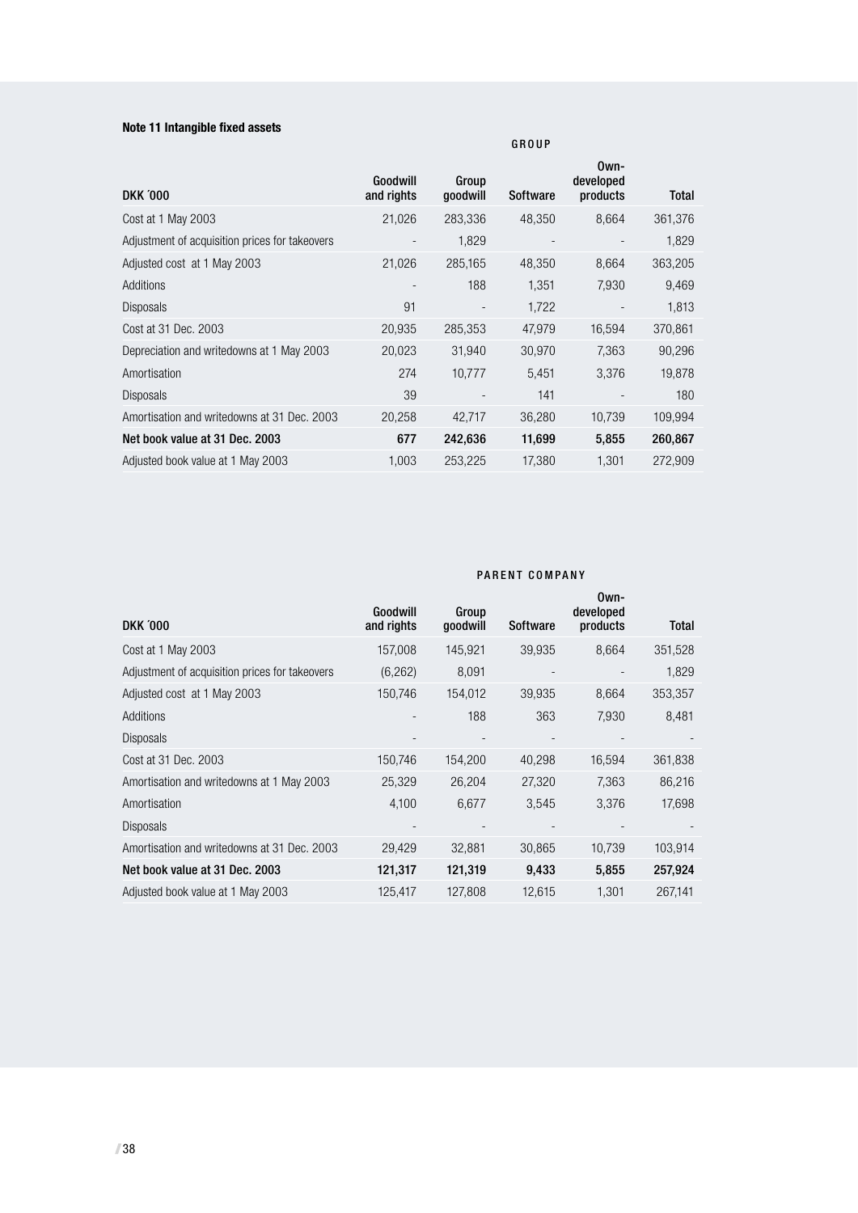**Note 11 Intangible fixed assets**

| | GROUP | | | | |
|---|---|---|---|---|---|
| DKK ´000 | Goodwill and rights | Group goodwill | Software | Own-developed products | Total |
| Cost at 1 May 2003 | 21,026 | 283,336 | 48,350 | 8,664 | 361,376 |
| Adjustment of acquisition prices for takeovers | - | 1,829 | - | - | 1,829 |
| Adjusted cost at 1 May 2003 | 21,026 | 285,165 | 48,350 | 8,664 | 363,205 |
| Additions | - | 188 | 1,351 | 7,930 | 9,469 |
| Disposals | 91 | - | 1,722 | - | 1,813 |
| Cost at 31 Dec. 2003 | 20,935 | 285,353 | 47,979 | 16,594 | 370,861 |
| Depreciation and writedowns at 1 May 2003 | 20,023 | 31,940 | 30,970 | 7,363 | 90,296 |
| Amortisation | 274 | 10,777 | 5,451 | 3,376 | 19,878 |
| Disposals | 39 | - | 141 | - | 180 |
| Amortisation and writedowns at 31 Dec. 2003 | 20,258 | 42,717 | 36,280 | 10,739 | 109,994 |
| **Net book value at 31 Dec. 2003** | **677** | **242,636** | **11,699** | **5,855** | **260,867** |
| Adjusted book value at 1 May 2003 | 1,003 | 253,225 | 17,380 | 1,301 | 272,909 |

| | PARENT COMPANY | | | | |
|---|---|---|---|---|---|
| DKK ´000 | Goodwill and rights | Group goodwill | Software | Own-developed products | Total |
| Cost at 1 May 2003 | 157,008 | 145,921 | 39,935 | 8,664 | 351,528 |
| Adjustment of acquisition prices for takeovers | (6,262) | 8,091 | - | - | 1,829 |
| Adjusted cost at 1 May 2003 | 150,746 | 154,012 | 39,935 | 8,664 | 353,357 |
| Additions | - | 188 | 363 | 7,930 | 8,481 |
| Disposals | - | - | - | - | - |
| Cost at 31 Dec. 2003 | 150,746 | 154,200 | 40,298 | 16,594 | 361,838 |
| Amortisation and writedowns at 1 May 2003 | 25,329 | 26,204 | 27,320 | 7,363 | 86,216 |
| Amortisation | 4,100 | 6,677 | 3,545 | 3,376 | 17,698 |
| Disposals | - | - | - | - | - |
| Amortisation and writedowns at 31 Dec. 2003 | 29,429 | 32,881 | 30,865 | 10,739 | 103,914 |
| **Net book value at 31 Dec. 2003** | **121,317** | **121,319** | **9,433** | **5,855** | **257,924** |
| Adjusted book value at 1 May 2003 | 125,417 | 127,808 | 12,615 | 1,301 | 267,141 |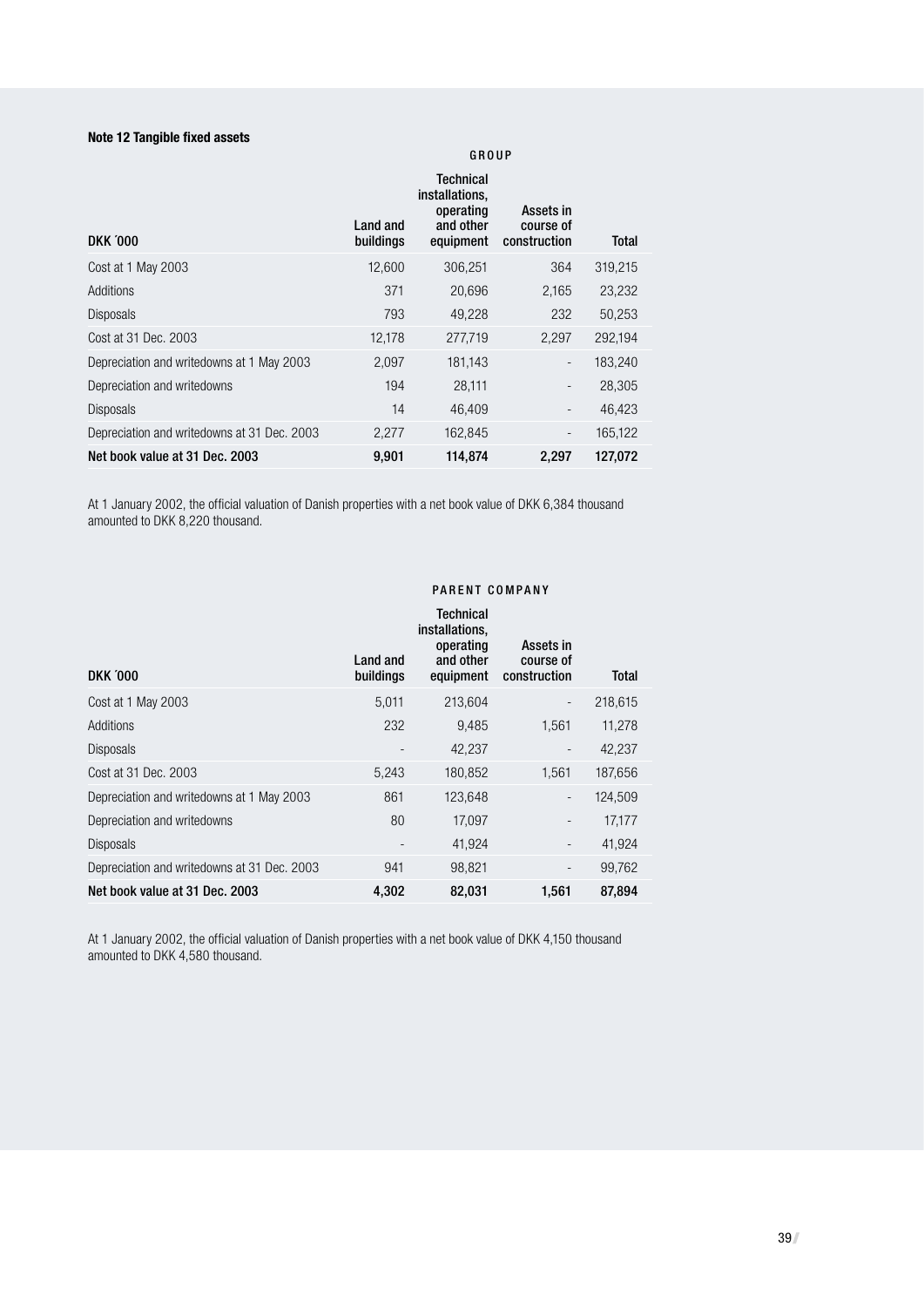### Note 12 Tangible fixed assets

| DKK ´000 | GROUP | | | |
|---|---|---|---|---|
| | Land and buildings | Technical installations, operating and other equipment | Assets in course of construction | Total |
| Cost at 1 May 2003 | 12,600 | 306,251 | 364 | 319,215 |
| Additions | 371 | 20,696 | 2,165 | 23,232 |
| Disposals | 793 | 49,228 | 232 | 50,253 |
| Cost at 31 Dec. 2003 | 12,178 | 277,719 | 2,297 | 292,194 |
| Depreciation and writedowns at 1 May 2003 | 2,097 | 181,143 | - | 183,240 |
| Depreciation and writedowns | 194 | 28,111 | - | 28,305 |
| Disposals | 14 | 46,409 | - | 46,423 |
| Depreciation and writedowns at 31 Dec. 2003 | 2,277 | 162,845 | - | 165,122 |
| **Net book value at 31 Dec. 2003** | **9,901** | **114,874** | **2,297** | **127,072** |

At 1 January 2002, the official valuation of Danish properties with a net book value of DKK 6,384 thousand amounted to DKK 8,220 thousand.

| DKK ´000 | PARENT COMPANY | | | |
|---|---|---|---|---|
| | Land and buildings | Technical installations, operating and other equipment | Assets in course of construction | Total |
| Cost at 1 May 2003 | 5,011 | 213,604 | - | 218,615 |
| Additions | 232 | 9,485 | 1,561 | 11,278 |
| Disposals | - | 42,237 | - | 42,237 |
| Cost at 31 Dec. 2003 | 5,243 | 180,852 | 1,561 | 187,656 |
| Depreciation and writedowns at 1 May 2003 | 861 | 123,648 | - | 124,509 |
| Depreciation and writedowns | 80 | 17,097 | - | 17,177 |
| Disposals | - | 41,924 | - | 41,924 |
| Depreciation and writedowns at 31 Dec. 2003 | 941 | 98,821 | - | 99,762 |
| **Net book value at 31 Dec. 2003** | **4,302** | **82,031** | **1,561** | **87,894** |

At 1 January 2002, the official valuation of Danish properties with a net book value of DKK 4,150 thousand amounted to DKK 4,580 thousand.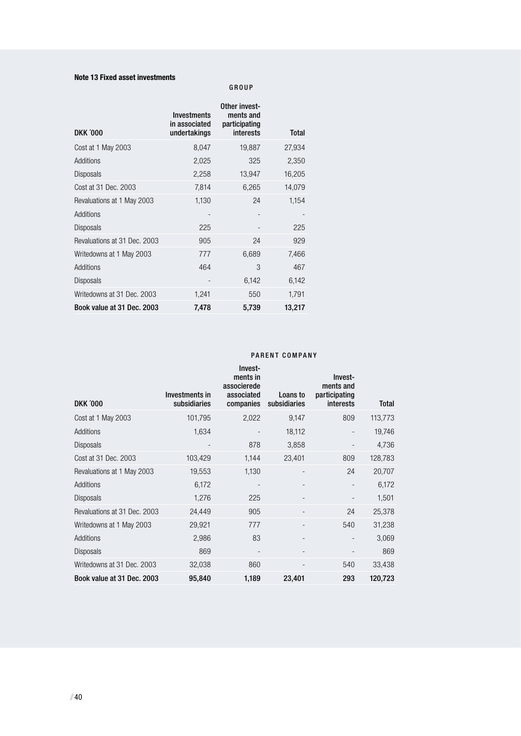**Note 13 Fixed asset investments**

GROUP

| DKK ´000 | Investments in associated undertakings | Other investments and participating interests | Total |
|---|---|---|---|
| Cost at 1 May 2003 | 8,047 | 19,887 | 27,934 |
| Additions | 2,025 | 325 | 2,350 |
| Disposals | 2,258 | 13,947 | 16,205 |
| Cost at 31 Dec. 2003 | 7,814 | 6,265 | 14,079 |
| Revaluations at 1 May 2003 | 1,130 | 24 | 1,154 |
| Additions | - | - | - |
| Disposals | 225 | - | 225 |
| Revaluations at 31 Dec. 2003 | 905 | 24 | 929 |
| Writedowns at 1 May 2003 | 777 | 6,689 | 7,466 |
| Additions | 464 | 3 | 467 |
| Disposals | - | 6,142 | 6,142 |
| Writedowns at 31 Dec. 2003 | 1,241 | 550 | 1,791 |
| **Book value at 31 Dec. 2003** | **7,478** | **5,739** | **13,217** |

PARENT COMPANY

| DKK ´000 | Investments in subsidiaries | Investments in associerede associated companies | Loans to subsidiaries | Investments and participating interests | Total |
|---|---|---|---|---|---|
| Cost at 1 May 2003 | 101,795 | 2,022 | 9,147 | 809 | 113,773 |
| Additions | 1,634 | - | 18,112 | - | 19,746 |
| Disposals | - | 878 | 3,858 | - | 4,736 |
| Cost at 31 Dec. 2003 | 103,429 | 1,144 | 23,401 | 809 | 128,783 |
| Revaluations at 1 May 2003 | 19,553 | 1,130 | - | 24 | 20,707 |
| Additions | 6,172 | - | - | - | 6,172 |
| Disposals | 1,276 | 225 | - | - | 1,501 |
| Revaluations at 31 Dec. 2003 | 24,449 | 905 | - | 24 | 25,378 |
| Writedowns at 1 May 2003 | 29,921 | 777 | - | 540 | 31,238 |
| Additions | 2,986 | 83 | - | - | 3,069 |
| Disposals | 869 | - | - | - | 869 |
| Writedowns at 31 Dec. 2003 | 32,038 | 860 | - | 540 | 33,438 |
| **Book value at 31 Dec. 2003** | **95,840** | **1,189** | **23,401** | **293** | **120,723** |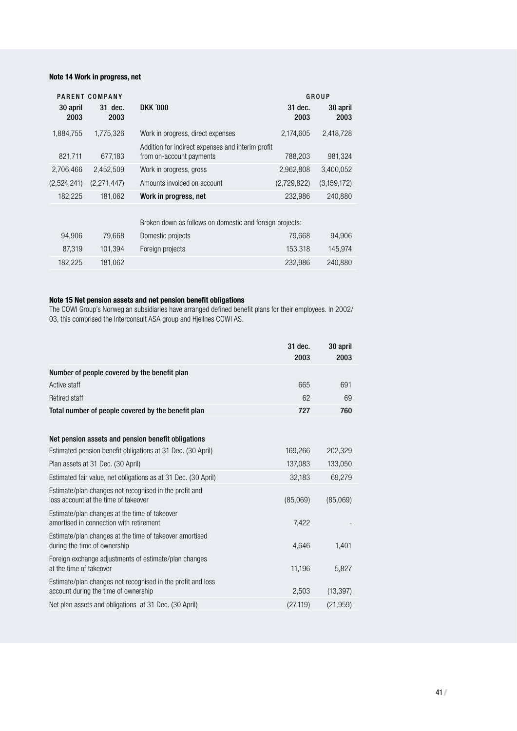### Note 14 Work in progress, net

| PARENT COMPANY | | | GROUP | |
|---|---|---|---|---|
| 30 april 2003 | 31 dec. 2003 | DKK ´000 | 31 dec. 2003 | 30 april 2003 |
| 1,884,755 | 1,775,326 | Work in progress, direct expenses | 2,174,605 | 2,418,728 |
| 821,711 | 677,183 | Addition for indirect expenses and interim profit from on-account payments | 788,203 | 981,324 |
| 2,706,466 | 2,452,509 | Work in progress, gross | 2,962,808 | 3,400,052 |
| (2,524,241) | (2,271,447) | Amounts invoiced on account | (2,729,822) | (3,159,172) |
| 182,225 | 181,062 | **Work in progress, net** | 232,986 | 240,880 |
| | | Broken down as follows on domestic and foreign projects: | | |
| 94,906 | 79,668 | Domestic projects | 79,668 | 94,906 |
| 87,319 | 101,394 | Foreign projects | 153,318 | 145,974 |
| 182,225 | 181,062 | | 232,986 | 240,880 |

### Note 15 Net pension assets and net pension benefit obligations

The COWI Group's Norwegian subsidiaries have arranged defined benefit plans for their employees. In 2002/03, this comprised the Interconsult ASA group and Hjellnes COWI AS.

| | 31 dec. 2003 | 30 april 2003 |
|---|---|---|
| **Number of people covered by the benefit plan** | | |
| Active staff | 665 | 691 |
| Retired staff | 62 | 69 |
| **Total number of people covered by the benefit plan** | **727** | **760** |
| **Net pension assets and pension benefit obligations** | | |
| Estimated pension benefit obligations at 31 Dec. (30 April) | 169,266 | 202,329 |
| Plan assets at 31 Dec. (30 April) | 137,083 | 133,050 |
| Estimated fair value, net obligations as at 31 Dec. (30 April) | 32,183 | 69,279 |
| Estimate/plan changes not recognised in the profit and loss account at the time of takeover | (85,069) | (85,069) |
| Estimate/plan changes at the time of takeover amortised in connection with retirement | 7,422 | - |
| Estimate/plan changes at the time of takeover amortised during the time of ownership | 4,646 | 1,401 |
| Foreign exchange adjustments of estimate/plan changes at the time of takeover | 11,196 | 5,827 |
| Estimate/plan changes not recognised in the profit and loss account during the time of ownership | 2,503 | (13,397) |
| Net plan assets and obligations at 31 Dec. (30 April) | (27,119) | (21,959) |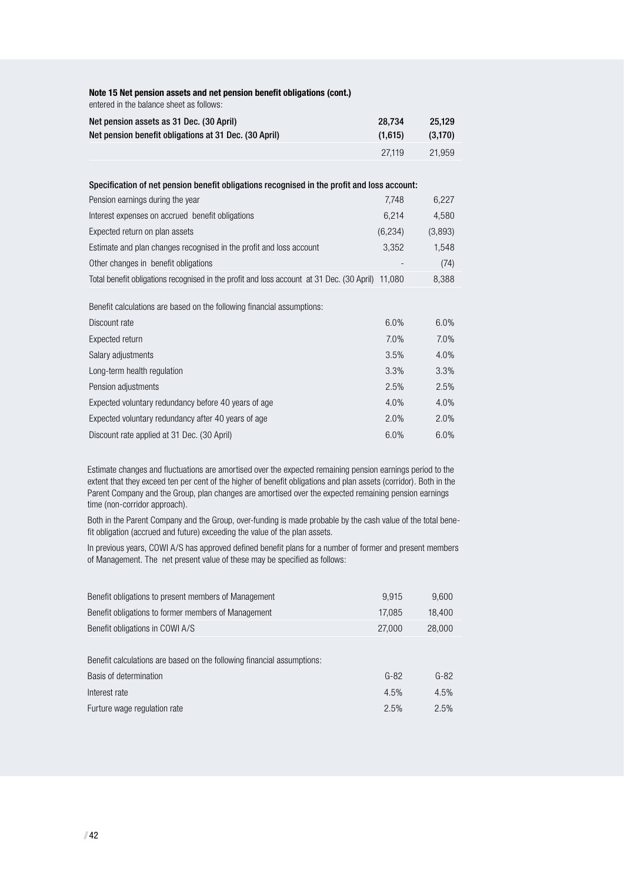**Note 15 Net pension assets and net pension benefit obligations (cont.)**

entered in the balance sheet as follows:

| | | |
|---|---|---|
| **Net pension assets as 31 Dec. (30 April)** | **28,734** | **25,129** |
| **Net pension benefit obligations at 31 Dec. (30 April)** | **(1,615)** | **(3,170)** |
| | 27,119 | 21,959 |

| **Specification of net pension benefit obligations recognised in the profit and loss account:** | | |
|---|---|---|
| Pension earnings during the year | 7,748 | 6,227 |
| Interest expenses on accrued benefit obligations | 6,214 | 4,580 |
| Expected return on plan assets | (6,234) | (3,893) |
| Estimate and plan changes recognised in the profit and loss account | 3,352 | 1,548 |
| Other changes in benefit obligations | - | (74) |
| Total benefit obligations recognised in the profit and loss account at 31 Dec. (30 April) | 11,080 | 8,388 |

| Benefit calculations are based on the following financial assumptions: | | |
|---|---|---|
| Discount rate | 6.0% | 6.0% |
| Expected return | 7.0% | 7.0% |
| Salary adjustments | 3.5% | 4.0% |
| Long-term health regulation | 3.3% | 3.3% |
| Pension adjustments | 2.5% | 2.5% |
| Expected voluntary redundancy before 40 years of age | 4.0% | 4.0% |
| Expected voluntary redundancy after 40 years of age | 2.0% | 2.0% |
| Discount rate applied at 31 Dec. (30 April) | 6.0% | 6.0% |

Estimate changes and fluctuations are amortised over the expected remaining pension earnings period to the extent that they exceed ten per cent of the higher of benefit obligations and plan assets (corridor). Both in the Parent Company and the Group, plan changes are amortised over the expected remaining pension earnings time (non-corridor approach).

Both in the Parent Company and the Group, over-funding is made probable by the cash value of the total benefit obligation (accrued and future) exceeding the value of the plan assets.

In previous years, COWI A/S has approved defined benefit plans for a number of former and present members of Management. The net present value of these may be specified as follows:

| | | |
|---|---|---|
| Benefit obligations to present members of Management | 9,915 | 9,600 |
| Benefit obligations to former members of Management | 17,085 | 18,400 |
| Benefit obligations in COWI A/S | 27,000 | 28,000 |

| Benefit calculations are based on the following financial assumptions: | | |
|---|---|---|
| Basis of determination | G-82 | G-82 |
| Interest rate | 4.5% | 4.5% |
| Furture wage regulation rate | 2.5% | 2.5% |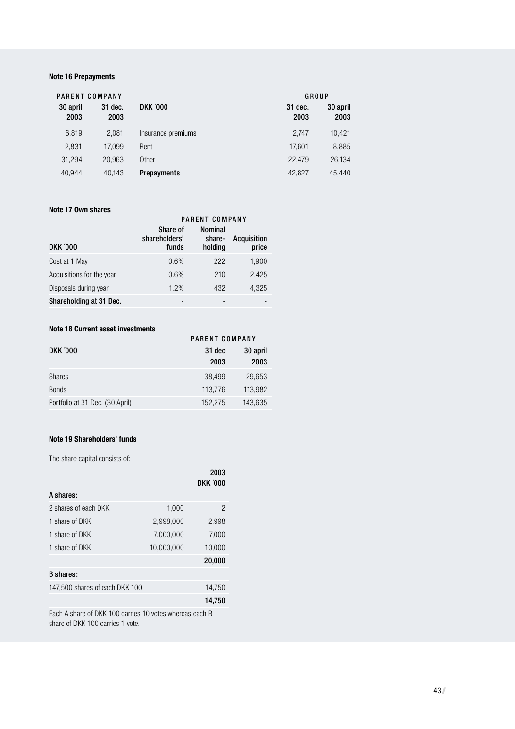### Note 16 Prepayments

| PARENT COMPANY | | | GROUP | |
|---|---|---|---|---|
| 30 april 2003 | 31 dec. 2003 | DKK ´000 | 31 dec. 2003 | 30 april 2003 |
| 6,819 | 2,081 | Insurance premiums | 2,747 | 10,421 |
| 2,831 | 17,099 | Rent | 17,601 | 8,885 |
| 31,294 | 20,963 | Other | 22,479 | 26,134 |
| 40,944 | 40,143 | **Prepayments** | 42,827 | 45,440 |

### Note 17 Own shares

| | PARENT COMPANY | | |
|---|---|---|---|
| DKK ´000 | Share of shareholders' funds | Nominal share-holding | Acquisition price |
| Cost at 1 May | 0.6% | 222 | 1,900 |
| Acquisitions for the year | 0.6% | 210 | 2,425 |
| Disposals during year | 1.2% | 432 | 4,325 |
| **Shareholding at 31 Dec.** | - | - | - |

### Note 18 Current asset investments

| | PARENT COMPANY | |
|---|---|---|
| DKK ´000 | 31 dec 2003 | 30 april 2003 |
| Shares | 38,499 | 29,653 |
| Bonds | 113,776 | 113,982 |
| Portfolio at 31 Dec. (30 April) | 152,275 | 143,635 |

### Note 19 Shareholders' funds

The share capital consists of:

| | | 2003 DKK ´000 |
|---|---|---|
| **A shares:** | | |
| 2 shares of each DKK | 1,000 | 2 |
| 1 share of DKK | 2,998,000 | 2,998 |
| 1 share of DKK | 7,000,000 | 7,000 |
| 1 share of DKK | 10,000,000 | 10,000 |
| | | **20,000** |
| **B shares:** | | |
| 147,500 shares of each DKK 100 | | 14,750 |
| | | **14,750** |

Each A share of DKK 100 carries 10 votes whereas each B share of DKK 100 carries 1 vote.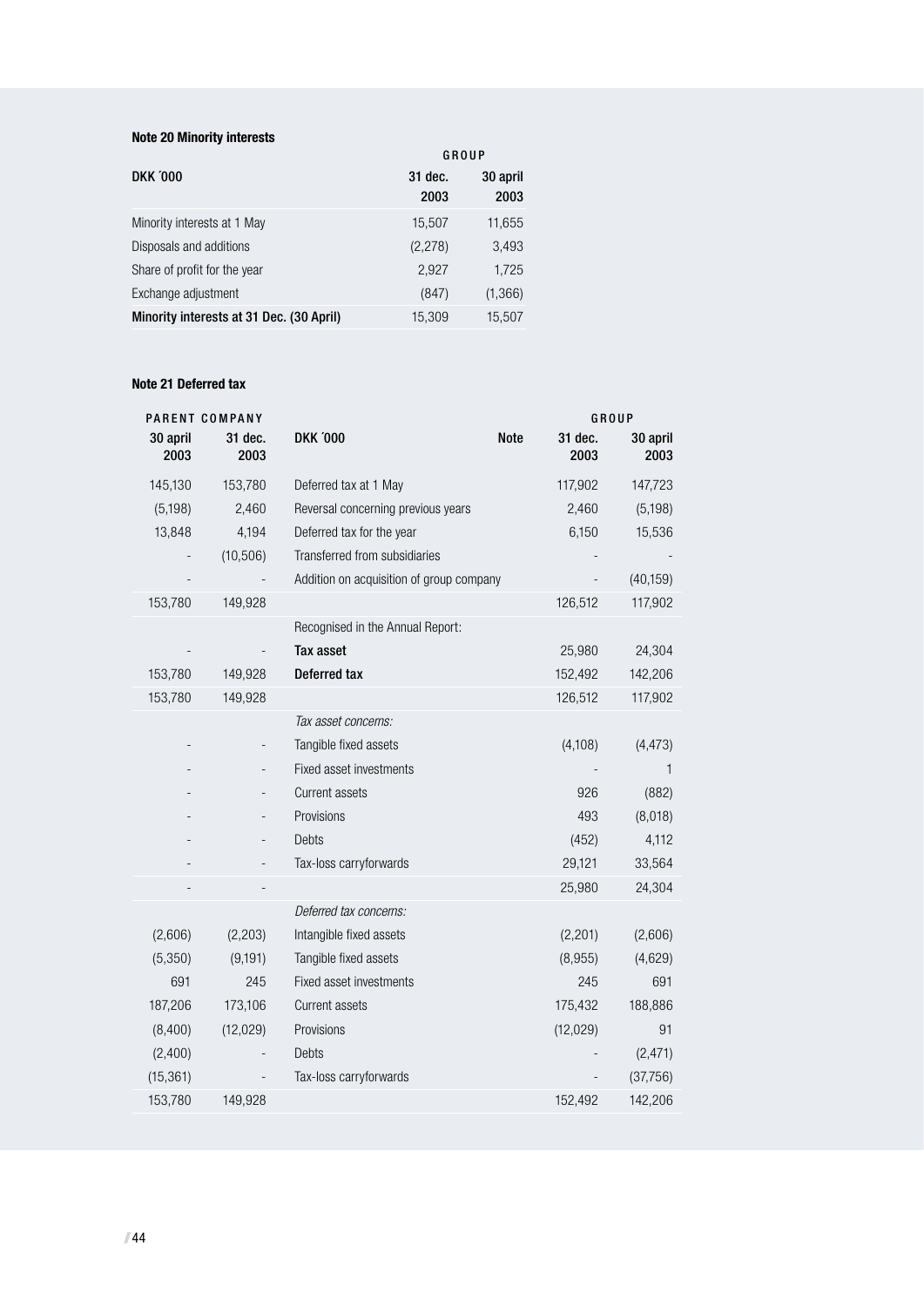## Note 20 Minority interests

| DKK ´000 | GROUP | |
|---|---|---|
| | 31 dec. 2003 | 30 april 2003 |
| Minority interests at 1 May | 15,507 | 11,655 |
| Disposals and additions | (2,278) | 3,493 |
| Share of profit for the year | 2,927 | 1,725 |
| Exchange adjustment | (847) | (1,366) |
| **Minority interests at 31 Dec. (30 April)** | 15,309 | 15,507 |

## Note 21 Deferred tax

| PARENT COMPANY | | | | GROUP | |
|---|---|---|---|---|---|
| 30 april 2003 | 31 dec. 2003 | DKK ´000 | Note | 31 dec. 2003 | 30 april 2003 |
| 145,130 | 153,780 | Deferred tax at 1 May | | 117,902 | 147,723 |
| (5,198) | 2,460 | Reversal concerning previous years | | 2,460 | (5,198) |
| 13,848 | 4,194 | Deferred tax for the year | | 6,150 | 15,536 |
| - | (10,506) | Transferred from subsidiaries | | - | - |
| - | - | Addition on acquisition of group company | | - | (40,159) |
| 153,780 | 149,928 | | | 126,512 | 117,902 |
| | | Recognised in the Annual Report: | | | |
| - | - | **Tax asset** | | 25,980 | 24,304 |
| 153,780 | 149,928 | **Deferred tax** | | 152,492 | 142,206 |
| 153,780 | 149,928 | | | 126,512 | 117,902 |
| | | *Tax asset concerns:* | | | |
| - | - | Tangible fixed assets | | (4,108) | (4,473) |
| - | - | Fixed asset investments | | - | 1 |
| - | - | Current assets | | 926 | (882) |
| - | - | Provisions | | 493 | (8,018) |
| - | - | Debts | | (452) | 4,112 |
| - | - | Tax-loss carryforwards | | 29,121 | 33,564 |
| - | - | | | 25,980 | 24,304 |
| | | *Deferred tax concerns:* | | | |
| (2,606) | (2,203) | Intangible fixed assets | | (2,201) | (2,606) |
| (5,350) | (9,191) | Tangible fixed assets | | (8,955) | (4,629) |
| 691 | 245 | Fixed asset investments | | 245 | 691 |
| 187,206 | 173,106 | Current assets | | 175,432 | 188,886 |
| (8,400) | (12,029) | Provisions | | (12,029) | 91 |
| (2,400) | - | Debts | | - | (2,471) |
| (15,361) | - | Tax-loss carryforwards | | - | (37,756) |
| 153,780 | 149,928 | | | 152,492 | 142,206 |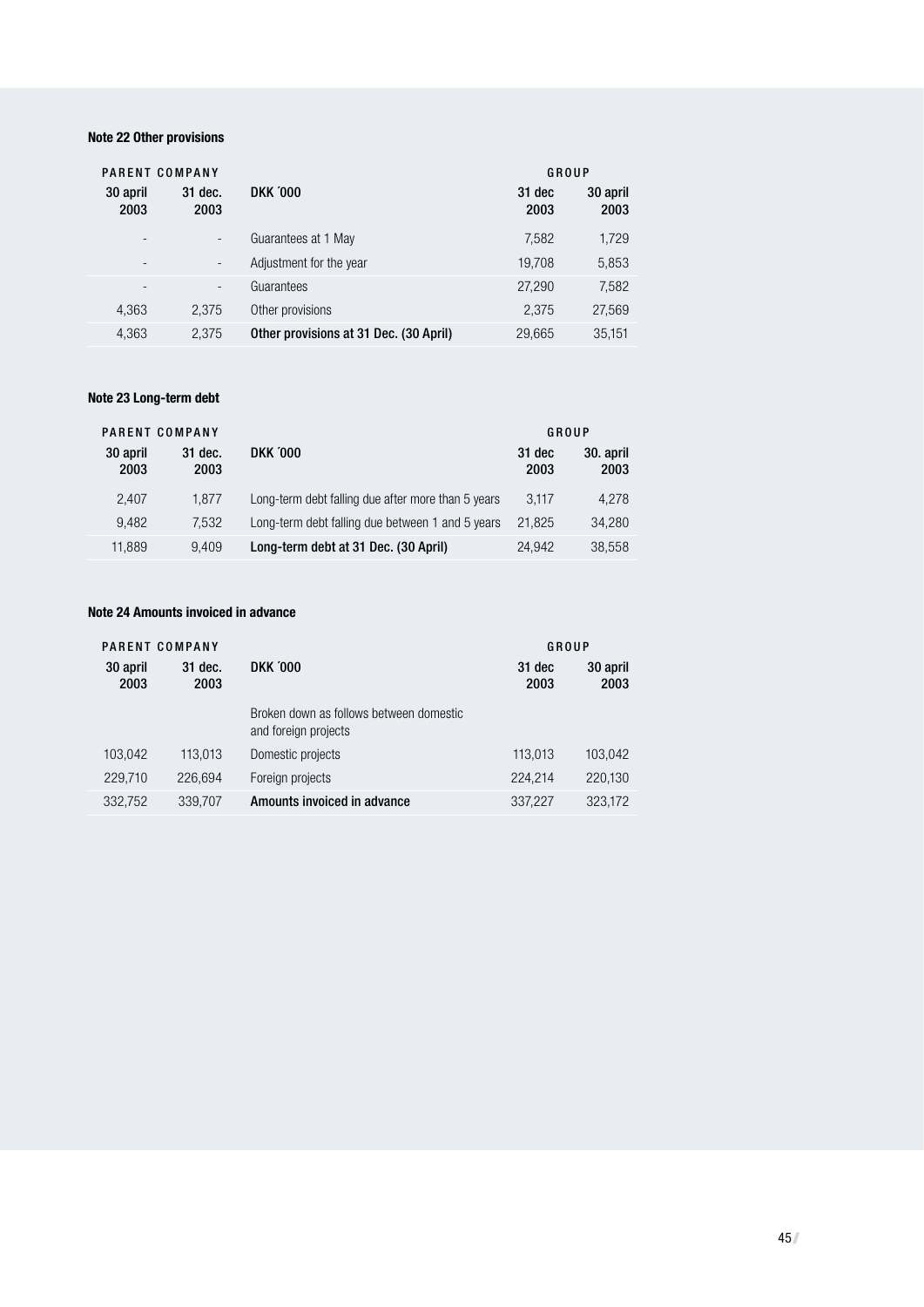**Note 22 Other provisions**

| PARENT COMPANY | | | GROUP | |
|---|---|---|---|---|
| 30 april 2003 | 31 dec. 2003 | DKK ´000 | 31 dec 2003 | 30 april 2003 |
| - | - | Guarantees at 1 May | 7,582 | 1,729 |
| - | - | Adjustment for the year | 19,708 | 5,853 |
| - | - | Guarantees | 27,290 | 7,582 |
| 4,363 | 2,375 | Other provisions | 2,375 | 27,569 |
| 4,363 | 2,375 | **Other provisions at 31 Dec. (30 April)** | 29,665 | 35,151 |

**Note 23 Long-term debt**

| PARENT COMPANY | | | GROUP | |
|---|---|---|---|---|
| 30 april 2003 | 31 dec. 2003 | DKK ´000 | 31 dec 2003 | 30. april 2003 |
| 2,407 | 1,877 | Long-term debt falling due after more than 5 years | 3,117 | 4,278 |
| 9,482 | 7,532 | Long-term debt falling due between 1 and 5 years | 21,825 | 34,280 |
| 11,889 | 9,409 | **Long-term debt at 31 Dec. (30 April)** | 24,942 | 38,558 |

**Note 24 Amounts invoiced in advance**

| PARENT COMPANY | | | GROUP | |
|---|---|---|---|---|
| 30 april 2003 | 31 dec. 2003 | DKK ´000 | 31 dec 2003 | 30 april 2003 |
| | | Broken down as follows between domestic and foreign projects | | |
| 103,042 | 113,013 | Domestic projects | 113,013 | 103,042 |
| 229,710 | 226,694 | Foreign projects | 224,214 | 220,130 |
| 332,752 | 339,707 | **Amounts invoiced in advance** | 337,227 | 323,172 |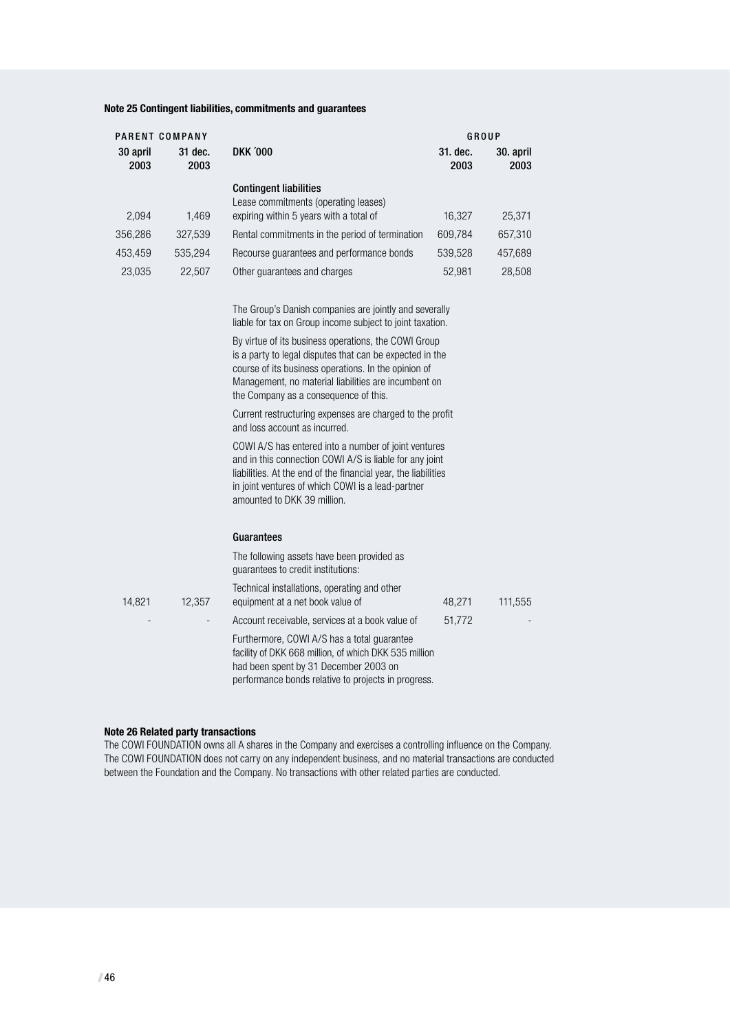### Note 25 Contingent liabilities, commitments and guarantees

| PARENT COMPANY | | | GROUP | |
|---|---|---|---|---|
| 30 april 2003 | 31 dec. 2003 | DKK ´000 | 31. dec. 2003 | 30. april 2003 |
| | | **Contingent liabilities** | | |
| 2,094 | 1,469 | Lease commitments (operating leases) expiring within 5 years with a total of | 16,327 | 25,371 |
| 356,286 | 327,539 | Rental commitments in the period of termination | 609,784 | 657,310 |
| 453,459 | 535,294 | Recourse guarantees and performance bonds | 539,528 | 457,689 |
| 23,035 | 22,507 | Other guarantees and charges | 52,981 | 28,508 |

The Group's Danish companies are jointly and severally liable for tax on Group income subject to joint taxation.

By virtue of its business operations, the COWI Group is a party to legal disputes that can be expected in the course of its business operations. In the opinion of Management, no material liabilities are incumbent on the Company as a consequence of this.

Current restructuring expenses are charged to the profit and loss account as incurred.

COWI A/S has entered into a number of joint ventures and in this connection COWI A/S is liable for any joint liabilities. At the end of the financial year, the liabilities in joint ventures of which COWI is a lead-partner amounted to DKK 39 million.

| PARENT COMPANY | | | GROUP | |
|---|---|---|---|---|
| 30 april 2003 | 31 dec. 2003 | DKK ´000 | 31. dec. 2003 | 30. april 2003 |
| | | **Guarantees** | | |
| | | The following assets have been provided as guarantees to credit institutions: | | |
| 14,821 | 12,357 | Technical installations, operating and other equipment at a net book value of | 48,271 | 111,555 |
| - | - | Account receivable, services at a book value of | 51,772 | - |

Furthermore, COWI A/S has a total guarantee facility of DKK 668 million, of which DKK 535 million had been spent by 31 December 2003 on performance bonds relative to projects in progress.

### Note 26 Related party transactions

The COWI FOUNDATION owns all A shares in the Company and exercises a controlling influence on the Company. The COWI FOUNDATION does not carry on any independent business, and no material transactions are conducted between the Foundation and the Company. No transactions with other related parties are conducted.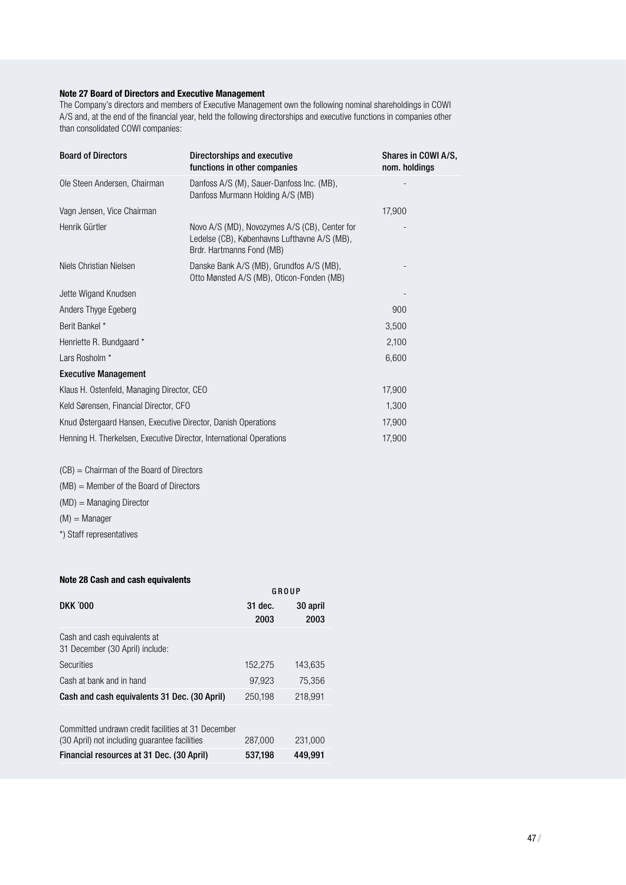### Note 27 Board of Directors and Executive Management

The Company's directors and members of Executive Management own the following nominal shareholdings in COWI A/S and, at the end of the financial year, held the following directorships and executive functions in companies other than consolidated COWI companies:

| Board of Directors | Directorships and executive functions in other companies | Shares in COWI A/S, nom. holdings |
|---|---|---|
| Ole Steen Andersen, Chairman | Danfoss A/S (M), Sauer-Danfoss Inc. (MB), Danfoss Murmann Holding A/S (MB) | - |
| Vagn Jensen, Vice Chairman | | 17,900 |
| Henrik Gürtler | Novo A/S (MD), Novozymes A/S (CB), Center for Ledelse (CB), Københavns Lufthavne A/S (MB), Brdr. Hartmanns Fond (MB) | - |
| Niels Christian Nielsen | Danske Bank A/S (MB), Grundfos A/S (MB), Otto Mønsted A/S (MB), Oticon-Fonden (MB) | - |
| Jette Wigand Knudsen | | - |
| Anders Thyge Egeberg | | 900 |
| Berit Bankel * | | 3,500 |
| Henriette R. Bundgaard * | | 2,100 |
| Lars Rosholm * | | 6,600 |
| **Executive Management** | | |
| Klaus H. Ostenfeld, Managing Director, CEO | | 17,900 |
| Keld Sørensen, Financial Director, CFO | | 1,300 |
| Knud Østergaard Hansen, Executive Director, Danish Operations | | 17,900 |
| Henning H. Therkelsen, Executive Director, International Operations | | 17,900 |

(CB) = Chairman of the Board of Directors

(MB) = Member of the Board of Directors

(MD) = Managing Director

(M) = Manager

*) Staff representatives

### Note 28 Cash and cash equivalents

| | GROUP | |
|---|---|---|
| DKK ´000 | 31 dec. 2003 | 30 april 2003 |
| Cash and cash equivalents at 31 December (30 April) include: | | |
| Securities | 152,275 | 143,635 |
| Cash at bank and in hand | 97,923 | 75,356 |
| **Cash and cash equivalents 31 Dec. (30 April)** | **250,198** | **218,991** |
| Committed undrawn credit facilities at 31 December (30 April) not including guarantee facilities | 287,000 | 231,000 |
| **Financial resources at 31 Dec. (30 April)** | **537,198** | **449,991** |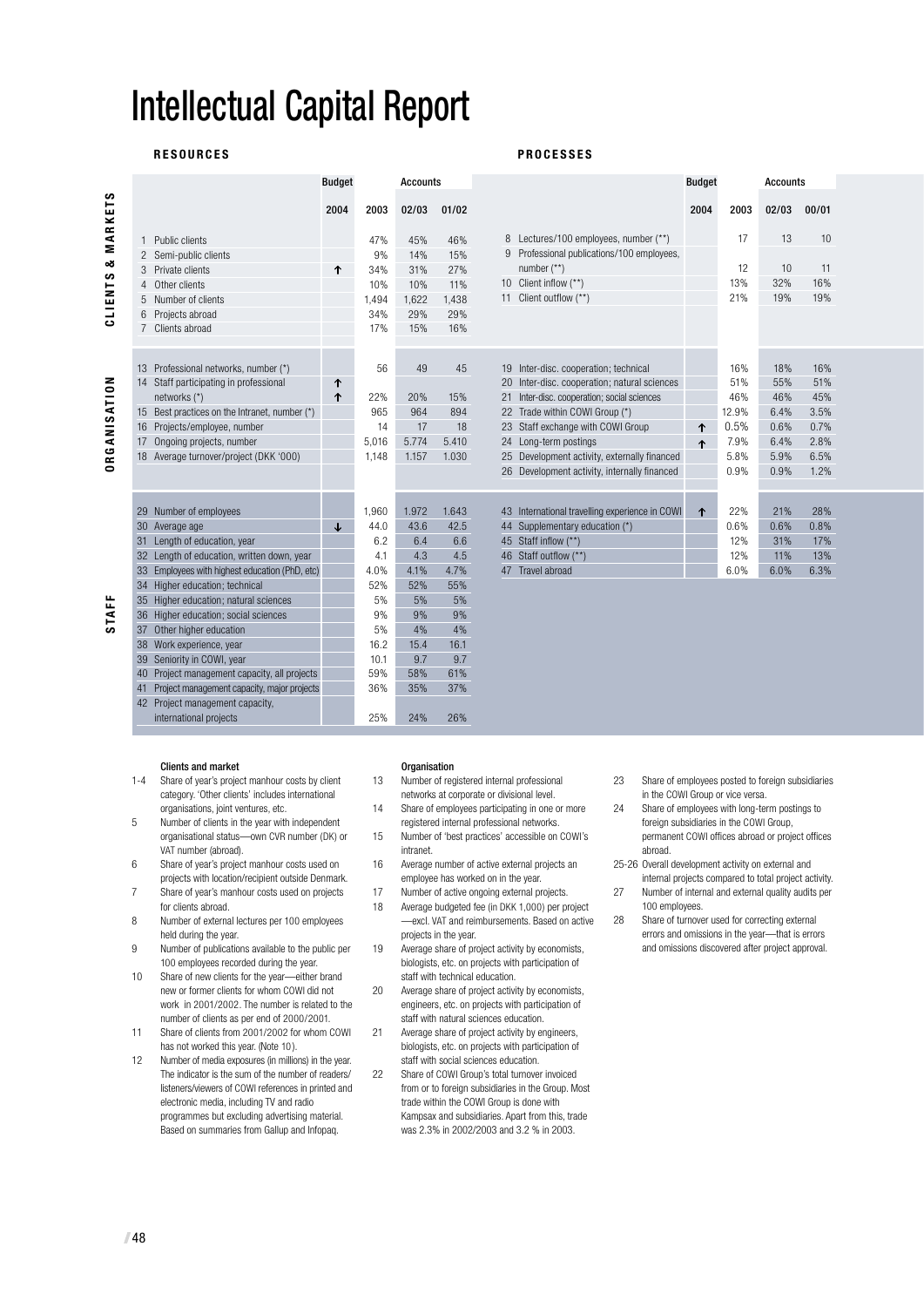# Intellectual Capital Report

## RESOURCES

| | | Budget | | Accounts | |
|---|---|---|---|---|---|
| | | 2004 | 2003 | 02/03 | 01/02 |
| **CLIENTS & MARKETS** | 1 Public clients | | 47% | 45% | 46% |
| | 2 Semi-public clients | | 9% | 14% | 15% |
| | 3 Private clients | ↑ | 34% | 31% | 27% |
| | 4 Other clients | | 10% | 10% | 11% |
| | 5 Number of clients | | 1,494 | 1,622 | 1,438 |
| | 6 Projects abroad | | 34% | 29% | 29% |
| | 7 Clients abroad | | 17% | 15% | 16% |
| **ORGANISATION** | 13 Professional networks, number (*) | | 56 | 49 | 45 |
| | 14 Staff participating in professional networks (*) | ↑ ↑ | 22% | 20% | 15% |
| | 15 Best practices on the Intranet, number (*) | | 965 | 964 | 894 |
| | 16 Projects/employee, number | | 14 | 17 | 18 |
| | 17 Ongoing projects, number | | 5,016 | 5.774 | 5.410 |
| | 18 Average turnover/project (DKK '000) | | 1,148 | 1.157 | 1.030 |
| **STAFF** | 29 Number of employees | | 1,960 | 1.972 | 1.643 |
| | 30 Average age | ↓ | 44.0 | 43.6 | 42.5 |
| | 31 Length of education, year | | 6.2 | 6.4 | 6.6 |
| | 32 Length of education, written down, year | | 4.1 | 4.3 | 4.5 |
| | 33 Employees with highest education (PhD, etc) | | 4.0% | 4.1% | 4.7% |
| | 34 Higher education; technical | | 52% | 52% | 55% |
| | 35 Higher education; natural sciences | | 5% | 5% | 5% |
| | 36 Higher education; social sciences | | 9% | 9% | 9% |
| | 37 Other higher education | | 5% | 4% | 4% |
| | 38 Work experience, year | | 16.2 | 15.4 | 16.1 |
| | 39 Seniority in COWI, year | | 10.1 | 9.7 | 9.7 |
| | 40 Project management capacity, all projects | | 59% | 58% | 61% |
| | 41 Project management capacity, major projects | | 36% | 35% | 37% |
| | 42 Project management capacity, international projects | | 25% | 24% | 26% |

## PROCESSES

| | | Budget | | Accounts | |
|---|---|---|---|---|---|
| | | 2004 | 2003 | 02/03 | 00/01 |
| **CLIENTS & MARKETS** | 8 Lectures/100 employees, number (**) | | 17 | 13 | 10 |
| | 9 Professional publications/100 employees, number (**) | | 12 | 10 | 11 |
| | 10 Client inflow (**) | | 13% | 32% | 16% |
| | 11 Client outflow (**) | | 21% | 19% | 19% |
| **ORGANISATION** | 19 Inter-disc. cooperation; technical | | 16% | 18% | 16% |
| | 20 Inter-disc. cooperation; natural sciences | | 51% | 55% | 51% |
| | 21 Inter-disc. cooperation; social sciences | | 46% | 46% | 45% |
| | 22 Trade within COWI Group (*) | | 12.9% | 6.4% | 3.5% |
| | 23 Staff exchange with COWI Group | ↑ | 0.5% | 0.6% | 0.7% |
| | 24 Long-term postings | ↑ | 7.9% | 6.4% | 2.8% |
| | 25 Development activity, externally financed | | 5.8% | 5.9% | 6.5% |
| | 26 Development activity, internally financed | | 0.9% | 0.9% | 1.2% |
| **STAFF** | 43 International travelling experience in COWI | ↑ | 22% | 21% | 28% |
| | 44 Supplementary education (*) | | 0.6% | 0.6% | 0.8% |
| | 45 Staff inflow (**) | | 12% | 31% | 17% |
| | 46 Staff outflow (**) | | 12% | 11% | 13% |
| | 47 Travel abroad | | 6.0% | 6.0% | 6.3% |

**Clients and market**

1-4 Share of year's project manhour costs by client category. 'Other clients' includes international organisations, joint ventures, etc.

5 Number of clients in the year with independent organisational status—own CVR number (DK) or VAT number (abroad).

6 Share of year's project manhour costs used on projects with location/recipient outside Denmark.

7 Share of year's manhour costs used on projects for clients abroad.

8 Number of external lectures per 100 employees held during the year.

9 Number of publications available to the public per 100 employees recorded during the year.

10 Share of new clients for the year—either brand new or former clients for whom COWI did not work in 2001/2002. The number is related to the number of clients as per end of 2000/2001.

11 Share of clients from 2001/2002 for whom COWI has not worked this year. (Note 10).

12 Number of media exposures (in millions) in the year. The indicator is the sum of the number of readers/listeners/viewers of COWI references in printed and electronic media, including TV and radio programmes but excluding advertising material. Based on summaries from Gallup and Infopaq.

**Organisation**

13 Number of registered internal professional networks at corporate or divisional level.

14 Share of employees participating in one or more registered internal professional networks.

15 Number of 'best practices' accessible on COWI's intranet.

16 Average number of active external projects an employee has worked on in the year.

17 Number of active ongoing external projects.

18 Average budgeted fee (in DKK 1,000) per project —excl. VAT and reimbursements. Based on active projects in the year.

19 Average share of project activity by economists, biologists, etc. on projects with participation of staff with technical education.

20 Average share of project activity by economists, engineers, etc. on projects with participation of staff with natural sciences education.

21 Average share of project activity by engineers, biologists, etc. on projects with participation of staff with social sciences education.

22 Share of COWI Group's total turnover invoiced from or to foreign subsidiaries in the Group. Most trade within the COWI Group is done with Kampsax and subsidiaries. Apart from this, trade was 2.3% in 2002/2003 and 3.2 % in 2003.

23 Share of employees posted to foreign subsidiaries in the COWI Group or vice versa.

24 Share of employees with long-term postings to foreign subsidiaries in the COWI Group, permanent COWI offices abroad or project offices abroad.

25-26 Overall development activity on external and internal projects compared to total project activity.

27 Number of internal and external quality audits per 100 employees.

28 Share of turnover used for correcting external errors and omissions in the year—that is errors and omissions discovered after project approval.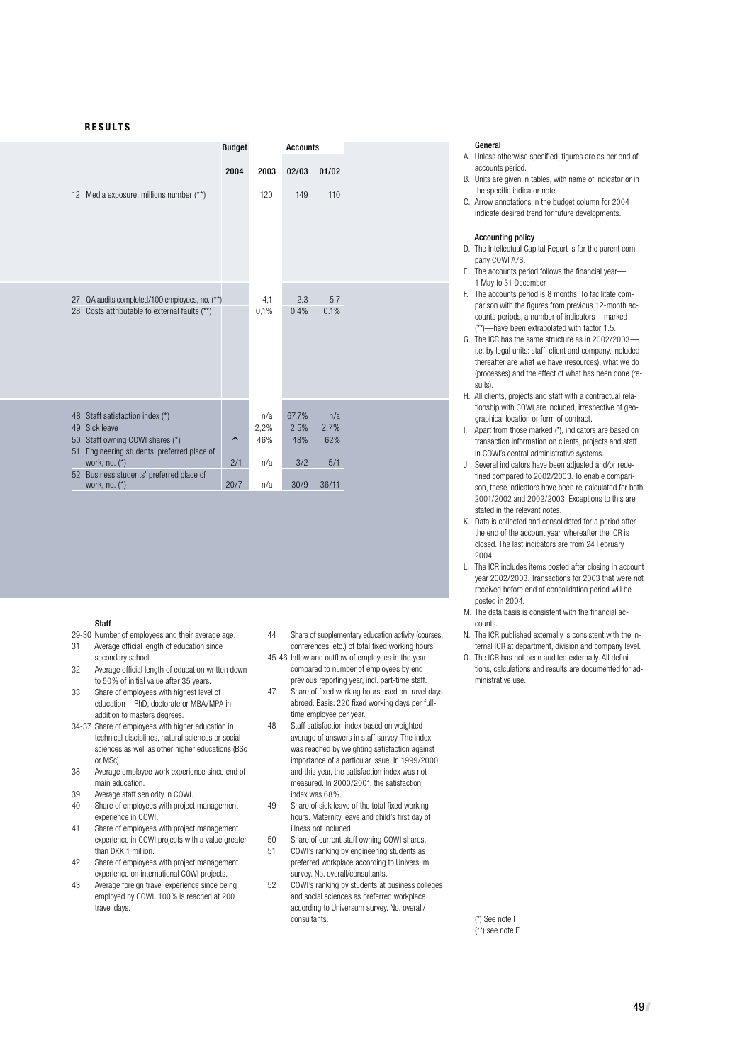## RESULTS

| | Budget | | Accounts | |
|---|---|---|---|---|
| | 2004 | 2003 | 02/03 | 01/02 |
| 12 Media exposure, millions number (**) | | 120 | 149 | 110 |
| 27 QA audits completed/100 employees, no. (**) | | 4,1 | 2.3 | 5.7 |
| 28 Costs attributable to external faults (**) | | 0,1% | 0.4% | 0.1% |
| 48 Staff satisfaction index (*) | | n/a | 67,7% | n/a |
| 49 Sick leave | | 2,2% | 2.5% | 2.7% |
| 50 Staff owning COWI shares (*) | ↑ | 46% | 48% | 62% |
| 51 Engineering students' preferred place of work, no. (*) | 2/1 | n/a | 3/2 | 5/1 |
| 52 Business students' preferred place of work, no. (*) | 20/7 | n/a | 30/9 | 36/11 |

### Staff

- 29-30 Number of employees and their average age.
- 31 Average official length of education since secondary school.
- 32 Average official length of education written down to 50% of initial value after 35 years.
- 33 Share of employees with highest level of education—PhD, doctorate or MBA/MPA in addition to masters degrees.
- 34-37 Share of employees with higher education in technical disciplines, natural sciences or social sciences as well as other higher educations (BSc or MSc).
- 38 Average employee work experience since end of main education.
- 39 Average staff seniority in COWI.
- 40 Share of employees with project management experience in COWI.
- 41 Share of employees with project management experience in COWI projects with a value greater than DKK 1 million.
- 42 Share of employees with project management experience on international COWI projects.
- 43 Average foreign travel experience since being employed by COWI. 100% is reached at 200 travel days.
- 44 Share of supplementary education activity (courses, conferences, etc.) of total fixed working hours.
- 45-46 Inflow and outflow of employees in the year compared to number of employees by end previous reporting year, incl. part-time staff.
- 47 Share of fixed working hours used on travel days abroad. Basis: 220 fixed working days per full-time employee per year.
- 48 Staff satisfaction index based on weighted average of answers in staff survey. The index was reached by weighting satisfaction against importance of a particular issue. In 1999/2000 and this year, the satisfaction index was not measured. In 2000/2001, the satisfaction index was 68%.
- 49 Share of sick leave of the total fixed working hours. Maternity leave and child's first day of illness not included.
- 50 Share of current staff owning COWI shares.
- 51 COWI's ranking by engineering students as preferred workplace according to Universum survey. No. overall/consultants.
- 52 COWI's ranking by students at business colleges and social sciences as preferred workplace according to Universum survey. No. overall/ consultants.

### General

A. Unless otherwise specified, figures are as per end of accounts period.

B. Units are given in tables, with name of indicator or in the specific indicator note.

C. Arrow annotations in the budget column for 2004 indicate desired trend for future developments.

### Accounting policy

D. The Intellectual Capital Report is for the parent company COWI A/S.

E. The accounts period follows the financial year— 1 May to 31 December.

F. The accounts period is 8 months. To facilitate comparison with the figures from previous 12-month accounts periods, a number of indicators—marked (**)—have been extrapolated with factor 1.5.

G. The ICR has the same structure as in 2002/2003— i.e. by legal units: staff, client and company. Included thereafter are what we have (resources), what we do (processes) and the effect of what has been done (results).

H. All clients, projects and staff with a contractual relationship with COWI are included, irrespective of geographical location or form of contract.

I. Apart from those marked (*), indicators are based on transaction information on clients, projects and staff in COWI's central administrative systems.

J. Several indicators have been adjusted and/or redefined compared to 2002/2003. To enable comparison, these indicators have been re-calculated for both 2001/2002 and 2002/2003. Exceptions to this are stated in the relevant notes.

K. Data is collected and consolidated for a period after the end of the account year, whereafter the ICR is closed. The last indicators are from 24 February 2004.

L. The ICR includes items posted after closing in account year 2002/2003. Transactions for 2003 that were not received before end of consolidation period will be posted in 2004.

M. The data basis is consistent with the financial accounts.

N. The ICR published externally is consistent with the internal ICR at department, division and company level.

O. The ICR has not been audited externally. All definitions, calculations and results are documented for administrative use.

(*) See note I
(**) see note F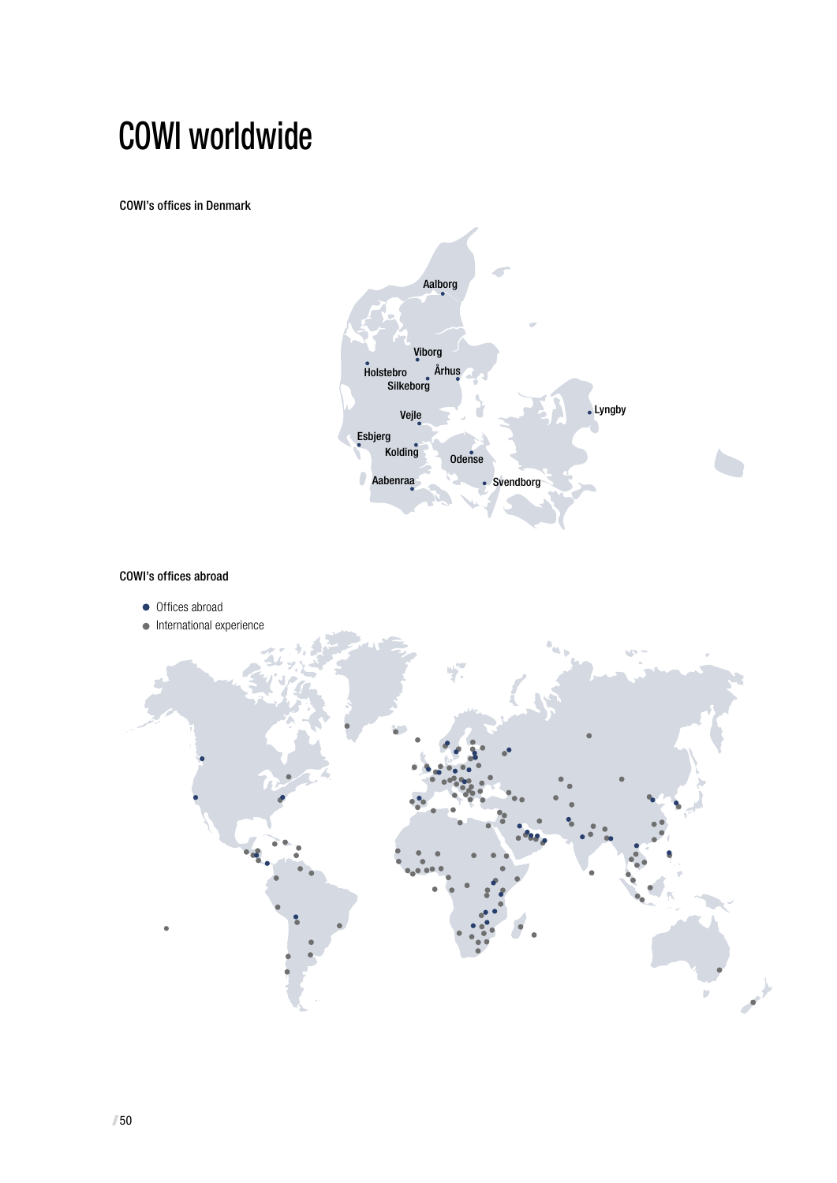# COWI worldwide

COWI's offices in Denmark

Aalborg

Viborg

Holstebro

Århus

Silkeborg

Vejle

Lyngby

Esbjerg

Kolding

Odense

Aabenraa

Svendborg

COWI's offices abroad

- Offices abroad
- International experience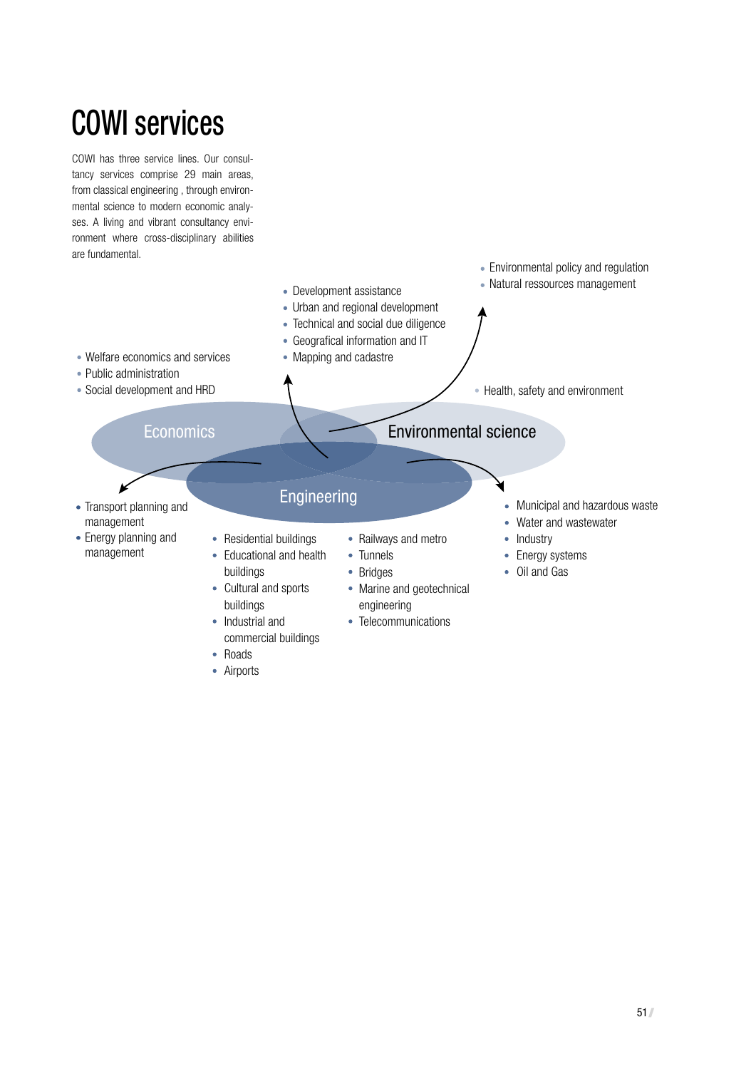# COWI services

COWI has three service lines. Our consultancy services comprise 29 main areas, from classical engineering , through environmental science to modern economic analyses. A living and vibrant consultancy environment where cross-disciplinary abilities are fundamental.

- Environmental policy and regulation
- Natural ressources management

- Development assistance
- Urban and regional development
- Technical and social due diligence
- Geografical information and IT
- Mapping and cadastre

- Welfare economics and services
- Public administration
- Social development and HRD

- Health, safety and environment

Economics

Environmental science

Engineering

- Transport planning and management
- Energy planning and management

- Municipal and hazardous waste
- Water and wastewater
- Industry
- Energy systems
- Oil and Gas

- Residential buildings
- Educational and health buildings
- Cultural and sports buildings
- Industrial and commercial buildings
- Roads
- Airports

- Railways and metro
- Tunnels
- Bridges
- Marine and geotechnical engineering
- Telecommunications